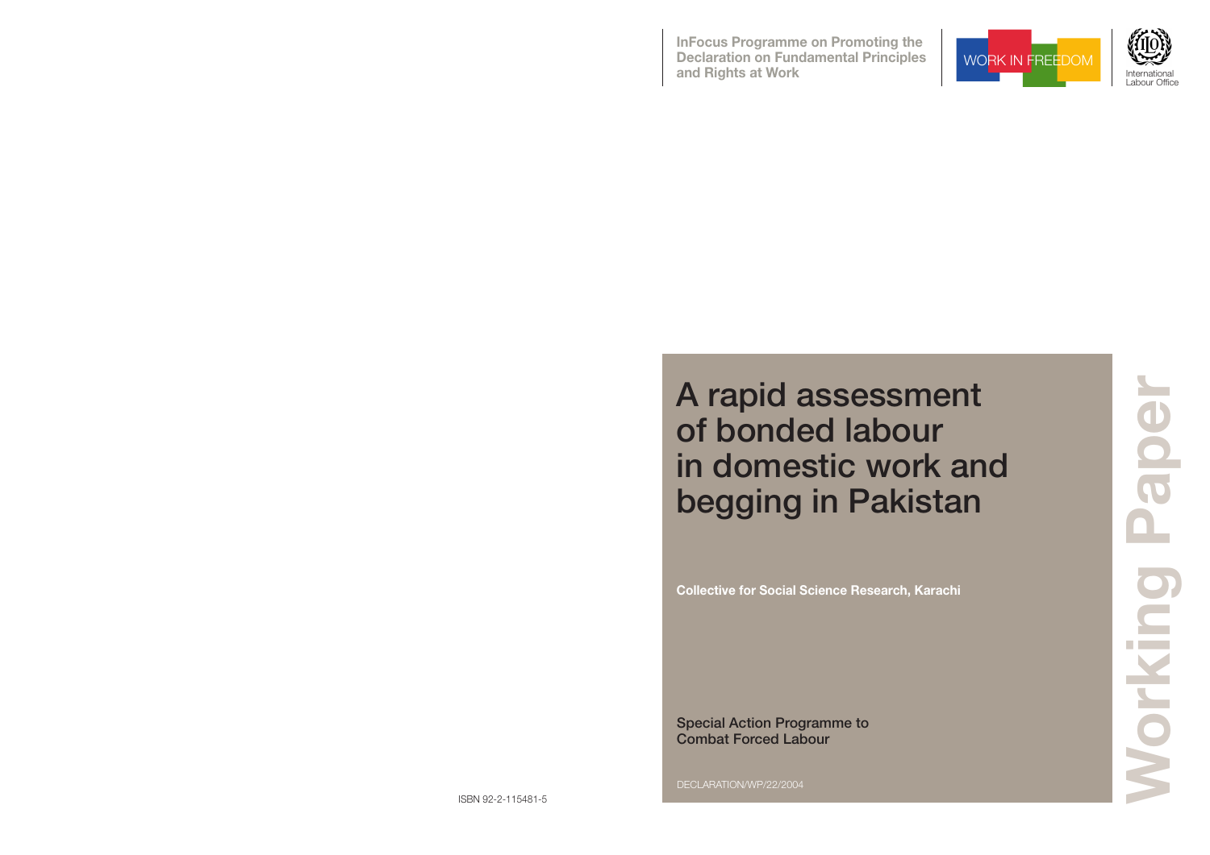InFocus Programme on Promoting the Declaration on Fundamental Principles and Rights at Work

WORK IN FREEDOM

International Labour Office

# A rapid assessment of bonded labour in domestic work and begging in Pakistan

**Collective for Social Science Research, Karachi**

Special Action Programme to Combat Forced Labour

DECLARATION/WP/22/2004

Working Paper

ISBN 92-2-115481-5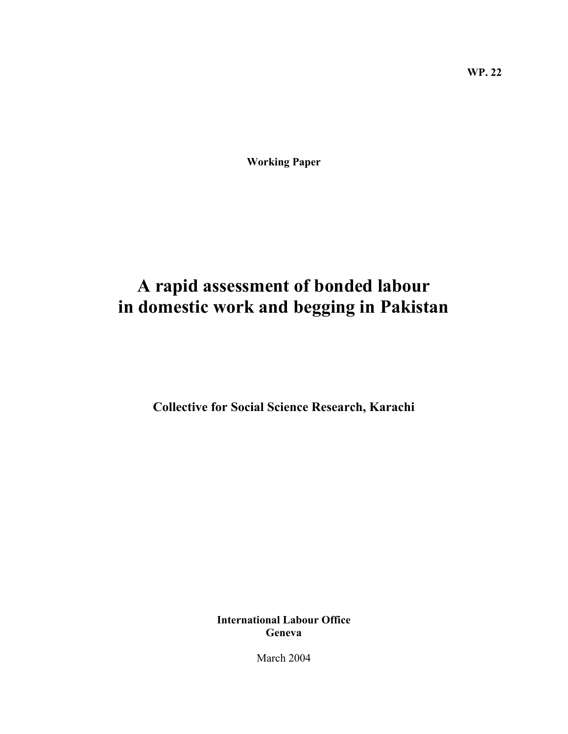WP. 22

**Working Paper**

# A rapid assessment of bonded labour in domestic work and begging in Pakistan

**Collective for Social Science Research, Karachi**

**International Labour Office**
**Geneva**

March 2004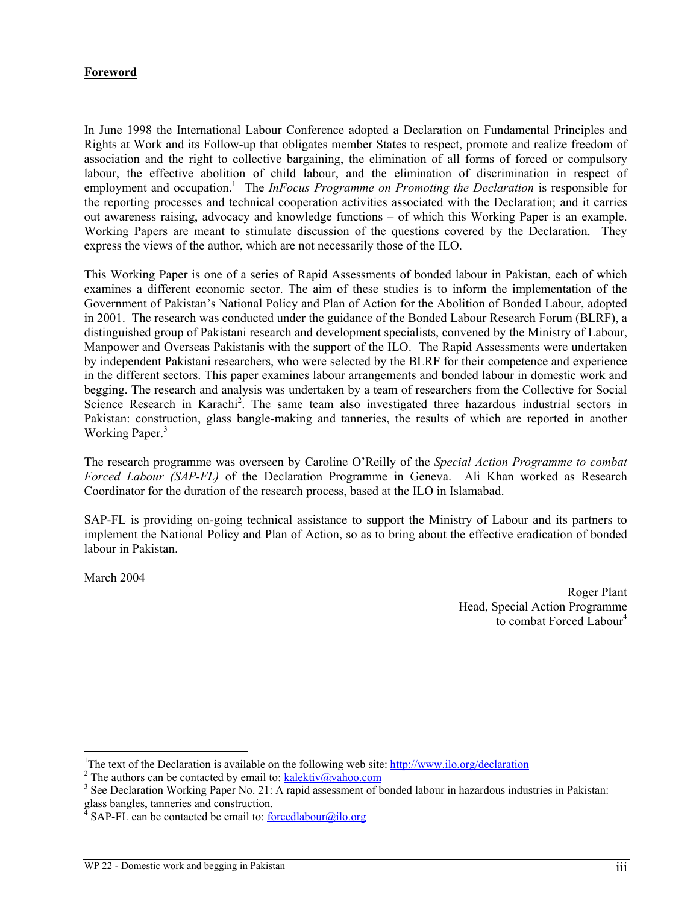## Foreword

In June 1998 the International Labour Conference adopted a Declaration on Fundamental Principles and Rights at Work and its Follow-up that obligates member States to respect, promote and realize freedom of association and the right to collective bargaining, the elimination of all forms of forced or compulsory labour, the effective abolition of child labour, and the elimination of discrimination in respect of employment and occupation.[1] The *InFocus Programme on Promoting the Declaration* is responsible for the reporting processes and technical cooperation activities associated with the Declaration; and it carries out awareness raising, advocacy and knowledge functions – of which this Working Paper is an example. Working Papers are meant to stimulate discussion of the questions covered by the Declaration. They express the views of the author, which are not necessarily those of the ILO.

This Working Paper is one of a series of Rapid Assessments of bonded labour in Pakistan, each of which examines a different economic sector. The aim of these studies is to inform the implementation of the Government of Pakistan's National Policy and Plan of Action for the Abolition of Bonded Labour, adopted in 2001. The research was conducted under the guidance of the Bonded Labour Research Forum (BLRF), a distinguished group of Pakistani research and development specialists, convened by the Ministry of Labour, Manpower and Overseas Pakistanis with the support of the ILO. The Rapid Assessments were undertaken by independent Pakistani researchers, who were selected by the BLRF for their competence and experience in the different sectors. This paper examines labour arrangements and bonded labour in domestic work and begging. The research and analysis was undertaken by a team of researchers from the Collective for Social Science Research in Karachi[2]. The same team also investigated three hazardous industrial sectors in Pakistan: construction, glass bangle-making and tanneries, the results of which are reported in another Working Paper.[3]

The research programme was overseen by Caroline O'Reilly of the *Special Action Programme to combat Forced Labour (SAP-FL)* of the Declaration Programme in Geneva. Ali Khan worked as Research Coordinator for the duration of the research process, based at the ILO in Islamabad.

SAP-FL is providing on-going technical assistance to support the Ministry of Labour and its partners to implement the National Policy and Plan of Action, so as to bring about the effective eradication of bonded labour in Pakistan.

March 2004

Roger Plant
Head, Special Action Programme
to combat Forced Labour[4]

---

[1] The text of the Declaration is available on the following web site: http://www.ilo.org/declaration

[2] The authors can be contacted by email to: kalektiv@yahoo.com

[3] See Declaration Working Paper No. 21: A rapid assessment of bonded labour in hazardous industries in Pakistan: glass bangles, tanneries and construction.

[4] SAP-FL can be contacted be email to: forcedlabour@ilo.org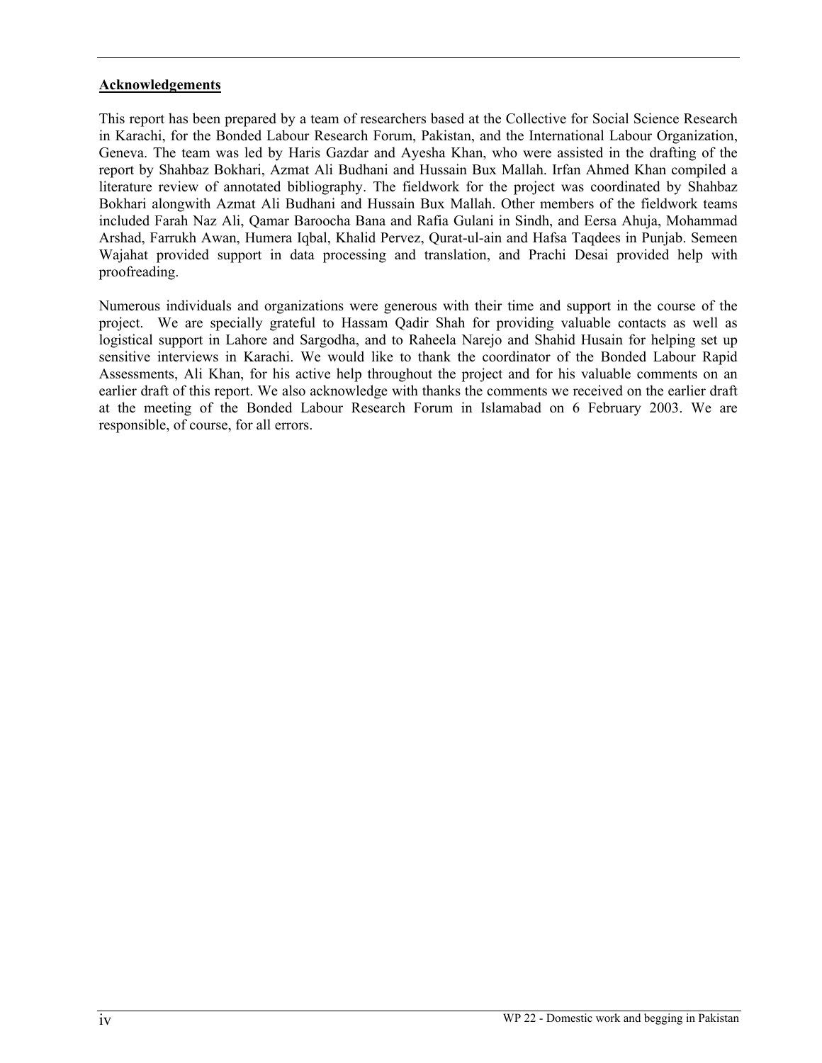## Acknowledgements

This report has been prepared by a team of researchers based at the Collective for Social Science Research in Karachi, for the Bonded Labour Research Forum, Pakistan, and the International Labour Organization, Geneva. The team was led by Haris Gazdar and Ayesha Khan, who were assisted in the drafting of the report by Shahbaz Bokhari, Azmat Ali Budhani and Hussain Bux Mallah. Irfan Ahmed Khan compiled a literature review of annotated bibliography. The fieldwork for the project was coordinated by Shahbaz Bokhari alongwith Azmat Ali Budhani and Hussain Bux Mallah. Other members of the fieldwork teams included Farah Naz Ali, Qamar Baroocha Bana and Rafia Gulani in Sindh, and Eersa Ahuja, Mohammad Arshad, Farrukh Awan, Humera Iqbal, Khalid Pervez, Qurat-ul-ain and Hafsa Taqdees in Punjab. Semeen Wajahat provided support in data processing and translation, and Prachi Desai provided help with proofreading.

Numerous individuals and organizations were generous with their time and support in the course of the project. We are specially grateful to Hassam Qadir Shah for providing valuable contacts as well as logistical support in Lahore and Sargodha, and to Raheela Narejo and Shahid Husain for helping set up sensitive interviews in Karachi. We would like to thank the coordinator of the Bonded Labour Rapid Assessments, Ali Khan, for his active help throughout the project and for his valuable comments on an earlier draft of this report. We also acknowledge with thanks the comments we received on the earlier draft at the meeting of the Bonded Labour Research Forum in Islamabad on 6 February 2003. We are responsible, of course, for all errors.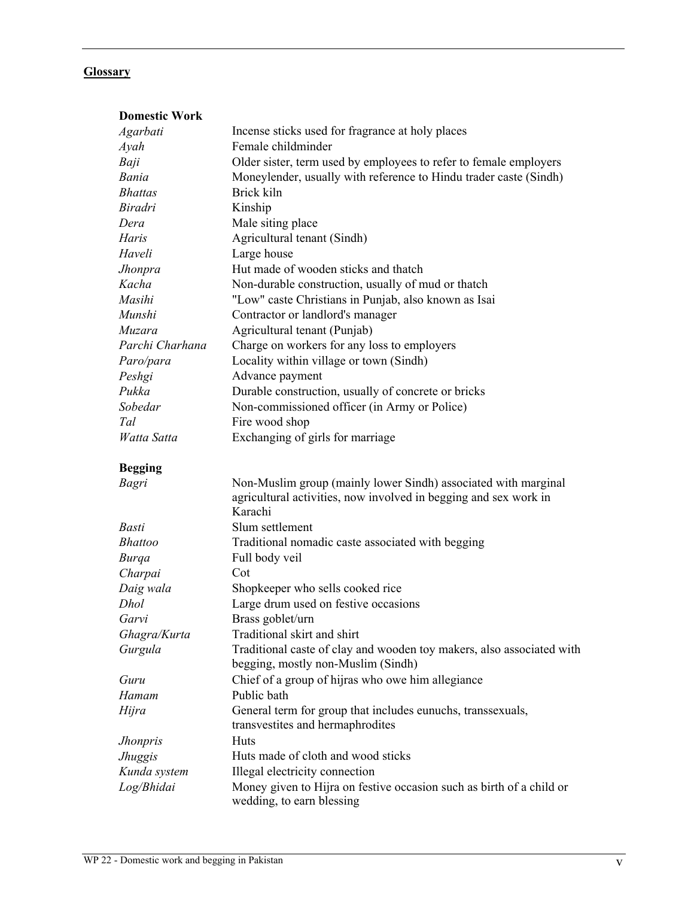## Glossary

### Domestic Work

| | |
|---|---|
| *Agarbati* | Incense sticks used for fragrance at holy places |
| *Ayah* | Female childminder |
| *Baji* | Older sister, term used by employees to refer to female employers |
| *Bania* | Moneylender, usually with reference to Hindu trader caste (Sindh) |
| *Bhattas* | Brick kiln |
| *Biradri* | Kinship |
| *Dera* | Male siting place |
| *Haris* | Agricultural tenant (Sindh) |
| *Haveli* | Large house |
| *Jhonpra* | Hut made of wooden sticks and thatch |
| *Kacha* | Non-durable construction, usually of mud or thatch |
| *Masihi* | "Low" caste Christians in Punjab, also known as Isai |
| *Munshi* | Contractor or landlord's manager |
| *Muzara* | Agricultural tenant (Punjab) |
| *Parchi Charhana* | Charge on workers for any loss to employers |
| *Paro/para* | Locality within village or town (Sindh) |
| *Peshgi* | Advance payment |
| *Pukka* | Durable construction, usually of concrete or bricks |
| *Sobedar* | Non-commissioned officer (in Army or Police) |
| *Tal* | Fire wood shop |
| *Watta Satta* | Exchanging of girls for marriage |

### Begging

| | |
|---|---|
| *Bagri* | Non-Muslim group (mainly lower Sindh) associated with marginal agricultural activities, now involved in begging and sex work in Karachi |
| *Basti* | Slum settlement |
| *Bhattoo* | Traditional nomadic caste associated with begging |
| *Burqa* | Full body veil |
| *Charpai* | Cot |
| *Daig wala* | Shopkeeper who sells cooked rice |
| *Dhol* | Large drum used on festive occasions |
| *Garvi* | Brass goblet/urn |
| *Ghagra/Kurta* | Traditional skirt and shirt |
| *Gurgula* | Traditional caste of clay and wooden toy makers, also associated with begging, mostly non-Muslim (Sindh) |
| *Guru* | Chief of a group of hijras who owe him allegiance |
| *Hamam* | Public bath |
| *Hijra* | General term for group that includes eunuchs, transsexuals, transvestites and hermaphrodites |
| *Jhonpris* | Huts |
| *Jhuggis* | Huts made of cloth and wood sticks |
| *Kunda system* | Illegal electricity connection |
| *Log/Bhidai* | Money given to Hijra on festive occasion such as birth of a child or wedding, to earn blessing |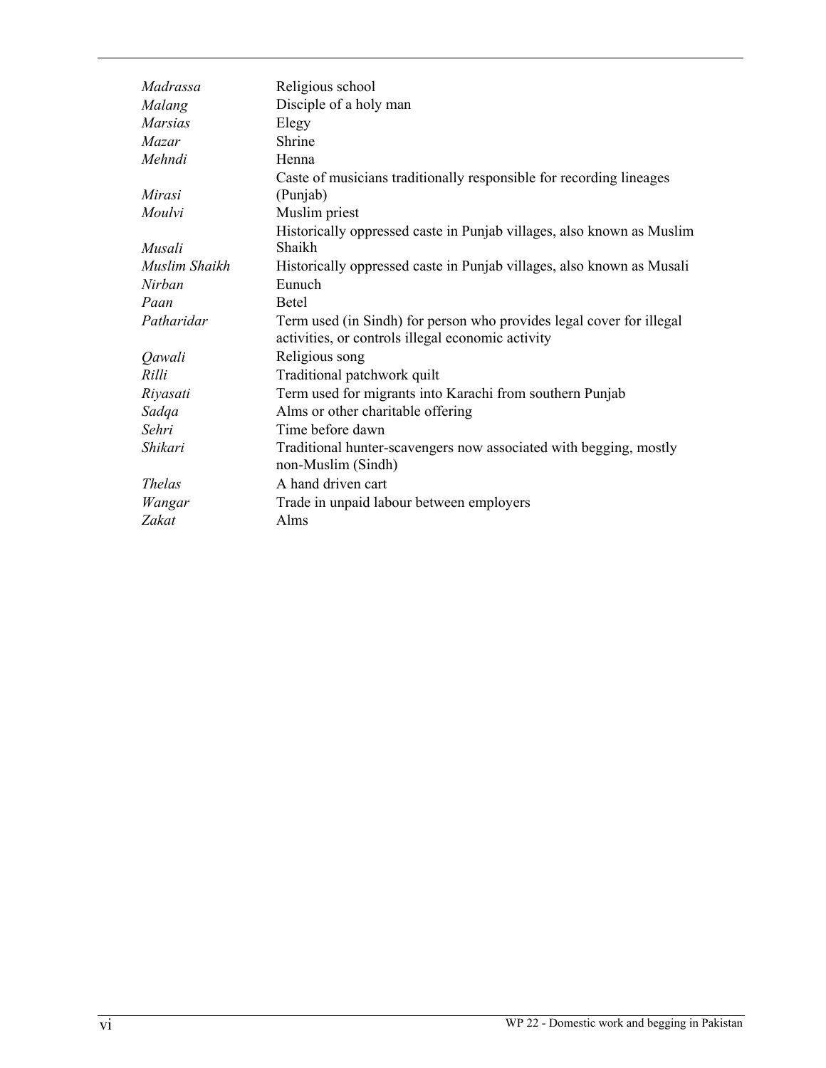| | |
|---|---|
| *Madrassa* | Religious school |
| *Malang* | Disciple of a holy man |
| *Marsias* | Elegy |
| *Mazar* | Shrine |
| *Mehndi* | Henna |
| *Mirasi* | Caste of musicians traditionally responsible for recording lineages (Punjab) |
| *Moulvi* | Muslim priest |
| *Musali* | Historically oppressed caste in Punjab villages, also known as Muslim Shaikh |
| *Muslim Shaikh* | Historically oppressed caste in Punjab villages, also known as Musali |
| *Nirban* | Eunuch |
| *Paan* | Betel |
| *Patharidar* | Term used (in Sindh) for person who provides legal cover for illegal activities, or controls illegal economic activity |
| *Qawali* | Religious song |
| *Rilli* | Traditional patchwork quilt |
| *Riyasati* | Term used for migrants into Karachi from southern Punjab |
| *Sadqa* | Alms or other charitable offering |
| *Sehri* | Time before dawn |
| *Shikari* | Traditional hunter-scavengers now associated with begging, mostly non-Muslim (Sindh) |
| *Thelas* | A hand driven cart |
| *Wangar* | Trade in unpaid labour between employers |
| *Zakat* | Alms |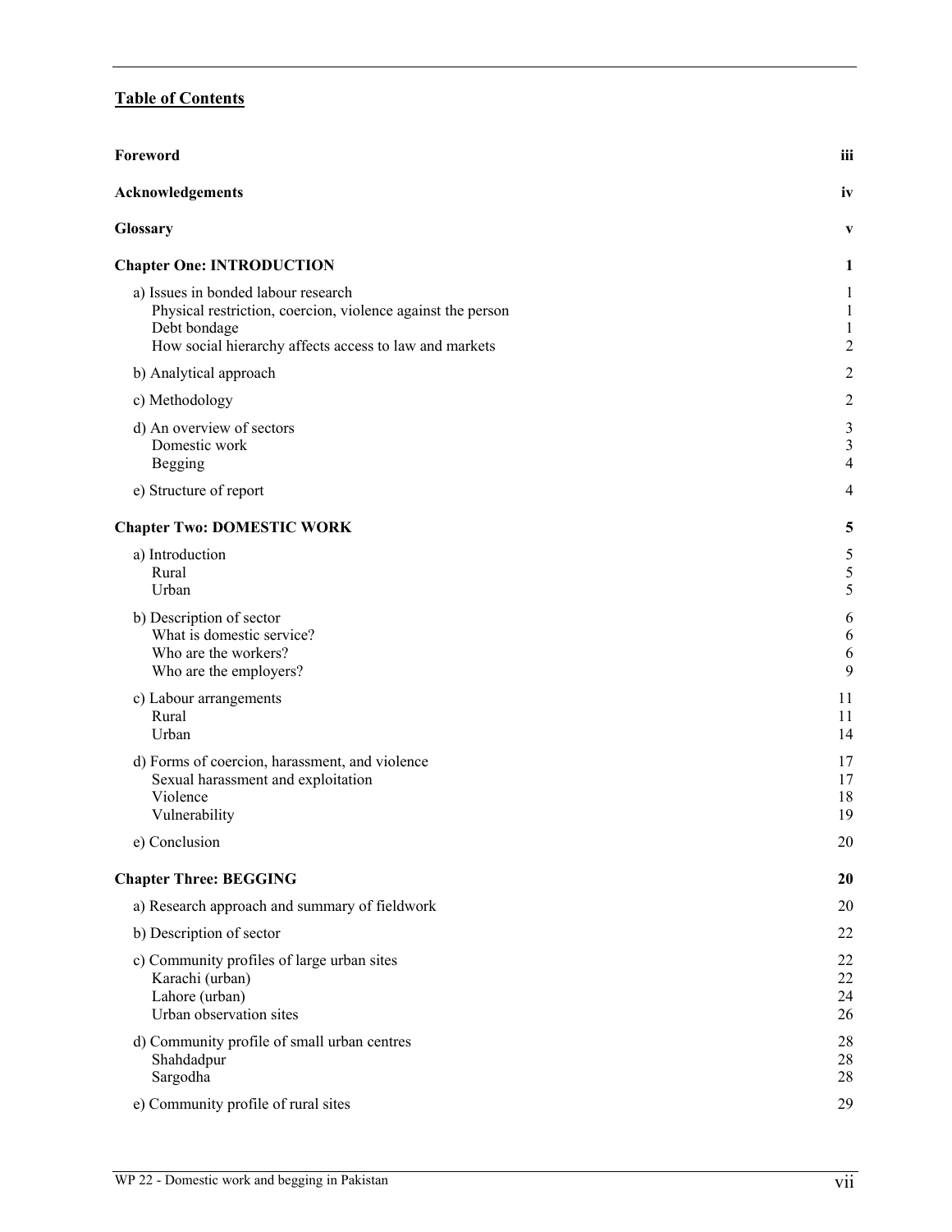## Table of Contents

| | |
|---|---|
| **Foreword** | **iii** |
| **Acknowledgements** | **iv** |
| **Glossary** | **v** |
| **Chapter One: INTRODUCTION** | **1** |
| a) Issues in bonded labour research | 1 |
| Physical restriction, coercion, violence against the person | 1 |
| Debt bondage | 1 |
| How social hierarchy affects access to law and markets | 2 |
| b) Analytical approach | 2 |
| c) Methodology | 2 |
| d) An overview of sectors | 3 |
| Domestic work | 3 |
| Begging | 4 |
| e) Structure of report | 4 |
| **Chapter Two: DOMESTIC WORK** | **5** |
| a) Introduction | 5 |
| Rural | 5 |
| Urban | 5 |
| b) Description of sector | 6 |
| What is domestic service? | 6 |
| Who are the workers? | 6 |
| Who are the employers? | 9 |
| c) Labour arrangements | 11 |
| Rural | 11 |
| Urban | 14 |
| d) Forms of coercion, harassment, and violence | 17 |
| Sexual harassment and exploitation | 17 |
| Violence | 18 |
| Vulnerability | 19 |
| e) Conclusion | 20 |
| **Chapter Three: BEGGING** | **20** |
| a) Research approach and summary of fieldwork | 20 |
| b) Description of sector | 22 |
| c) Community profiles of large urban sites | 22 |
| Karachi (urban) | 22 |
| Lahore (urban) | 24 |
| Urban observation sites | 26 |
| d) Community profile of small urban centres | 28 |
| Shahdadpur | 28 |
| Sargodha | 28 |
| e) Community profile of rural sites | 29 |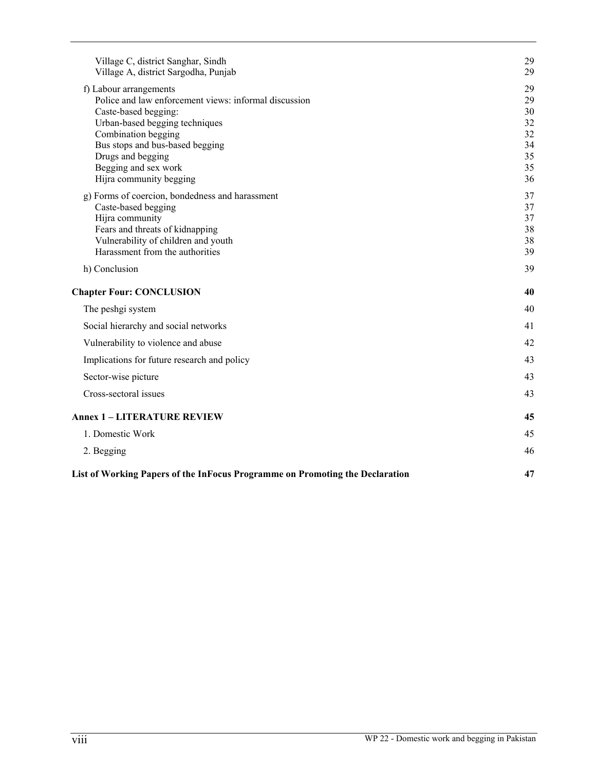| | |
|---|---|
| Village C, district Sanghar, Sindh | 29 |
| Village A, district Sargodha, Punjab | 29 |
| f) Labour arrangements | 29 |
| Police and law enforcement views: informal discussion | 29 |
| Caste-based begging: | 30 |
| Urban-based begging techniques | 32 |
| Combination begging | 32 |
| Bus stops and bus-based begging | 34 |
| Drugs and begging | 35 |
| Begging and sex work | 35 |
| Hijra community begging | 36 |
| g) Forms of coercion, bondedness and harassment | 37 |
| Caste-based begging | 37 |
| Hijra community | 37 |
| Fears and threats of kidnapping | 38 |
| Vulnerability of children and youth | 38 |
| Harassment from the authorities | 39 |
| h) Conclusion | 39 |
| **Chapter Four: CONCLUSION** | **40** |
| The peshgi system | 40 |
| Social hierarchy and social networks | 41 |
| Vulnerability to violence and abuse | 42 |
| Implications for future research and policy | 43 |
| Sector-wise picture | 43 |
| Cross-sectoral issues | 43 |
| **Annex 1 – LITERATURE REVIEW** | **45** |
| 1. Domestic Work | 45 |
| 2. Begging | 46 |
| **List of Working Papers of the InFocus Programme on Promoting the Declaration** | **47** |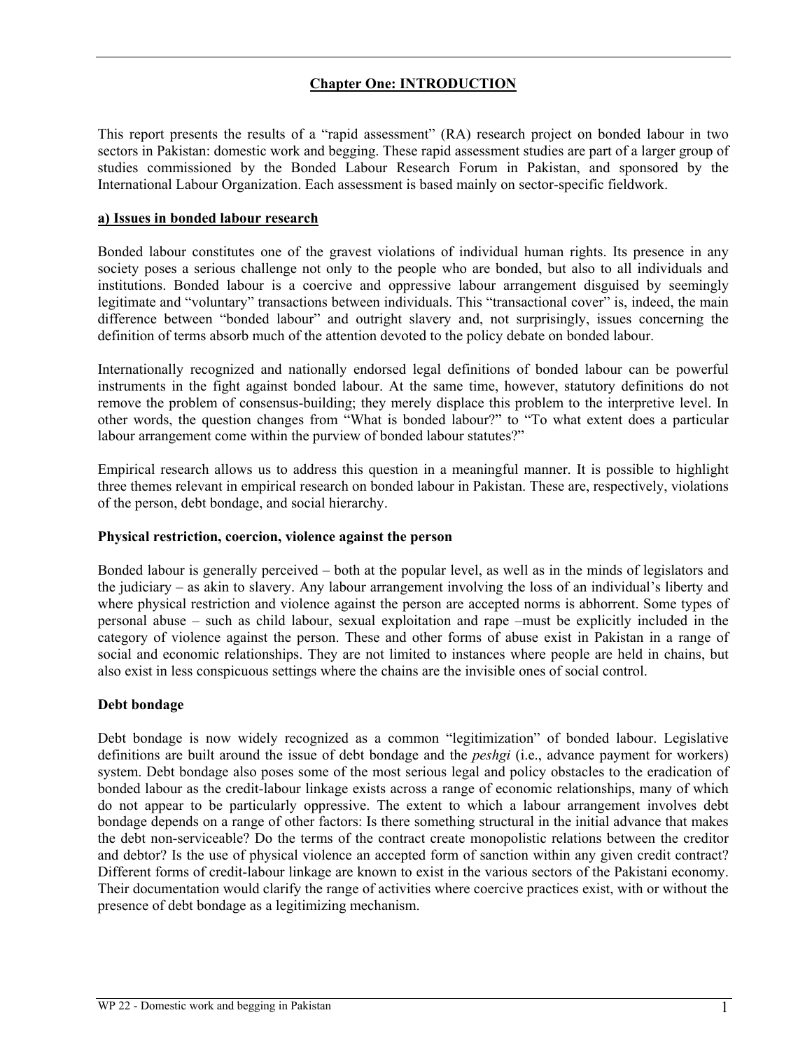# Chapter One: INTRODUCTION

This report presents the results of a "rapid assessment" (RA) research project on bonded labour in two sectors in Pakistan: domestic work and begging. These rapid assessment studies are part of a larger group of studies commissioned by the Bonded Labour Research Forum in Pakistan, and sponsored by the International Labour Organization. Each assessment is based mainly on sector-specific fieldwork.

## a) Issues in bonded labour research

Bonded labour constitutes one of the gravest violations of individual human rights. Its presence in any society poses a serious challenge not only to the people who are bonded, but also to all individuals and institutions. Bonded labour is a coercive and oppressive labour arrangement disguised by seemingly legitimate and "voluntary" transactions between individuals. This "transactional cover" is, indeed, the main difference between "bonded labour" and outright slavery and, not surprisingly, issues concerning the definition of terms absorb much of the attention devoted to the policy debate on bonded labour.

Internationally recognized and nationally endorsed legal definitions of bonded labour can be powerful instruments in the fight against bonded labour. At the same time, however, statutory definitions do not remove the problem of consensus-building; they merely displace this problem to the interpretive level. In other words, the question changes from "What is bonded labour?" to "To what extent does a particular labour arrangement come within the purview of bonded labour statutes?"

Empirical research allows us to address this question in a meaningful manner. It is possible to highlight three themes relevant in empirical research on bonded labour in Pakistan. These are, respectively, violations of the person, debt bondage, and social hierarchy.

### Physical restriction, coercion, violence against the person

Bonded labour is generally perceived – both at the popular level, as well as in the minds of legislators and the judiciary – as akin to slavery. Any labour arrangement involving the loss of an individual's liberty and where physical restriction and violence against the person are accepted norms is abhorrent. Some types of personal abuse – such as child labour, sexual exploitation and rape –must be explicitly included in the category of violence against the person. These and other forms of abuse exist in Pakistan in a range of social and economic relationships. They are not limited to instances where people are held in chains, but also exist in less conspicuous settings where the chains are the invisible ones of social control.

### Debt bondage

Debt bondage is now widely recognized as a common "legitimization" of bonded labour. Legislative definitions are built around the issue of debt bondage and the *peshgi* (i.e., advance payment for workers) system. Debt bondage also poses some of the most serious legal and policy obstacles to the eradication of bonded labour as the credit-labour linkage exists across a range of economic relationships, many of which do not appear to be particularly oppressive. The extent to which a labour arrangement involves debt bondage depends on a range of other factors: Is there something structural in the initial advance that makes the debt non-serviceable? Do the terms of the contract create monopolistic relations between the creditor and debtor? Is the use of physical violence an accepted form of sanction within any given credit contract? Different forms of credit-labour linkage are known to exist in the various sectors of the Pakistani economy. Their documentation would clarify the range of activities where coercive practices exist, with or without the presence of debt bondage as a legitimizing mechanism.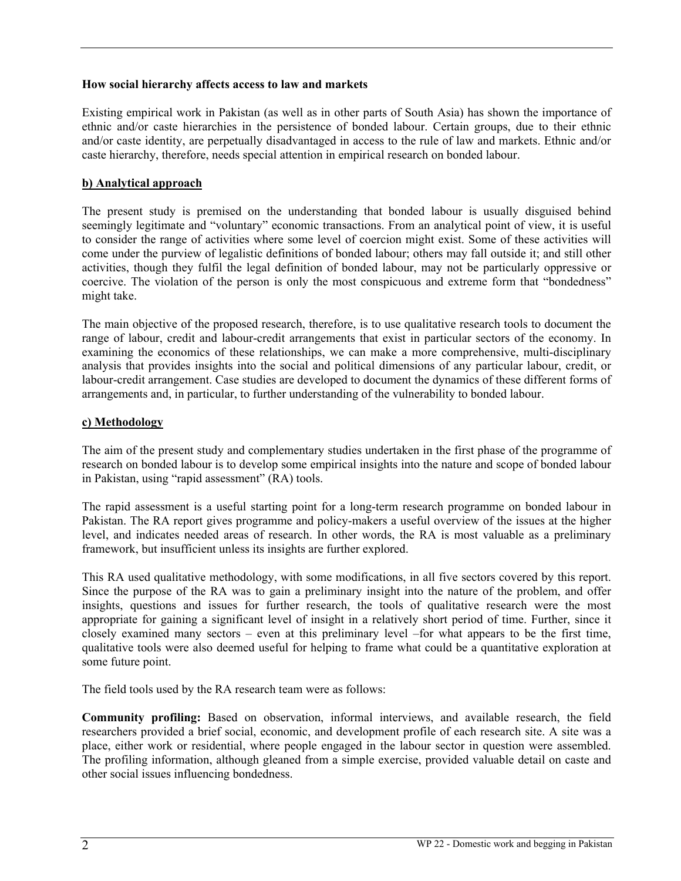**How social hierarchy affects access to law and markets**

Existing empirical work in Pakistan (as well as in other parts of South Asia) has shown the importance of ethnic and/or caste hierarchies in the persistence of bonded labour. Certain groups, due to their ethnic and/or caste identity, are perpetually disadvantaged in access to the rule of law and markets. Ethnic and/or caste hierarchy, therefore, needs special attention in empirical research on bonded labour.

## b) Analytical approach

The present study is premised on the understanding that bonded labour is usually disguised behind seemingly legitimate and "voluntary" economic transactions. From an analytical point of view, it is useful to consider the range of activities where some level of coercion might exist. Some of these activities will come under the purview of legalistic definitions of bonded labour; others may fall outside it; and still other activities, though they fulfil the legal definition of bonded labour, may not be particularly oppressive or coercive. The violation of the person is only the most conspicuous and extreme form that "bondedness" might take.

The main objective of the proposed research, therefore, is to use qualitative research tools to document the range of labour, credit and labour-credit arrangements that exist in particular sectors of the economy. In examining the economics of these relationships, we can make a more comprehensive, multi-disciplinary analysis that provides insights into the social and political dimensions of any particular labour, credit, or labour-credit arrangement. Case studies are developed to document the dynamics of these different forms of arrangements and, in particular, to further understanding of the vulnerability to bonded labour.

## c) Methodology

The aim of the present study and complementary studies undertaken in the first phase of the programme of research on bonded labour is to develop some empirical insights into the nature and scope of bonded labour in Pakistan, using "rapid assessment" (RA) tools.

The rapid assessment is a useful starting point for a long-term research programme on bonded labour in Pakistan. The RA report gives programme and policy-makers a useful overview of the issues at the higher level, and indicates needed areas of research. In other words, the RA is most valuable as a preliminary framework, but insufficient unless its insights are further explored.

This RA used qualitative methodology, with some modifications, in all five sectors covered by this report. Since the purpose of the RA was to gain a preliminary insight into the nature of the problem, and offer insights, questions and issues for further research, the tools of qualitative research were the most appropriate for gaining a significant level of insight in a relatively short period of time. Further, since it closely examined many sectors – even at this preliminary level –for what appears to be the first time, qualitative tools were also deemed useful for helping to frame what could be a quantitative exploration at some future point.

The field tools used by the RA research team were as follows:

**Community profiling:** Based on observation, informal interviews, and available research, the field researchers provided a brief social, economic, and development profile of each research site. A site was a place, either work or residential, where people engaged in the labour sector in question were assembled. The profiling information, although gleaned from a simple exercise, provided valuable detail on caste and other social issues influencing bondedness.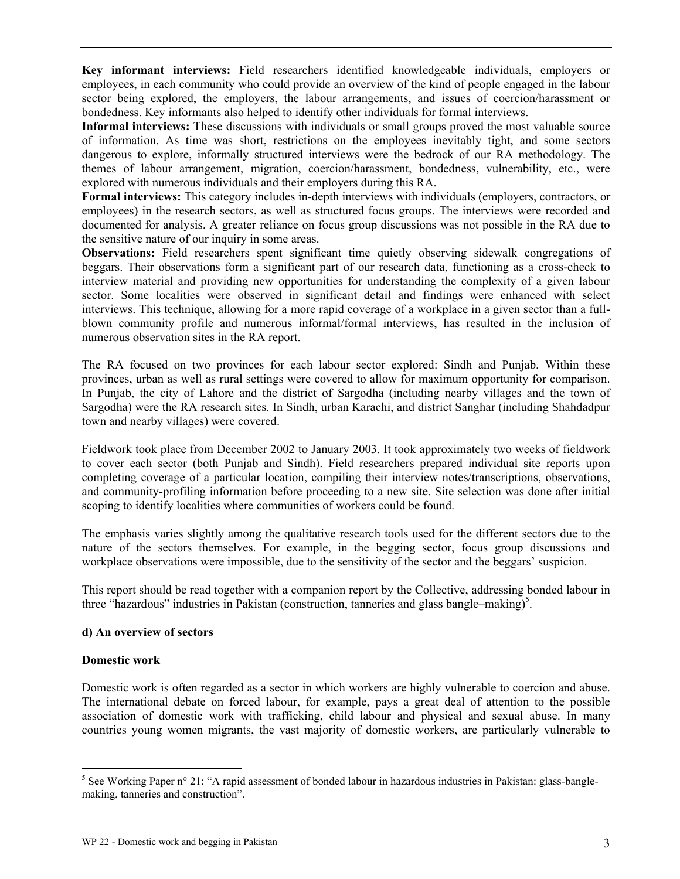**Key informant interviews:** Field researchers identified knowledgeable individuals, employers or employees, in each community who could provide an overview of the kind of people engaged in the labour sector being explored, the employers, the labour arrangements, and issues of coercion/harassment or bondedness. Key informants also helped to identify other individuals for formal interviews.

**Informal interviews:** These discussions with individuals or small groups proved the most valuable source of information. As time was short, restrictions on the employees inevitably tight, and some sectors dangerous to explore, informally structured interviews were the bedrock of our RA methodology. The themes of labour arrangement, migration, coercion/harassment, bondedness, vulnerability, etc., were explored with numerous individuals and their employers during this RA.

**Formal interviews:** This category includes in-depth interviews with individuals (employers, contractors, or employees) in the research sectors, as well as structured focus groups. The interviews were recorded and documented for analysis. A greater reliance on focus group discussions was not possible in the RA due to the sensitive nature of our inquiry in some areas.

**Observations:** Field researchers spent significant time quietly observing sidewalk congregations of beggars. Their observations form a significant part of our research data, functioning as a cross-check to interview material and providing new opportunities for understanding the complexity of a given labour sector. Some localities were observed in significant detail and findings were enhanced with select interviews. This technique, allowing for a more rapid coverage of a workplace in a given sector than a full-blown community profile and numerous informal/formal interviews, has resulted in the inclusion of numerous observation sites in the RA report.

The RA focused on two provinces for each labour sector explored: Sindh and Punjab. Within these provinces, urban as well as rural settings were covered to allow for maximum opportunity for comparison. In Punjab, the city of Lahore and the district of Sargodha (including nearby villages and the town of Sargodha) were the RA research sites. In Sindh, urban Karachi, and district Sanghar (including Shahdadpur town and nearby villages) were covered.

Fieldwork took place from December 2002 to January 2003. It took approximately two weeks of fieldwork to cover each sector (both Punjab and Sindh). Field researchers prepared individual site reports upon completing coverage of a particular location, compiling their interview notes/transcriptions, observations, and community-profiling information before proceeding to a new site. Site selection was done after initial scoping to identify localities where communities of workers could be found.

The emphasis varies slightly among the qualitative research tools used for the different sectors due to the nature of the sectors themselves. For example, in the begging sector, focus group discussions and workplace observations were impossible, due to the sensitivity of the sector and the beggars' suspicion.

This report should be read together with a companion report by the Collective, addressing bonded labour in three "hazardous" industries in Pakistan (construction, tanneries and glass bangle–making)[5].

## d) An overview of sectors

### Domestic work

Domestic work is often regarded as a sector in which workers are highly vulnerable to coercion and abuse. The international debate on forced labour, for example, pays a great deal of attention to the possible association of domestic work with trafficking, child labour and physical and sexual abuse. In many countries young women migrants, the vast majority of domestic workers, are particularly vulnerable to

---

[5] See Working Paper n° 21: "A rapid assessment of bonded labour in hazardous industries in Pakistan: glass-bangle-making, tanneries and construction".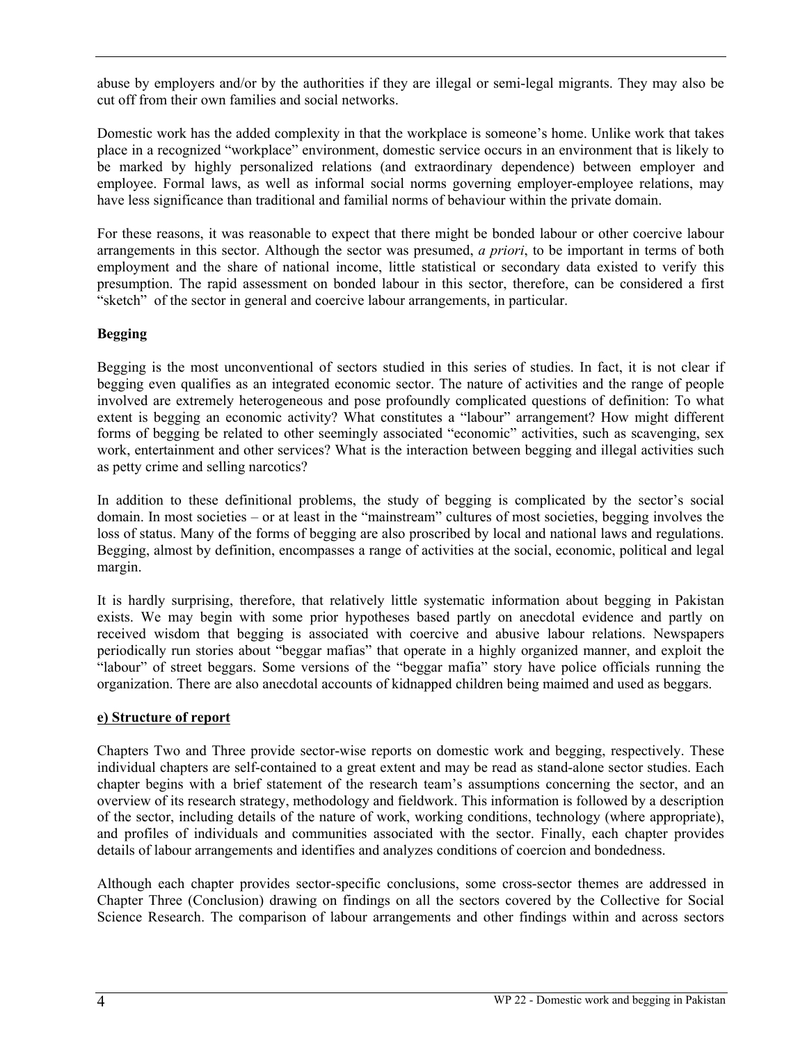abuse by employers and/or by the authorities if they are illegal or semi-legal migrants. They may also be cut off from their own families and social networks.

Domestic work has the added complexity in that the workplace is someone's home. Unlike work that takes place in a recognized "workplace" environment, domestic service occurs in an environment that is likely to be marked by highly personalized relations (and extraordinary dependence) between employer and employee. Formal laws, as well as informal social norms governing employer-employee relations, may have less significance than traditional and familial norms of behaviour within the private domain.

For these reasons, it was reasonable to expect that there might be bonded labour or other coercive labour arrangements in this sector. Although the sector was presumed, *a priori*, to be important in terms of both employment and the share of national income, little statistical or secondary data existed to verify this presumption. The rapid assessment on bonded labour in this sector, therefore, can be considered a first "sketch" of the sector in general and coercive labour arrangements, in particular.

**Begging**

Begging is the most unconventional of sectors studied in this series of studies. In fact, it is not clear if begging even qualifies as an integrated economic sector. The nature of activities and the range of people involved are extremely heterogeneous and pose profoundly complicated questions of definition: To what extent is begging an economic activity? What constitutes a "labour" arrangement? How might different forms of begging be related to other seemingly associated "economic" activities, such as scavenging, sex work, entertainment and other services? What is the interaction between begging and illegal activities such as petty crime and selling narcotics?

In addition to these definitional problems, the study of begging is complicated by the sector's social domain. In most societies – or at least in the "mainstream" cultures of most societies, begging involves the loss of status. Many of the forms of begging are also proscribed by local and national laws and regulations. Begging, almost by definition, encompasses a range of activities at the social, economic, political and legal margin.

It is hardly surprising, therefore, that relatively little systematic information about begging in Pakistan exists. We may begin with some prior hypotheses based partly on anecdotal evidence and partly on received wisdom that begging is associated with coercive and abusive labour relations. Newspapers periodically run stories about "beggar mafias" that operate in a highly organized manner, and exploit the "labour" of street beggars. Some versions of the "beggar mafia" story have police officials running the organization. There are also anecdotal accounts of kidnapped children being maimed and used as beggars.

**e) Structure of report**

Chapters Two and Three provide sector-wise reports on domestic work and begging, respectively. These individual chapters are self-contained to a great extent and may be read as stand-alone sector studies. Each chapter begins with a brief statement of the research team's assumptions concerning the sector, and an overview of its research strategy, methodology and fieldwork. This information is followed by a description of the sector, including details of the nature of work, working conditions, technology (where appropriate), and profiles of individuals and communities associated with the sector. Finally, each chapter provides details of labour arrangements and identifies and analyzes conditions of coercion and bondedness.

Although each chapter provides sector-specific conclusions, some cross-sector themes are addressed in Chapter Three (Conclusion) drawing on findings on all the sectors covered by the Collective for Social Science Research. The comparison of labour arrangements and other findings within and across sectors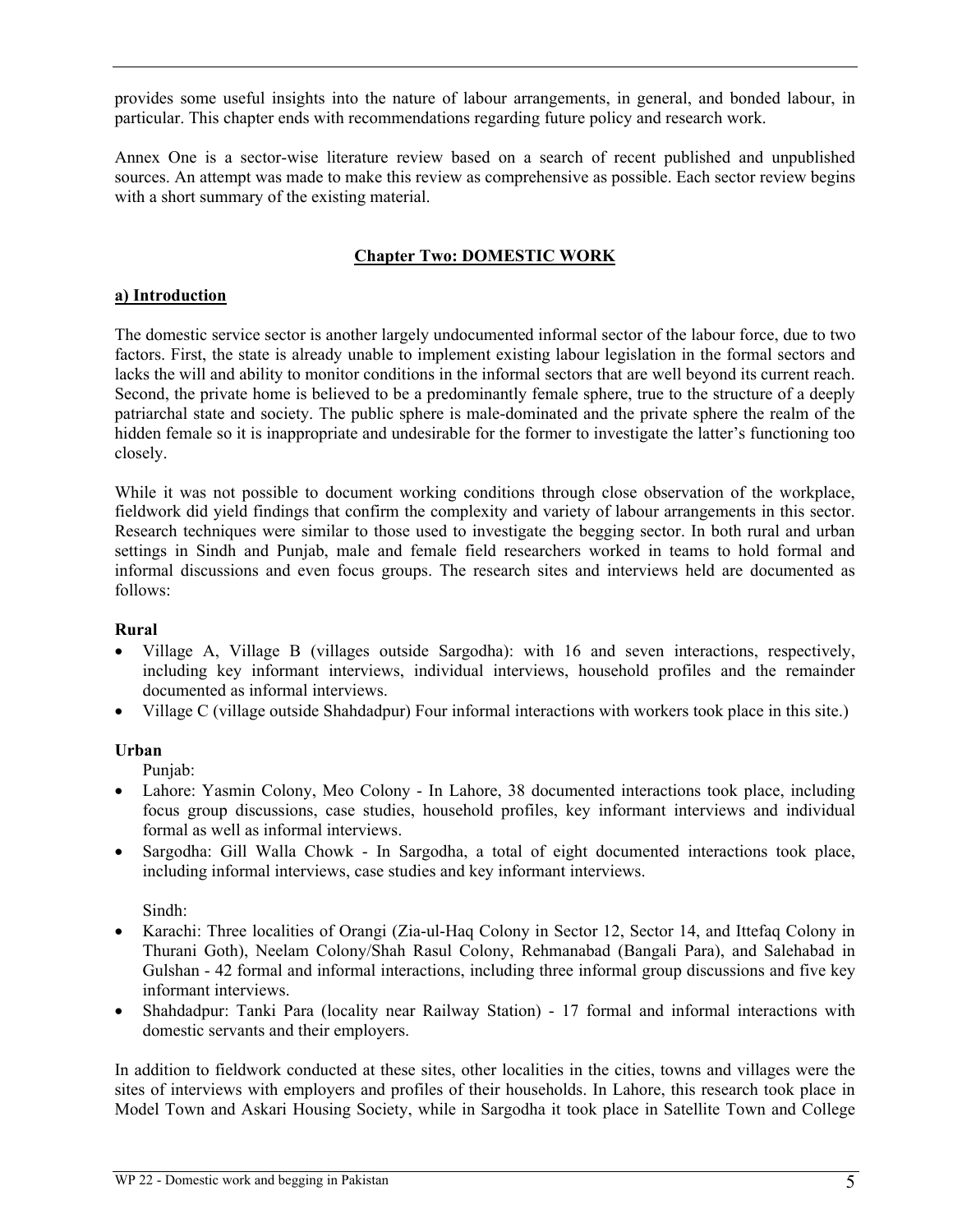provides some useful insights into the nature of labour arrangements, in general, and bonded labour, in particular. This chapter ends with recommendations regarding future policy and research work.

Annex One is a sector-wise literature review based on a search of recent published and unpublished sources. An attempt was made to make this review as comprehensive as possible. Each sector review begins with a short summary of the existing material.

## Chapter Two: DOMESTIC WORK

### a) Introduction

The domestic service sector is another largely undocumented informal sector of the labour force, due to two factors. First, the state is already unable to implement existing labour legislation in the formal sectors and lacks the will and ability to monitor conditions in the informal sectors that are well beyond its current reach. Second, the private home is believed to be a predominantly female sphere, true to the structure of a deeply patriarchal state and society. The public sphere is male-dominated and the private sphere the realm of the hidden female so it is inappropriate and undesirable for the former to investigate the latter's functioning too closely.

While it was not possible to document working conditions through close observation of the workplace, fieldwork did yield findings that confirm the complexity and variety of labour arrangements in this sector. Research techniques were similar to those used to investigate the begging sector. In both rural and urban settings in Sindh and Punjab, male and female field researchers worked in teams to hold formal and informal discussions and even focus groups. The research sites and interviews held are documented as follows:

**Rural**

- Village A, Village B (villages outside Sargodha): with 16 and seven interactions, respectively, including key informant interviews, individual interviews, household profiles and the remainder documented as informal interviews.
- Village C (village outside Shahdadpur) Four informal interactions with workers took place in this site.)

**Urban**

Punjab:

- Lahore: Yasmin Colony, Meo Colony - In Lahore, 38 documented interactions took place, including focus group discussions, case studies, household profiles, key informant interviews and individual formal as well as informal interviews.
- Sargodha: Gill Walla Chowk - In Sargodha, a total of eight documented interactions took place, including informal interviews, case studies and key informant interviews.

Sindh:

- Karachi: Three localities of Orangi (Zia-ul-Haq Colony in Sector 12, Sector 14, and Ittefaq Colony in Thurani Goth), Neelam Colony/Shah Rasul Colony, Rehmanabad (Bangali Para), and Salehabad in Gulshan - 42 formal and informal interactions, including three informal group discussions and five key informant interviews.
- Shahdadpur: Tanki Para (locality near Railway Station) - 17 formal and informal interactions with domestic servants and their employers.

In addition to fieldwork conducted at these sites, other localities in the cities, towns and villages were the sites of interviews with employers and profiles of their households. In Lahore, this research took place in Model Town and Askari Housing Society, while in Sargodha it took place in Satellite Town and College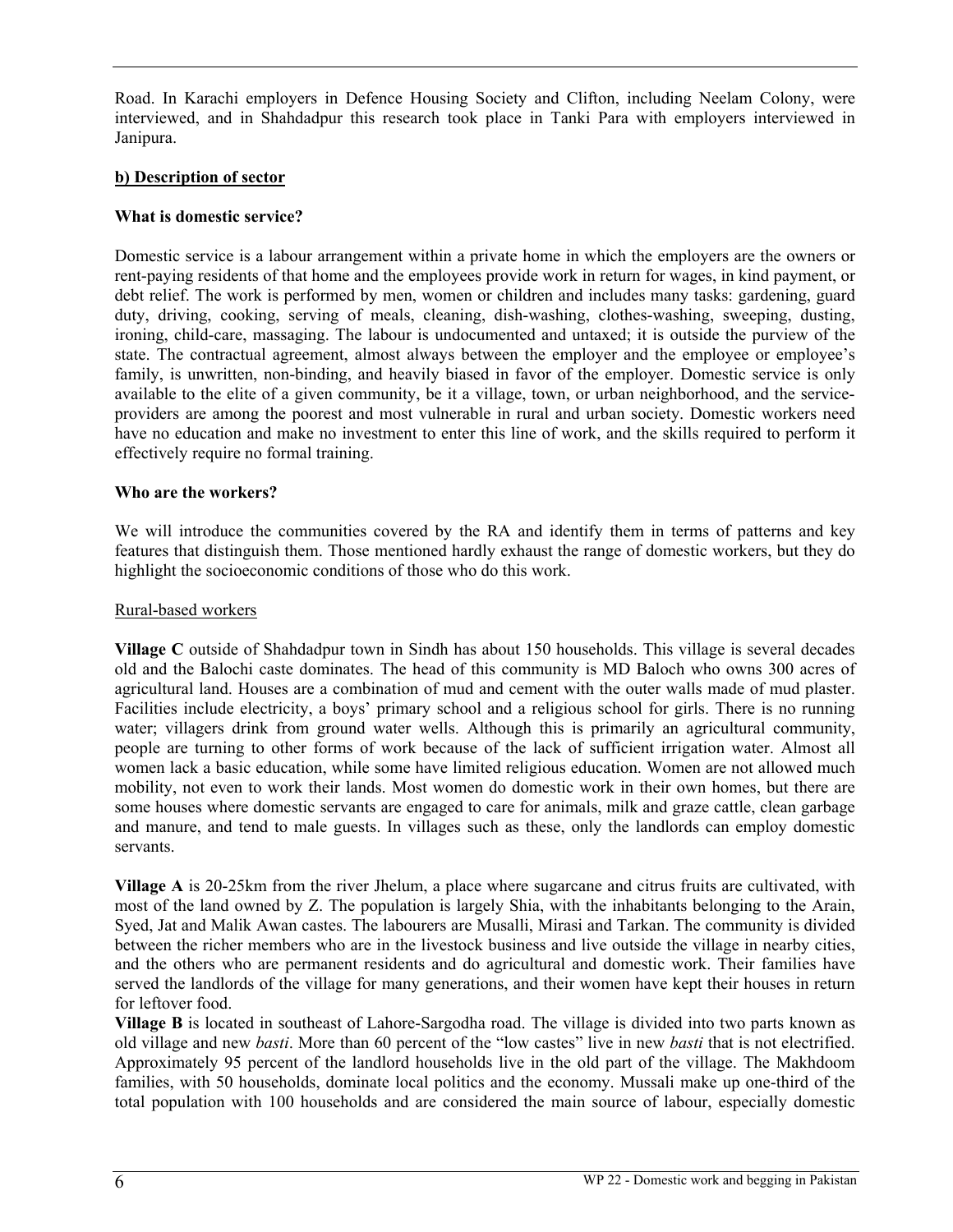Road. In Karachi employers in Defence Housing Society and Clifton, including Neelam Colony, were interviewed, and in Shahdadpur this research took place in Tanki Para with employers interviewed in Janipura.

**b) Description of sector**

**What is domestic service?**

Domestic service is a labour arrangement within a private home in which the employers are the owners or rent-paying residents of that home and the employees provide work in return for wages, in kind payment, or debt relief. The work is performed by men, women or children and includes many tasks: gardening, guard duty, driving, cooking, serving of meals, cleaning, dish-washing, clothes-washing, sweeping, dusting, ironing, child-care, massaging. The labour is undocumented and untaxed; it is outside the purview of the state. The contractual agreement, almost always between the employer and the employee or employee's family, is unwritten, non-binding, and heavily biased in favor of the employer. Domestic service is only available to the elite of a given community, be it a village, town, or urban neighborhood, and the service-providers are among the poorest and most vulnerable in rural and urban society. Domestic workers need have no education and make no investment to enter this line of work, and the skills required to perform it effectively require no formal training.

**Who are the workers?**

We will introduce the communities covered by the RA and identify them in terms of patterns and key features that distinguish them. Those mentioned hardly exhaust the range of domestic workers, but they do highlight the socioeconomic conditions of those who do this work.

Rural-based workers

**Village C** outside of Shahdadpur town in Sindh has about 150 households. This village is several decades old and the Balochi caste dominates. The head of this community is MD Baloch who owns 300 acres of agricultural land. Houses are a combination of mud and cement with the outer walls made of mud plaster. Facilities include electricity, a boys' primary school and a religious school for girls. There is no running water; villagers drink from ground water wells. Although this is primarily an agricultural community, people are turning to other forms of work because of the lack of sufficient irrigation water. Almost all women lack a basic education, while some have limited religious education. Women are not allowed much mobility, not even to work their lands. Most women do domestic work in their own homes, but there are some houses where domestic servants are engaged to care for animals, milk and graze cattle, clean garbage and manure, and tend to male guests. In villages such as these, only the landlords can employ domestic servants.

**Village A** is 20-25km from the river Jhelum, a place where sugarcane and citrus fruits are cultivated, with most of the land owned by Z. The population is largely Shia, with the inhabitants belonging to the Arain, Syed, Jat and Malik Awan castes. The labourers are Musalli, Mirasi and Tarkan. The community is divided between the richer members who are in the livestock business and live outside the village in nearby cities, and the others who are permanent residents and do agricultural and domestic work. Their families have served the landlords of the village for many generations, and their women have kept their houses in return for leftover food.

**Village B** is located in southeast of Lahore-Sargodha road. The village is divided into two parts known as old village and new *basti*. More than 60 percent of the "low castes" live in new *basti* that is not electrified. Approximately 95 percent of the landlord households live in the old part of the village. The Makhdoom families, with 50 households, dominate local politics and the economy. Mussali make up one-third of the total population with 100 households and are considered the main source of labour, especially domestic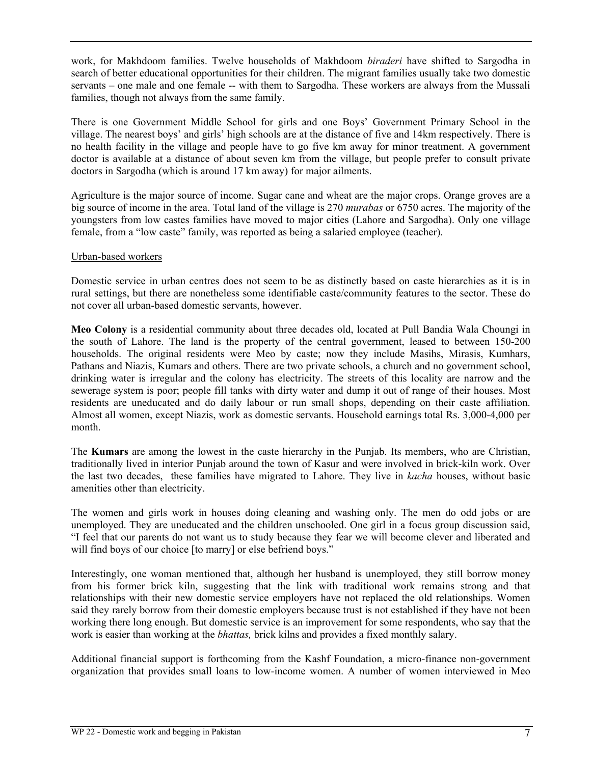work, for Makhdoom families. Twelve households of Makhdoom *biraderi* have shifted to Sargodha in search of better educational opportunities for their children. The migrant families usually take two domestic servants – one male and one female -- with them to Sargodha. These workers are always from the Mussali families, though not always from the same family.

There is one Government Middle School for girls and one Boys' Government Primary School in the village. The nearest boys' and girls' high schools are at the distance of five and 14km respectively. There is no health facility in the village and people have to go five km away for minor treatment. A government doctor is available at a distance of about seven km from the village, but people prefer to consult private doctors in Sargodha (which is around 17 km away) for major ailments.

Agriculture is the major source of income. Sugar cane and wheat are the major crops. Orange groves are a big source of income in the area. Total land of the village is 270 *murabas* or 6750 acres. The majority of the youngsters from low castes families have moved to major cities (Lahore and Sargodha). Only one village female, from a "low caste" family, was reported as being a salaried employee (teacher).

Urban-based workers

Domestic service in urban centres does not seem to be as distinctly based on caste hierarchies as it is in rural settings, but there are nonetheless some identifiable caste/community features to the sector. These do not cover all urban-based domestic servants, however.

**Meo Colony** is a residential community about three decades old, located at Pull Bandia Wala Choungi in the south of Lahore. The land is the property of the central government, leased to between 150-200 households. The original residents were Meo by caste; now they include Masihs, Mirasis, Kumhars, Pathans and Niazis, Kumars and others. There are two private schools, a church and no government school, drinking water is irregular and the colony has electricity. The streets of this locality are narrow and the sewerage system is poor; people fill tanks with dirty water and dump it out of range of their houses. Most residents are uneducated and do daily labour or run small shops, depending on their caste affiliation. Almost all women, except Niazis, work as domestic servants. Household earnings total Rs. 3,000-4,000 per month.

The **Kumars** are among the lowest in the caste hierarchy in the Punjab. Its members, who are Christian, traditionally lived in interior Punjab around the town of Kasur and were involved in brick-kiln work. Over the last two decades, these families have migrated to Lahore. They live in *kacha* houses, without basic amenities other than electricity.

The women and girls work in houses doing cleaning and washing only. The men do odd jobs or are unemployed. They are uneducated and the children unschooled. One girl in a focus group discussion said, "I feel that our parents do not want us to study because they fear we will become clever and liberated and will find boys of our choice [to marry] or else befriend boys."

Interestingly, one woman mentioned that, although her husband is unemployed, they still borrow money from his former brick kiln, suggesting that the link with traditional work remains strong and that relationships with their new domestic service employers have not replaced the old relationships. Women said they rarely borrow from their domestic employers because trust is not established if they have not been working there long enough. But domestic service is an improvement for some respondents, who say that the work is easier than working at the *bhattas,* brick kilns and provides a fixed monthly salary.

Additional financial support is forthcoming from the Kashf Foundation, a micro-finance non-government organization that provides small loans to low-income women. A number of women interviewed in Meo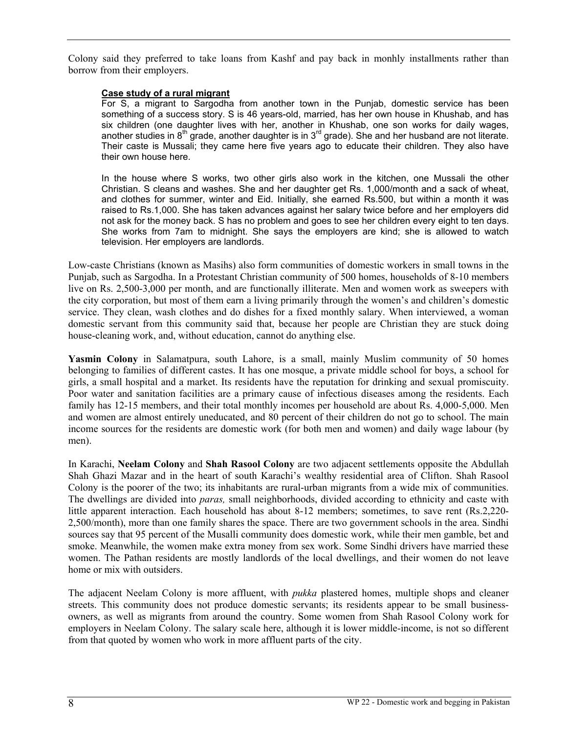Colony said they preferred to take loans from Kashf and pay back in monhly installments rather than borrow from their employers.

> **Case study of a rural migrant**
>
> For S, a migrant to Sargodha from another town in the Punjab, domestic service has been something of a success story. S is 46 years-old, married, has her own house in Khushab, and has six children (one daughter lives with her, another in Khushab, one son works for daily wages, another studies in 8th grade, another daughter is in 3rd grade). She and her husband are not literate. Their caste is Mussali; they came here five years ago to educate their children. They also have their own house here.
>
> In the house where S works, two other girls also work in the kitchen, one Mussali the other Christian. S cleans and washes. She and her daughter get Rs. 1,000/month and a sack of wheat, and clothes for summer, winter and Eid. Initially, she earned Rs.500, but within a month it was raised to Rs.1,000. She has taken advances against her salary twice before and her employers did not ask for the money back. S has no problem and goes to see her children every eight to ten days. She works from 7am to midnight. She says the employers are kind; she is allowed to watch television. Her employers are landlords.

Low-caste Christians (known as Masihs) also form communities of domestic workers in small towns in the Punjab, such as Sargodha. In a Protestant Christian community of 500 homes, households of 8-10 members live on Rs. 2,500-3,000 per month, and are functionally illiterate. Men and women work as sweepers with the city corporation, but most of them earn a living primarily through the women's and children's domestic service. They clean, wash clothes and do dishes for a fixed monthly salary. When interviewed, a woman domestic servant from this community said that, because her people are Christian they are stuck doing house-cleaning work, and, without education, cannot do anything else.

**Yasmin Colony** in Salamatpura, south Lahore, is a small, mainly Muslim community of 50 homes belonging to families of different castes. It has one mosque, a private middle school for boys, a school for girls, a small hospital and a market. Its residents have the reputation for drinking and sexual promiscuity. Poor water and sanitation facilities are a primary cause of infectious diseases among the residents. Each family has 12-15 members, and their total monthly incomes per household are about Rs. 4,000-5,000. Men and women are almost entirely uneducated, and 80 percent of their children do not go to school. The main income sources for the residents are domestic work (for both men and women) and daily wage labour (by men).

In Karachi, **Neelam Colony** and **Shah Rasool Colony** are two adjacent settlements opposite the Abdullah Shah Ghazi Mazar and in the heart of south Karachi's wealthy residential area of Clifton. Shah Rasool Colony is the poorer of the two; its inhabitants are rural-urban migrants from a wide mix of communities. The dwellings are divided into *paras,* small neighborhoods, divided according to ethnicity and caste with little apparent interaction. Each household has about 8-12 members; sometimes, to save rent (Rs.2,220-2,500/month), more than one family shares the space. There are two government schools in the area. Sindhi sources say that 95 percent of the Musalli community does domestic work, while their men gamble, bet and smoke. Meanwhile, the women make extra money from sex work. Some Sindhi drivers have married these women. The Pathan residents are mostly landlords of the local dwellings, and their women do not leave home or mix with outsiders.

The adjacent Neelam Colony is more affluent, with *pukka* plastered homes, multiple shops and cleaner streets. This community does not produce domestic servants; its residents appear to be small business-owners, as well as migrants from around the country. Some women from Shah Rasool Colony work for employers in Neelam Colony. The salary scale here, although it is lower middle-income, is not so different from that quoted by women who work in more affluent parts of the city.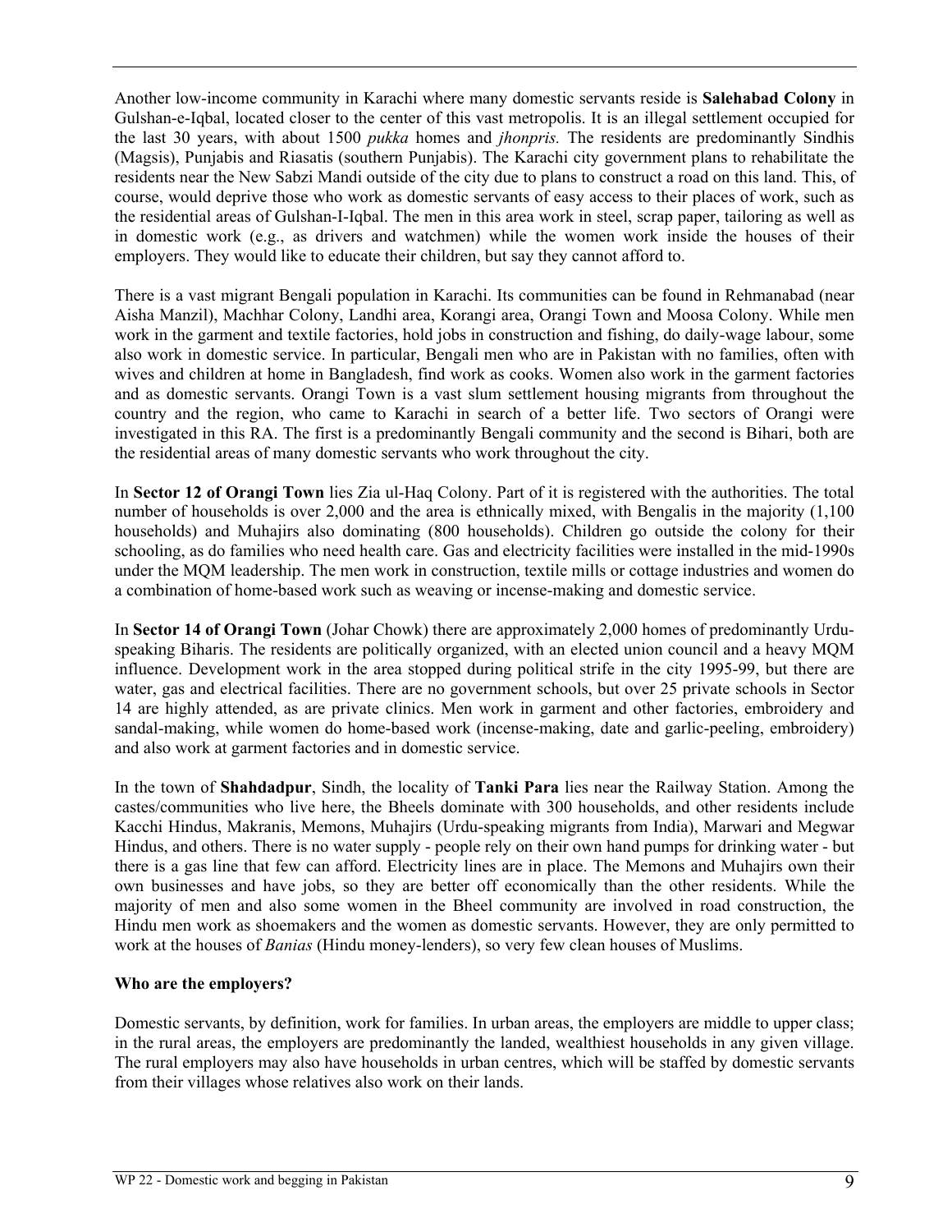Another low-income community in Karachi where many domestic servants reside is **Salehabad Colony** in Gulshan-e-Iqbal, located closer to the center of this vast metropolis. It is an illegal settlement occupied for the last 30 years, with about 1500 *pukka* homes and *jhonpris.* The residents are predominantly Sindhis (Magsis), Punjabis and Riasatis (southern Punjabis). The Karachi city government plans to rehabilitate the residents near the New Sabzi Mandi outside of the city due to plans to construct a road on this land. This, of course, would deprive those who work as domestic servants of easy access to their places of work, such as the residential areas of Gulshan-I-Iqbal. The men in this area work in steel, scrap paper, tailoring as well as in domestic work (e.g., as drivers and watchmen) while the women work inside the houses of their employers. They would like to educate their children, but say they cannot afford to.

There is a vast migrant Bengali population in Karachi. Its communities can be found in Rehmanabad (near Aisha Manzil), Machhar Colony, Landhi area, Korangi area, Orangi Town and Moosa Colony. While men work in the garment and textile factories, hold jobs in construction and fishing, do daily-wage labour, some also work in domestic service. In particular, Bengali men who are in Pakistan with no families, often with wives and children at home in Bangladesh, find work as cooks. Women also work in the garment factories and as domestic servants. Orangi Town is a vast slum settlement housing migrants from throughout the country and the region, who came to Karachi in search of a better life. Two sectors of Orangi were investigated in this RA. The first is a predominantly Bengali community and the second is Bihari, both are the residential areas of many domestic servants who work throughout the city.

In **Sector 12 of Orangi Town** lies Zia ul-Haq Colony. Part of it is registered with the authorities. The total number of households is over 2,000 and the area is ethnically mixed, with Bengalis in the majority (1,100 households) and Muhajirs also dominating (800 households). Children go outside the colony for their schooling, as do families who need health care. Gas and electricity facilities were installed in the mid-1990s under the MQM leadership. The men work in construction, textile mills or cottage industries and women do a combination of home-based work such as weaving or incense-making and domestic service.

In **Sector 14 of Orangi Town** (Johar Chowk) there are approximately 2,000 homes of predominantly Urdu-speaking Biharis. The residents are politically organized, with an elected union council and a heavy MQM influence. Development work in the area stopped during political strife in the city 1995-99, but there are water, gas and electrical facilities. There are no government schools, but over 25 private schools in Sector 14 are highly attended, as are private clinics. Men work in garment and other factories, embroidery and sandal-making, while women do home-based work (incense-making, date and garlic-peeling, embroidery) and also work at garment factories and in domestic service.

In the town of **Shahdadpur**, Sindh, the locality of **Tanki Para** lies near the Railway Station. Among the castes/communities who live here, the Bheels dominate with 300 households, and other residents include Kacchi Hindus, Makranis, Memons, Muhajirs (Urdu-speaking migrants from India), Marwari and Megwar Hindus, and others. There is no water supply - people rely on their own hand pumps for drinking water - but there is a gas line that few can afford. Electricity lines are in place. The Memons and Muhajirs own their own businesses and have jobs, so they are better off economically than the other residents. While the majority of men and also some women in the Bheel community are involved in road construction, the Hindu men work as shoemakers and the women as domestic servants. However, they are only permitted to work at the houses of *Banias* (Hindu money-lenders), so very few clean houses of Muslims.

**Who are the employers?**

Domestic servants, by definition, work for families. In urban areas, the employers are middle to upper class; in the rural areas, the employers are predominantly the landed, wealthiest households in any given village. The rural employers may also have households in urban centres, which will be staffed by domestic servants from their villages whose relatives also work on their lands.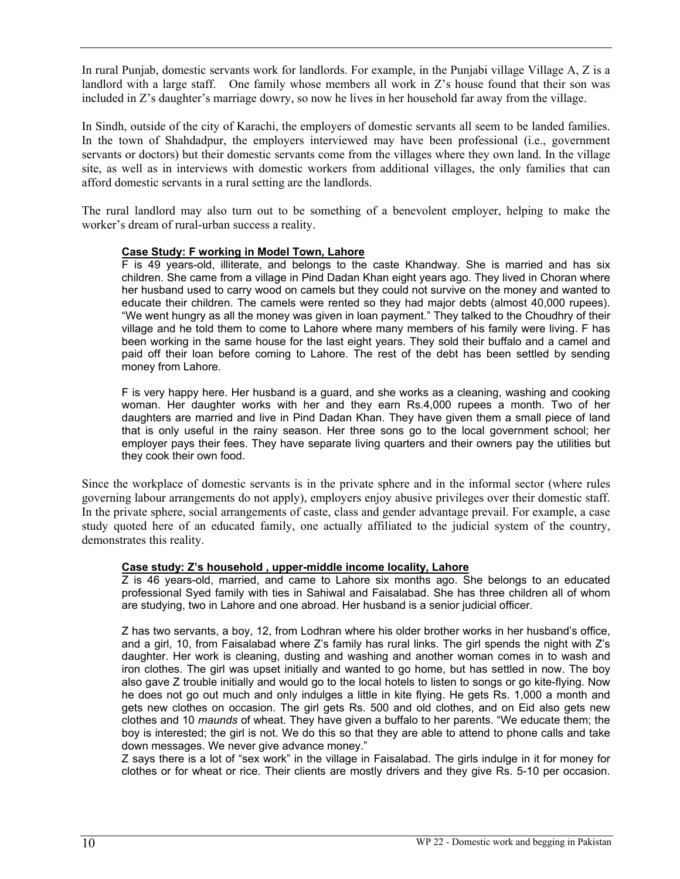In rural Punjab, domestic servants work for landlords. For example, in the Punjabi village Village A, Z is a landlord with a large staff. One family whose members all work in Z's house found that their son was included in Z's daughter's marriage dowry, so now he lives in her household far away from the village.

In Sindh, outside of the city of Karachi, the employers of domestic servants all seem to be landed families. In the town of Shahdadpur, the employers interviewed may have been professional (i.e., government servants or doctors) but their domestic servants come from the villages where they own land. In the village site, as well as in interviews with domestic workers from additional villages, the only families that can afford domestic servants in a rural setting are the landlords.

The rural landlord may also turn out to be something of a benevolent employer, helping to make the worker's dream of rural-urban success a reality.

> **Case Study: F working in Model Town, Lahore**
>
> F is 49 years-old, illiterate, and belongs to the caste Khandway. She is married and has six children. She came from a village in Pind Dadan Khan eight years ago. They lived in Choran where her husband used to carry wood on camels but they could not survive on the money and wanted to educate their children. The camels were rented so they had major debts (almost 40,000 rupees). "We went hungry as all the money was given in loan payment." They talked to the Choudhry of their village and he told them to come to Lahore where many members of his family were living. F has been working in the same house for the last eight years. They sold their buffalo and a camel and paid off their loan before coming to Lahore. The rest of the debt has been settled by sending money from Lahore.
>
> F is very happy here. Her husband is a guard, and she works as a cleaning, washing and cooking woman. Her daughter works with her and they earn Rs.4,000 rupees a month. Two of her daughters are married and live in Pind Dadan Khan. They have given them a small piece of land that is only useful in the rainy season. Her three sons go to the local government school; her employer pays their fees. They have separate living quarters and their owners pay the utilities but they cook their own food.

Since the workplace of domestic servants is in the private sphere and in the informal sector (where rules governing labour arrangements do not apply), employers enjoy abusive privileges over their domestic staff. In the private sphere, social arrangements of caste, class and gender advantage prevail. For example, a case study quoted here of an educated family, one actually affiliated to the judicial system of the country, demonstrates this reality.

> **Case study: Z's household , upper-middle income locality, Lahore**
>
> Z is 46 years-old, married, and came to Lahore six months ago. She belongs to an educated professional Syed family with ties in Sahiwal and Faisalabad. She has three children all of whom are studying, two in Lahore and one abroad. Her husband is a senior judicial officer.
>
> Z has two servants, a boy, 12, from Lodhran where his older brother works in her husband's office, and a girl, 10, from Faisalabad where Z's family has rural links. The girl spends the night with Z's daughter. Her work is cleaning, dusting and washing and another woman comes in to wash and iron clothes. The girl was upset initially and wanted to go home, but has settled in now. The boy also gave Z trouble initially and would go to the local hotels to listen to songs or go kite-flying. Now he does not go out much and only indulges a little in kite flying. He gets Rs. 1,000 a month and gets new clothes on occasion. The girl gets Rs. 500 and old clothes, and on Eid also gets new clothes and 10 *maunds* of wheat. They have given a buffalo to her parents. "We educate them; the boy is interested; the girl is not. We do this so that they are able to attend to phone calls and take down messages. We never give advance money."
>
> Z says there is a lot of "sex work" in the village in Faisalabad. The girls indulge in it for money for clothes or for wheat or rice. Their clients are mostly drivers and they give Rs. 5-10 per occasion.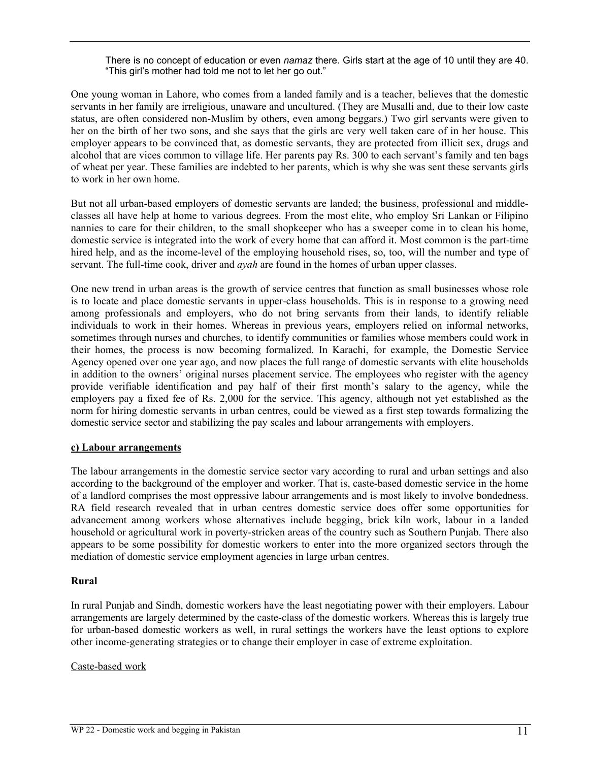> There is no concept of education or even *namaz* there. Girls start at the age of 10 until they are 40. "This girl's mother had told me not to let her go out."

One young woman in Lahore, who comes from a landed family and is a teacher, believes that the domestic servants in her family are irreligious, unaware and uncultured. (They are Musalli and, due to their low caste status, are often considered non-Muslim by others, even among beggars.) Two girl servants were given to her on the birth of her two sons, and she says that the girls are very well taken care of in her house. This employer appears to be convinced that, as domestic servants, they are protected from illicit sex, drugs and alcohol that are vices common to village life. Her parents pay Rs. 300 to each servant's family and ten bags of wheat per year. These families are indebted to her parents, which is why she was sent these servants girls to work in her own home.

But not all urban-based employers of domestic servants are landed; the business, professional and middle-classes all have help at home to various degrees. From the most elite, who employ Sri Lankan or Filipino nannies to care for their children, to the small shopkeeper who has a sweeper come in to clean his home, domestic service is integrated into the work of every home that can afford it. Most common is the part-time hired help, and as the income-level of the employing household rises, so, too, will the number and type of servant. The full-time cook, driver and *ayah* are found in the homes of urban upper classes.

One new trend in urban areas is the growth of service centres that function as small businesses whose role is to locate and place domestic servants in upper-class households. This is in response to a growing need among professionals and employers, who do not bring servants from their lands, to identify reliable individuals to work in their homes. Whereas in previous years, employers relied on informal networks, sometimes through nurses and churches, to identify communities or families whose members could work in their homes, the process is now becoming formalized. In Karachi, for example, the Domestic Service Agency opened over one year ago, and now places the full range of domestic servants with elite households in addition to the owners' original nurses placement service. The employees who register with the agency provide verifiable identification and pay half of their first month's salary to the agency, while the employers pay a fixed fee of Rs. 2,000 for the service. This agency, although not yet established as the norm for hiring domestic servants in urban centres, could be viewed as a first step towards formalizing the domestic service sector and stabilizing the pay scales and labour arrangements with employers.

### c) Labour arrangements

The labour arrangements in the domestic service sector vary according to rural and urban settings and also according to the background of the employer and worker. That is, caste-based domestic service in the home of a landlord comprises the most oppressive labour arrangements and is most likely to involve bondedness. RA field research revealed that in urban centres domestic service does offer some opportunities for advancement among workers whose alternatives include begging, brick kiln work, labour in a landed household or agricultural work in poverty-stricken areas of the country such as Southern Punjab. There also appears to be some possibility for domestic workers to enter into the more organized sectors through the mediation of domestic service employment agencies in large urban centres.

#### Rural

In rural Punjab and Sindh, domestic workers have the least negotiating power with their employers. Labour arrangements are largely determined by the caste-class of the domestic workers. Whereas this is largely true for urban-based domestic workers as well, in rural settings the workers have the least options to explore other income-generating strategies or to change their employer in case of extreme exploitation.

Caste-based work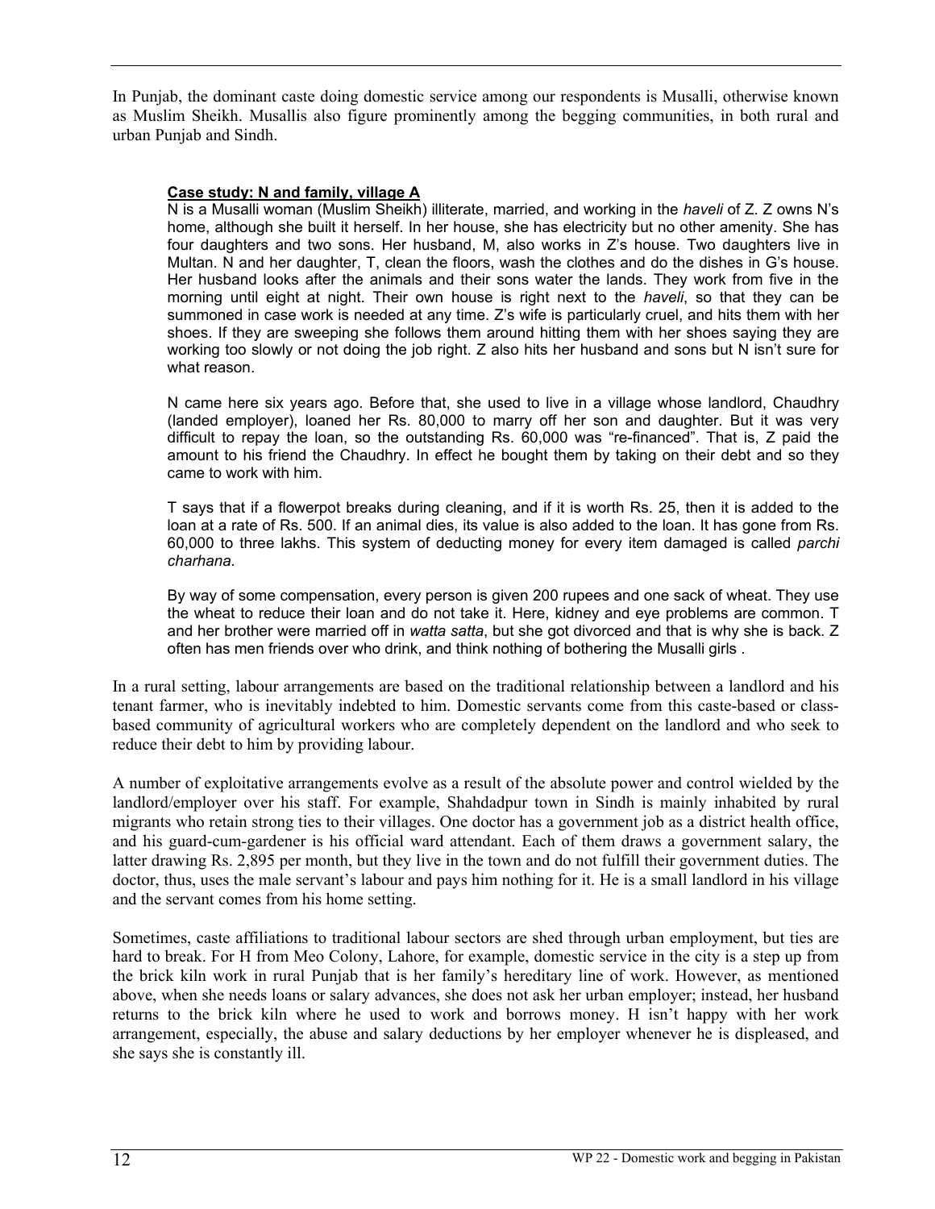In Punjab, the dominant caste doing domestic service among our respondents is Musalli, otherwise known as Muslim Sheikh. Musallis also figure prominently among the begging communities, in both rural and urban Punjab and Sindh.

> **Case study: N and family, village A**
>
> N is a Musalli woman (Muslim Sheikh) illiterate, married, and working in the *haveli* of Z. Z owns N's home, although she built it herself. In her house, she has electricity but no other amenity. She has four daughters and two sons. Her husband, M, also works in Z's house. Two daughters live in Multan. N and her daughter, T, clean the floors, wash the clothes and do the dishes in G's house. Her husband looks after the animals and their sons water the lands. They work from five in the morning until eight at night. Their own house is right next to the *haveli*, so that they can be summoned in case work is needed at any time. Z's wife is particularly cruel, and hits them with her shoes. If they are sweeping she follows them around hitting them with her shoes saying they are working too slowly or not doing the job right. Z also hits her husband and sons but N isn't sure for what reason.
>
> N came here six years ago. Before that, she used to live in a village whose landlord, Chaudhry (landed employer), loaned her Rs. 80,000 to marry off her son and daughter. But it was very difficult to repay the loan, so the outstanding Rs. 60,000 was "re-financed". That is, Z paid the amount to his friend the Chaudhry. In effect he bought them by taking on their debt and so they came to work with him.
>
> T says that if a flowerpot breaks during cleaning, and if it is worth Rs. 25, then it is added to the loan at a rate of Rs. 500. If an animal dies, its value is also added to the loan. It has gone from Rs. 60,000 to three lakhs. This system of deducting money for every item damaged is called *parchi charhana*.
>
> By way of some compensation, every person is given 200 rupees and one sack of wheat. They use the wheat to reduce their loan and do not take it. Here, kidney and eye problems are common. T and her brother were married off in *watta satta*, but she got divorced and that is why she is back. Z often has men friends over who drink, and think nothing of bothering the Musalli girls .

In a rural setting, labour arrangements are based on the traditional relationship between a landlord and his tenant farmer, who is inevitably indebted to him. Domestic servants come from this caste-based or class-based community of agricultural workers who are completely dependent on the landlord and who seek to reduce their debt to him by providing labour.

A number of exploitative arrangements evolve as a result of the absolute power and control wielded by the landlord/employer over his staff. For example, Shahdadpur town in Sindh is mainly inhabited by rural migrants who retain strong ties to their villages. One doctor has a government job as a district health office, and his guard-cum-gardener is his official ward attendant. Each of them draws a government salary, the latter drawing Rs. 2,895 per month, but they live in the town and do not fulfill their government duties. The doctor, thus, uses the male servant's labour and pays him nothing for it. He is a small landlord in his village and the servant comes from his home setting.

Sometimes, caste affiliations to traditional labour sectors are shed through urban employment, but ties are hard to break. For H from Meo Colony, Lahore, for example, domestic service in the city is a step up from the brick kiln work in rural Punjab that is her family's hereditary line of work. However, as mentioned above, when she needs loans or salary advances, she does not ask her urban employer; instead, her husband returns to the brick kiln where he used to work and borrows money. H isn't happy with her work arrangement, especially, the abuse and salary deductions by her employer whenever he is displeased, and she says she is constantly ill.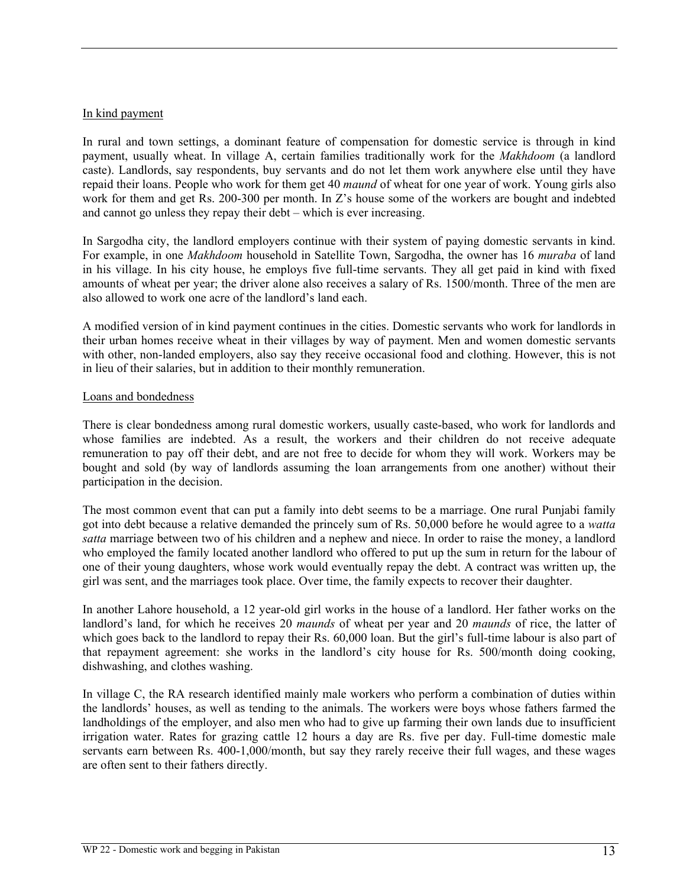In kind payment

In rural and town settings, a dominant feature of compensation for domestic service is through in kind payment, usually wheat. In village A, certain families traditionally work for the *Makhdoom* (a landlord caste). Landlords, say respondents, buy servants and do not let them work anywhere else until they have repaid their loans. People who work for them get 40 *maund* of wheat for one year of work. Young girls also work for them and get Rs. 200-300 per month. In Z's house some of the workers are bought and indebted and cannot go unless they repay their debt – which is ever increasing.

In Sargodha city, the landlord employers continue with their system of paying domestic servants in kind. For example, in one *Makhdoom* household in Satellite Town, Sargodha, the owner has 16 *muraba* of land in his village. In his city house, he employs five full-time servants. They all get paid in kind with fixed amounts of wheat per year; the driver alone also receives a salary of Rs. 1500/month. Three of the men are also allowed to work one acre of the landlord's land each.

A modified version of in kind payment continues in the cities. Domestic servants who work for landlords in their urban homes receive wheat in their villages by way of payment. Men and women domestic servants with other, non-landed employers, also say they receive occasional food and clothing. However, this is not in lieu of their salaries, but in addition to their monthly remuneration.

Loans and bondedness

There is clear bondedness among rural domestic workers, usually caste-based, who work for landlords and whose families are indebted. As a result, the workers and their children do not receive adequate remuneration to pay off their debt, and are not free to decide for whom they will work. Workers may be bought and sold (by way of landlords assuming the loan arrangements from one another) without their participation in the decision.

The most common event that can put a family into debt seems to be a marriage. One rural Punjabi family got into debt because a relative demanded the princely sum of Rs. 50,000 before he would agree to a *watta satta* marriage between two of his children and a nephew and niece. In order to raise the money, a landlord who employed the family located another landlord who offered to put up the sum in return for the labour of one of their young daughters, whose work would eventually repay the debt. A contract was written up, the girl was sent, and the marriages took place. Over time, the family expects to recover their daughter.

In another Lahore household, a 12 year-old girl works in the house of a landlord. Her father works on the landlord's land, for which he receives 20 *maunds* of wheat per year and 20 *maunds* of rice, the latter of which goes back to the landlord to repay their Rs. 60,000 loan. But the girl's full-time labour is also part of that repayment agreement: she works in the landlord's city house for Rs. 500/month doing cooking, dishwashing, and clothes washing.

In village C, the RA research identified mainly male workers who perform a combination of duties within the landlords' houses, as well as tending to the animals. The workers were boys whose fathers farmed the landholdings of the employer, and also men who had to give up farming their own lands due to insufficient irrigation water. Rates for grazing cattle 12 hours a day are Rs. five per day. Full-time domestic male servants earn between Rs. 400-1,000/month, but say they rarely receive their full wages, and these wages are often sent to their fathers directly.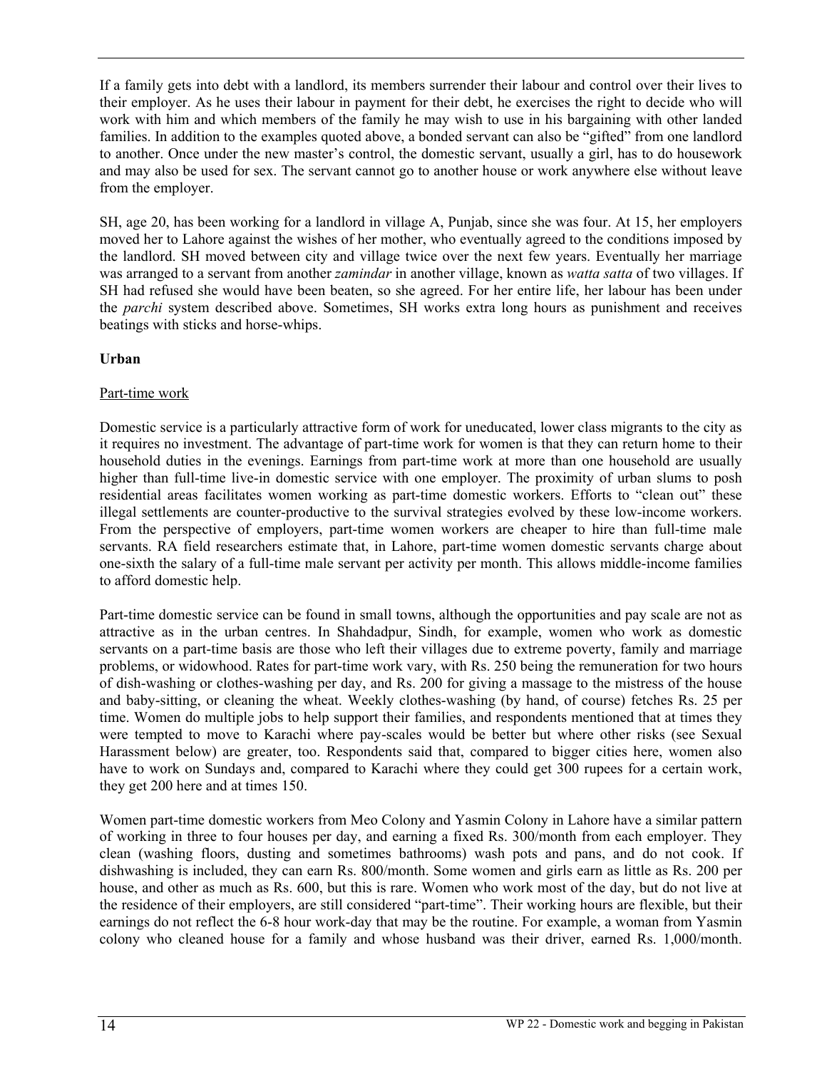If a family gets into debt with a landlord, its members surrender their labour and control over their lives to their employer. As he uses their labour in payment for their debt, he exercises the right to decide who will work with him and which members of the family he may wish to use in his bargaining with other landed families. In addition to the examples quoted above, a bonded servant can also be "gifted" from one landlord to another. Once under the new master's control, the domestic servant, usually a girl, has to do housework and may also be used for sex. The servant cannot go to another house or work anywhere else without leave from the employer.

SH, age 20, has been working for a landlord in village A, Punjab, since she was four. At 15, her employers moved her to Lahore against the wishes of her mother, who eventually agreed to the conditions imposed by the landlord. SH moved between city and village twice over the next few years. Eventually her marriage was arranged to a servant from another *zamindar* in another village, known as *watta satta* of two villages. If SH had refused she would have been beaten, so she agreed. For her entire life, her labour has been under the *parchi* system described above. Sometimes, SH works extra long hours as punishment and receives beatings with sticks and horse-whips.

**Urban**

Part-time work

Domestic service is a particularly attractive form of work for uneducated, lower class migrants to the city as it requires no investment. The advantage of part-time work for women is that they can return home to their household duties in the evenings. Earnings from part-time work at more than one household are usually higher than full-time live-in domestic service with one employer. The proximity of urban slums to posh residential areas facilitates women working as part-time domestic workers. Efforts to "clean out" these illegal settlements are counter-productive to the survival strategies evolved by these low-income workers. From the perspective of employers, part-time women workers are cheaper to hire than full-time male servants. RA field researchers estimate that, in Lahore, part-time women domestic servants charge about one-sixth the salary of a full-time male servant per activity per month. This allows middle-income families to afford domestic help.

Part-time domestic service can be found in small towns, although the opportunities and pay scale are not as attractive as in the urban centres. In Shahdadpur, Sindh, for example, women who work as domestic servants on a part-time basis are those who left their villages due to extreme poverty, family and marriage problems, or widowhood. Rates for part-time work vary, with Rs. 250 being the remuneration for two hours of dish-washing or clothes-washing per day, and Rs. 200 for giving a massage to the mistress of the house and baby-sitting, or cleaning the wheat. Weekly clothes-washing (by hand, of course) fetches Rs. 25 per time. Women do multiple jobs to help support their families, and respondents mentioned that at times they were tempted to move to Karachi where pay-scales would be better but where other risks (see Sexual Harassment below) are greater, too. Respondents said that, compared to bigger cities here, women also have to work on Sundays and, compared to Karachi where they could get 300 rupees for a certain work, they get 200 here and at times 150.

Women part-time domestic workers from Meo Colony and Yasmin Colony in Lahore have a similar pattern of working in three to four houses per day, and earning a fixed Rs. 300/month from each employer. They clean (washing floors, dusting and sometimes bathrooms) wash pots and pans, and do not cook. If dishwashing is included, they can earn Rs. 800/month. Some women and girls earn as little as Rs. 200 per house, and other as much as Rs. 600, but this is rare. Women who work most of the day, but do not live at the residence of their employers, are still considered "part-time". Their working hours are flexible, but their earnings do not reflect the 6-8 hour work-day that may be the routine. For example, a woman from Yasmin colony who cleaned house for a family and whose husband was their driver, earned Rs. 1,000/month.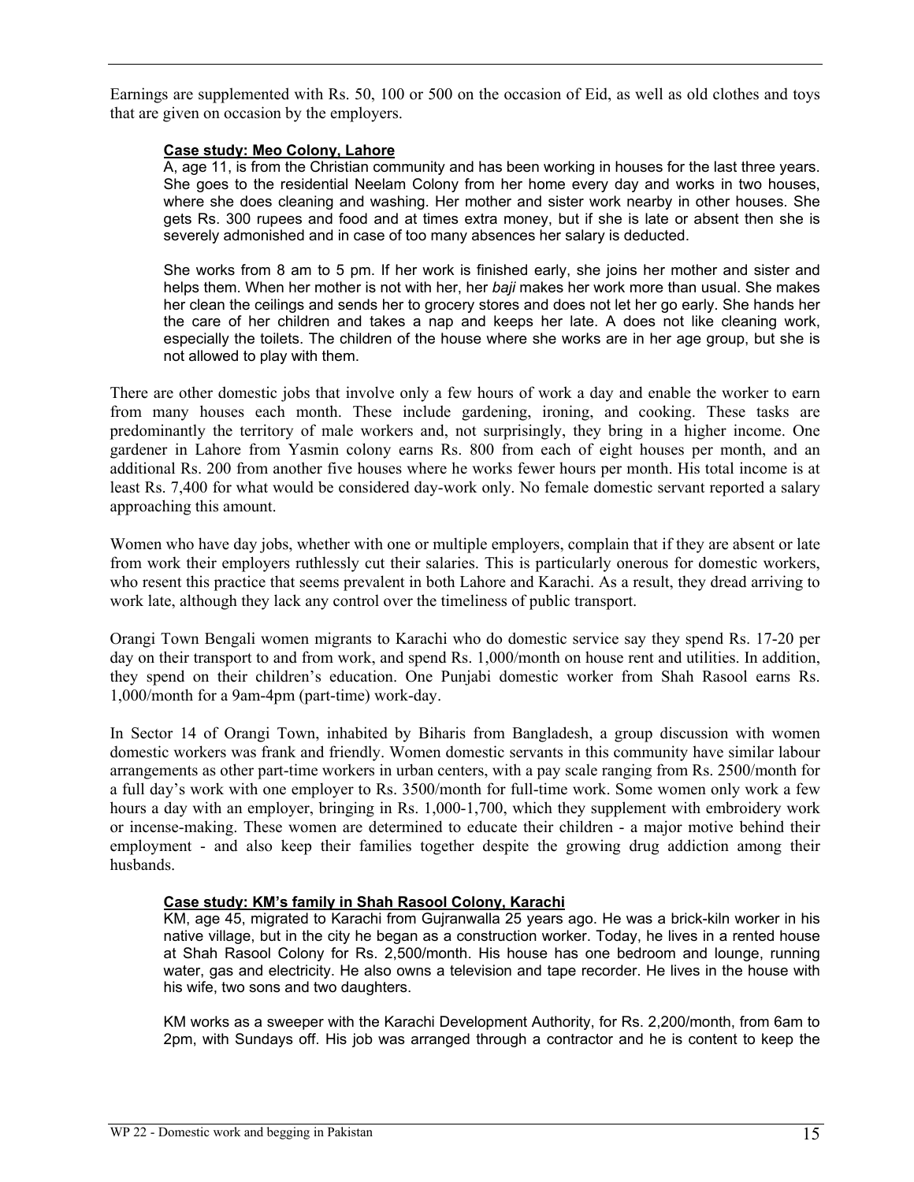Earnings are supplemented with Rs. 50, 100 or 500 on the occasion of Eid, as well as old clothes and toys that are given on occasion by the employers.

**Case study: Meo Colony, Lahore**

A, age 11, is from the Christian community and has been working in houses for the last three years. She goes to the residential Neelam Colony from her home every day and works in two houses, where she does cleaning and washing. Her mother and sister work nearby in other houses. She gets Rs. 300 rupees and food and at times extra money, but if she is late or absent then she is severely admonished and in case of too many absences her salary is deducted.

She works from 8 am to 5 pm. If her work is finished early, she joins her mother and sister and helps them. When her mother is not with her, her *baji* makes her work more than usual. She makes her clean the ceilings and sends her to grocery stores and does not let her go early. She hands her the care of her children and takes a nap and keeps her late. A does not like cleaning work, especially the toilets. The children of the house where she works are in her age group, but she is not allowed to play with them.

There are other domestic jobs that involve only a few hours of work a day and enable the worker to earn from many houses each month. These include gardening, ironing, and cooking. These tasks are predominantly the territory of male workers and, not surprisingly, they bring in a higher income. One gardener in Lahore from Yasmin colony earns Rs. 800 from each of eight houses per month, and an additional Rs. 200 from another five houses where he works fewer hours per month. His total income is at least Rs. 7,400 for what would be considered day-work only. No female domestic servant reported a salary approaching this amount.

Women who have day jobs, whether with one or multiple employers, complain that if they are absent or late from work their employers ruthlessly cut their salaries. This is particularly onerous for domestic workers, who resent this practice that seems prevalent in both Lahore and Karachi. As a result, they dread arriving to work late, although they lack any control over the timeliness of public transport.

Orangi Town Bengali women migrants to Karachi who do domestic service say they spend Rs. 17-20 per day on their transport to and from work, and spend Rs. 1,000/month on house rent and utilities. In addition, they spend on their children's education. One Punjabi domestic worker from Shah Rasool earns Rs. 1,000/month for a 9am-4pm (part-time) work-day.

In Sector 14 of Orangi Town, inhabited by Biharis from Bangladesh, a group discussion with women domestic workers was frank and friendly. Women domestic servants in this community have similar labour arrangements as other part-time workers in urban centers, with a pay scale ranging from Rs. 2500/month for a full day's work with one employer to Rs. 3500/month for full-time work. Some women only work a few hours a day with an employer, bringing in Rs. 1,000-1,700, which they supplement with embroidery work or incense-making. These women are determined to educate their children - a major motive behind their employment - and also keep their families together despite the growing drug addiction among their husbands.

**Case study: KM's family in Shah Rasool Colony, Karachi**

KM, age 45, migrated to Karachi from Gujranwalla 25 years ago. He was a brick-kiln worker in his native village, but in the city he began as a construction worker. Today, he lives in a rented house at Shah Rasool Colony for Rs. 2,500/month. His house has one bedroom and lounge, running water, gas and electricity. He also owns a television and tape recorder. He lives in the house with his wife, two sons and two daughters.

KM works as a sweeper with the Karachi Development Authority, for Rs. 2,200/month, from 6am to 2pm, with Sundays off. His job was arranged through a contractor and he is content to keep the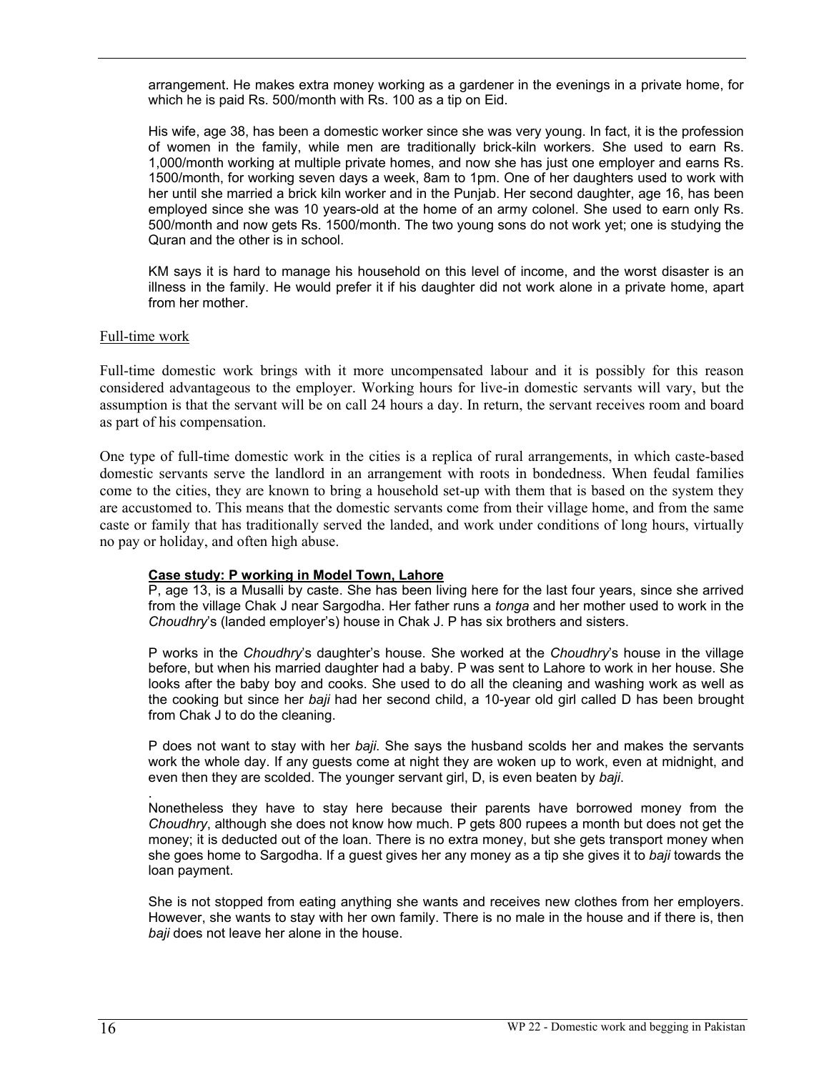arrangement. He makes extra money working as a gardener in the evenings in a private home, for which he is paid Rs. 500/month with Rs. 100 as a tip on Eid.

His wife, age 38, has been a domestic worker since she was very young. In fact, it is the profession of women in the family, while men are traditionally brick-kiln workers. She used to earn Rs. 1,000/month working at multiple private homes, and now she has just one employer and earns Rs. 1500/month, for working seven days a week, 8am to 1pm. One of her daughters used to work with her until she married a brick kiln worker and in the Punjab. Her second daughter, age 16, has been employed since she was 10 years-old at the home of an army colonel. She used to earn only Rs. 500/month and now gets Rs. 1500/month. The two young sons do not work yet; one is studying the Quran and the other is in school.

KM says it is hard to manage his household on this level of income, and the worst disaster is an illness in the family. He would prefer it if his daughter did not work alone in a private home, apart from her mother.

### Full-time work

Full-time domestic work brings with it more uncompensated labour and it is possibly for this reason considered advantageous to the employer. Working hours for live-in domestic servants will vary, but the assumption is that the servant will be on call 24 hours a day. In return, the servant receives room and board as part of his compensation.

One type of full-time domestic work in the cities is a replica of rural arrangements, in which caste-based domestic servants serve the landlord in an arrangement with roots in bondedness. When feudal families come to the cities, they are known to bring a household set-up with them that is based on the system they are accustomed to. This means that the domestic servants come from their village home, and from the same caste or family that has traditionally served the landed, and work under conditions of long hours, virtually no pay or holiday, and often high abuse.

**Case study: P working in Model Town, Lahore**

P, age 13, is a Musalli by caste. She has been living here for the last four years, since she arrived from the village Chak J near Sargodha. Her father runs a *tonga* and her mother used to work in the *Choudhry*'s (landed employer's) house in Chak J. P has six brothers and sisters.

P works in the *Choudhry*'s daughter's house. She worked at the *Choudhry*'s house in the village before, but when his married daughter had a baby. P was sent to Lahore to work in her house. She looks after the baby boy and cooks. She used to do all the cleaning and washing work as well as the cooking but since her *baji* had her second child, a 10-year old girl called D has been brought from Chak J to do the cleaning.

P does not want to stay with her *baji*. She says the husband scolds her and makes the servants work the whole day. If any guests come at night they are woken up to work, even at midnight, and even then they are scolded. The younger servant girl, D, is even beaten by *baji*.

.
Nonetheless they have to stay here because their parents have borrowed money from the *Choudhry*, although she does not know how much. P gets 800 rupees a month but does not get the money; it is deducted out of the loan. There is no extra money, but she gets transport money when she goes home to Sargodha. If a guest gives her any money as a tip she gives it to *baji* towards the loan payment.

She is not stopped from eating anything she wants and receives new clothes from her employers. However, she wants to stay with her own family. There is no male in the house and if there is, then *baji* does not leave her alone in the house.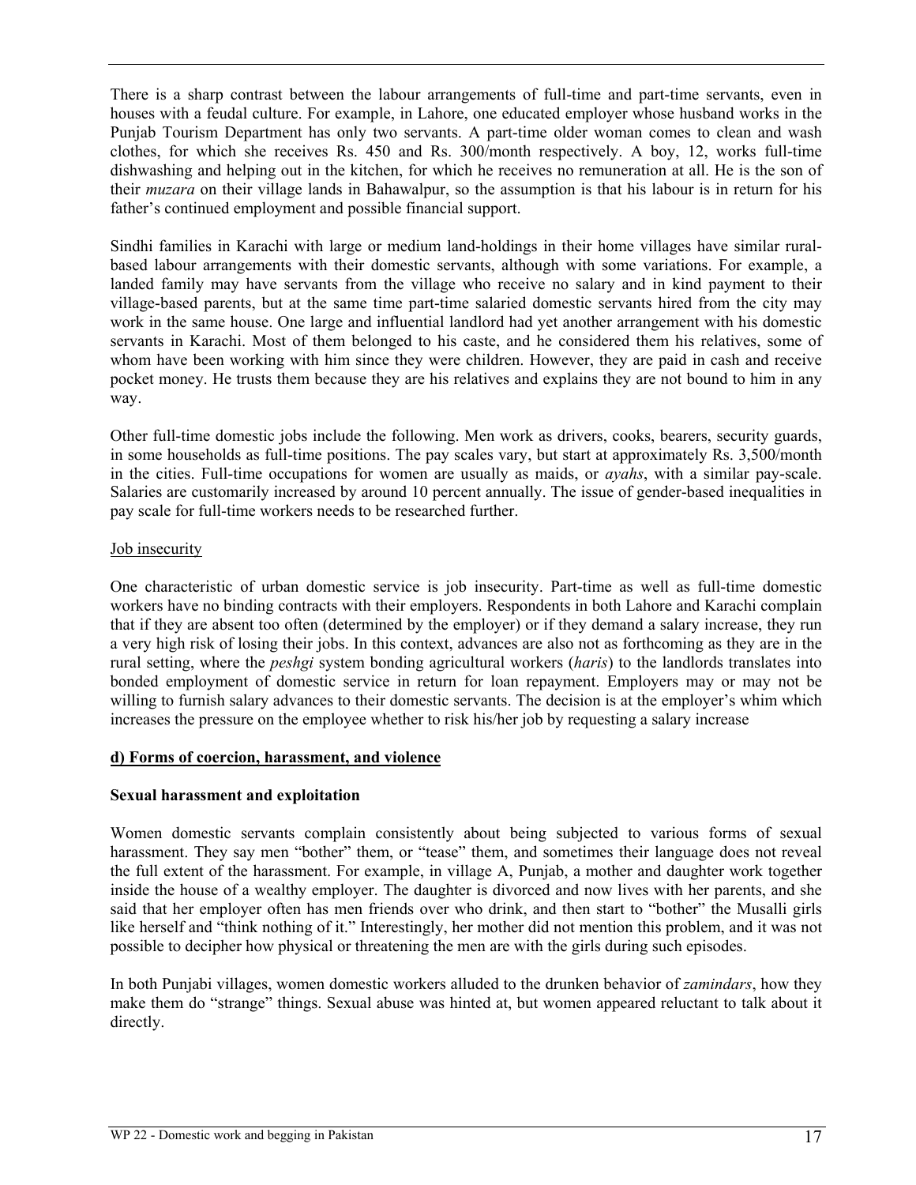There is a sharp contrast between the labour arrangements of full-time and part-time servants, even in houses with a feudal culture. For example, in Lahore, one educated employer whose husband works in the Punjab Tourism Department has only two servants. A part-time older woman comes to clean and wash clothes, for which she receives Rs. 450 and Rs. 300/month respectively. A boy, 12, works full-time dishwashing and helping out in the kitchen, for which he receives no remuneration at all. He is the son of their *muzara* on their village lands in Bahawalpur, so the assumption is that his labour is in return for his father's continued employment and possible financial support.

Sindhi families in Karachi with large or medium land-holdings in their home villages have similar rural-based labour arrangements with their domestic servants, although with some variations. For example, a landed family may have servants from the village who receive no salary and in kind payment to their village-based parents, but at the same time part-time salaried domestic servants hired from the city may work in the same house. One large and influential landlord had yet another arrangement with his domestic servants in Karachi. Most of them belonged to his caste, and he considered them his relatives, some of whom have been working with him since they were children. However, they are paid in cash and receive pocket money. He trusts them because they are his relatives and explains they are not bound to him in any way.

Other full-time domestic jobs include the following. Men work as drivers, cooks, bearers, security guards, in some households as full-time positions. The pay scales vary, but start at approximately Rs. 3,500/month in the cities. Full-time occupations for women are usually as maids, or *ayahs*, with a similar pay-scale. Salaries are customarily increased by around 10 percent annually. The issue of gender-based inequalities in pay scale for full-time workers needs to be researched further.

Job insecurity

One characteristic of urban domestic service is job insecurity. Part-time as well as full-time domestic workers have no binding contracts with their employers. Respondents in both Lahore and Karachi complain that if they are absent too often (determined by the employer) or if they demand a salary increase, they run a very high risk of losing their jobs. In this context, advances are also not as forthcoming as they are in the rural setting, where the *peshgi* system bonding agricultural workers (*haris*) to the landlords translates into bonded employment of domestic service in return for loan repayment. Employers may or may not be willing to furnish salary advances to their domestic servants. The decision is at the employer's whim which increases the pressure on the employee whether to risk his/her job by requesting a salary increase

**d) Forms of coercion, harassment, and violence**

**Sexual harassment and exploitation**

Women domestic servants complain consistently about being subjected to various forms of sexual harassment. They say men "bother" them, or "tease" them, and sometimes their language does not reveal the full extent of the harassment. For example, in village A, Punjab, a mother and daughter work together inside the house of a wealthy employer. The daughter is divorced and now lives with her parents, and she said that her employer often has men friends over who drink, and then start to "bother" the Musalli girls like herself and "think nothing of it." Interestingly, her mother did not mention this problem, and it was not possible to decipher how physical or threatening the men are with the girls during such episodes.

In both Punjabi villages, women domestic workers alluded to the drunken behavior of *zamindars*, how they make them do "strange" things. Sexual abuse was hinted at, but women appeared reluctant to talk about it directly.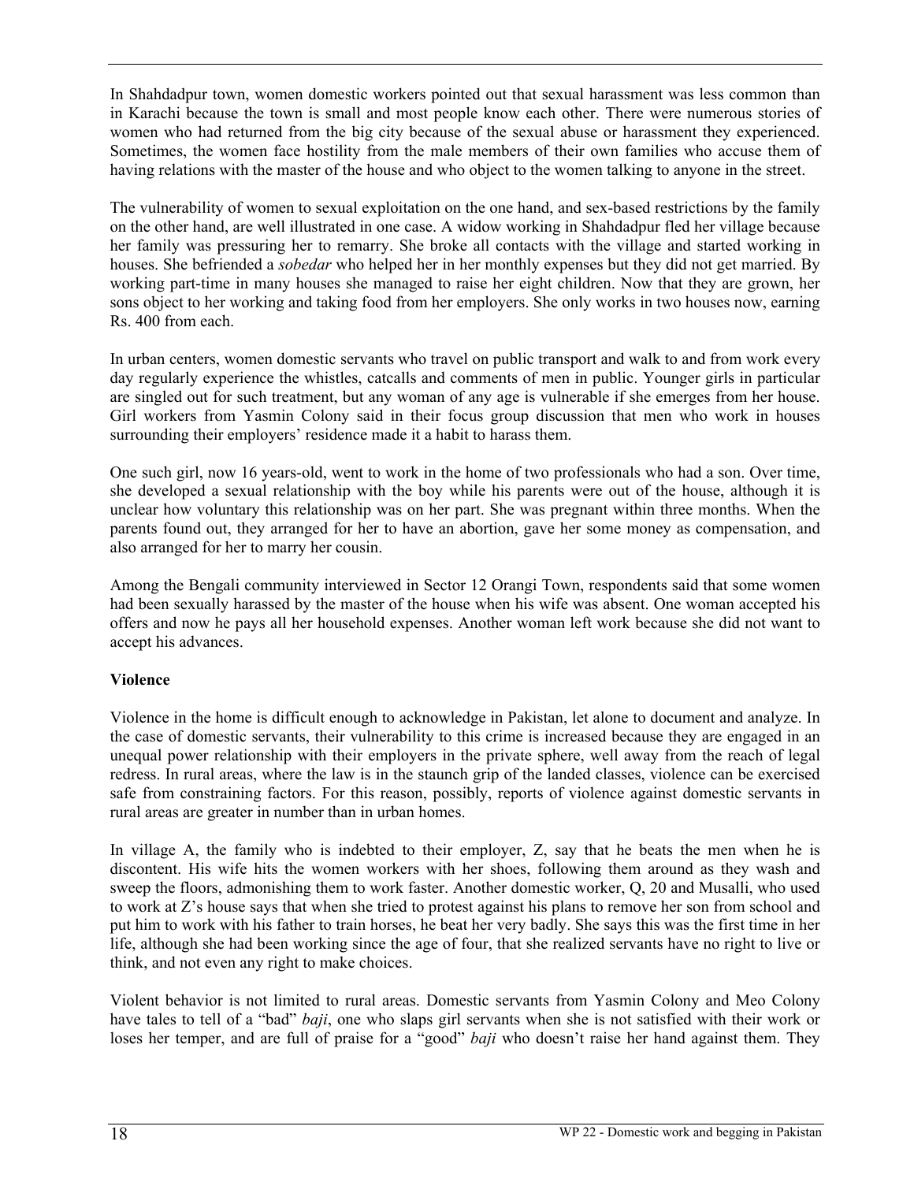In Shahdadpur town, women domestic workers pointed out that sexual harassment was less common than in Karachi because the town is small and most people know each other. There were numerous stories of women who had returned from the big city because of the sexual abuse or harassment they experienced. Sometimes, the women face hostility from the male members of their own families who accuse them of having relations with the master of the house and who object to the women talking to anyone in the street.

The vulnerability of women to sexual exploitation on the one hand, and sex-based restrictions by the family on the other hand, are well illustrated in one case. A widow working in Shahdadpur fled her village because her family was pressuring her to remarry. She broke all contacts with the village and started working in houses. She befriended a *sobedar* who helped her in her monthly expenses but they did not get married. By working part-time in many houses she managed to raise her eight children. Now that they are grown, her sons object to her working and taking food from her employers. She only works in two houses now, earning Rs. 400 from each.

In urban centers, women domestic servants who travel on public transport and walk to and from work every day regularly experience the whistles, catcalls and comments of men in public. Younger girls in particular are singled out for such treatment, but any woman of any age is vulnerable if she emerges from her house. Girl workers from Yasmin Colony said in their focus group discussion that men who work in houses surrounding their employers' residence made it a habit to harass them.

One such girl, now 16 years-old, went to work in the home of two professionals who had a son. Over time, she developed a sexual relationship with the boy while his parents were out of the house, although it is unclear how voluntary this relationship was on her part. She was pregnant within three months. When the parents found out, they arranged for her to have an abortion, gave her some money as compensation, and also arranged for her to marry her cousin.

Among the Bengali community interviewed in Sector 12 Orangi Town, respondents said that some women had been sexually harassed by the master of the house when his wife was absent. One woman accepted his offers and now he pays all her household expenses. Another woman left work because she did not want to accept his advances.

**Violence**

Violence in the home is difficult enough to acknowledge in Pakistan, let alone to document and analyze. In the case of domestic servants, their vulnerability to this crime is increased because they are engaged in an unequal power relationship with their employers in the private sphere, well away from the reach of legal redress. In rural areas, where the law is in the staunch grip of the landed classes, violence can be exercised safe from constraining factors. For this reason, possibly, reports of violence against domestic servants in rural areas are greater in number than in urban homes.

In village A, the family who is indebted to their employer, Z, say that he beats the men when he is discontent. His wife hits the women workers with her shoes, following them around as they wash and sweep the floors, admonishing them to work faster. Another domestic worker, Q, 20 and Musalli, who used to work at Z's house says that when she tried to protest against his plans to remove her son from school and put him to work with his father to train horses, he beat her very badly. She says this was the first time in her life, although she had been working since the age of four, that she realized servants have no right to live or think, and not even any right to make choices.

Violent behavior is not limited to rural areas. Domestic servants from Yasmin Colony and Meo Colony have tales to tell of a "bad" *baji*, one who slaps girl servants when she is not satisfied with their work or loses her temper, and are full of praise for a "good" *baji* who doesn't raise her hand against them. They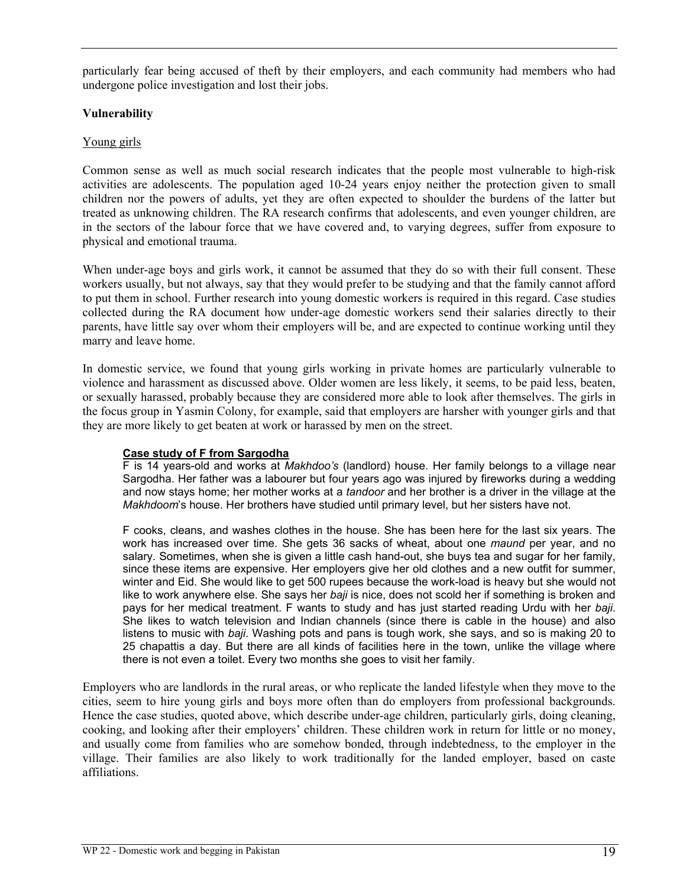particularly fear being accused of theft by their employers, and each community had members who had undergone police investigation and lost their jobs.

**Vulnerability**

Young girls

Common sense as well as much social research indicates that the people most vulnerable to high-risk activities are adolescents. The population aged 10-24 years enjoy neither the protection given to small children nor the powers of adults, yet they are often expected to shoulder the burdens of the latter but treated as unknowing children. The RA research confirms that adolescents, and even younger children, are in the sectors of the labour force that we have covered and, to varying degrees, suffer from exposure to physical and emotional trauma.

When under-age boys and girls work, it cannot be assumed that they do so with their full consent. These workers usually, but not always, say that they would prefer to be studying and that the family cannot afford to put them in school. Further research into young domestic workers is required in this regard. Case studies collected during the RA document how under-age domestic workers send their salaries directly to their parents, have little say over whom their employers will be, and are expected to continue working until they marry and leave home.

In domestic service, we found that young girls working in private homes are particularly vulnerable to violence and harassment as discussed above. Older women are less likely, it seems, to be paid less, beaten, or sexually harassed, probably because they are considered more able to look after themselves. The girls in the focus group in Yasmin Colony, for example, said that employers are harsher with younger girls and that they are more likely to get beaten at work or harassed by men on the street.

> **Case study of F from Sargodha**
>
> F is 14 years-old and works at *Makhdoo's* (landlord) house. Her family belongs to a village near Sargodha. Her father was a labourer but four years ago was injured by fireworks during a wedding and now stays home; her mother works at a *tandoor* and her brother is a driver in the village at the *Makhdoom*'s house. Her brothers have studied until primary level, but her sisters have not.
>
> F cooks, cleans, and washes clothes in the house. She has been here for the last six years. The work has increased over time. She gets 36 sacks of wheat, about one *maund* per year, and no salary. Sometimes, when she is given a little cash hand-out, she buys tea and sugar for her family, since these items are expensive. Her employers give her old clothes and a new outfit for summer, winter and Eid. She would like to get 500 rupees because the work-load is heavy but she would not like to work anywhere else. She says her *baji* is nice, does not scold her if something is broken and pays for her medical treatment. F wants to study and has just started reading Urdu with her *baji*. She likes to watch television and Indian channels (since there is cable in the house) and also listens to music with *baji*. Washing pots and pans is tough work, she says, and so is making 20 to 25 chapattis a day. But there are all kinds of facilities here in the town, unlike the village where there is not even a toilet. Every two months she goes to visit her family.

Employers who are landlords in the rural areas, or who replicate the landed lifestyle when they move to the cities, seem to hire young girls and boys more often than do employers from professional backgrounds. Hence the case studies, quoted above, which describe under-age children, particularly girls, doing cleaning, cooking, and looking after their employers' children. These children work in return for little or no money, and usually come from families who are somehow bonded, through indebtedness, to the employer in the village. Their families are also likely to work traditionally for the landed employer, based on caste affiliations.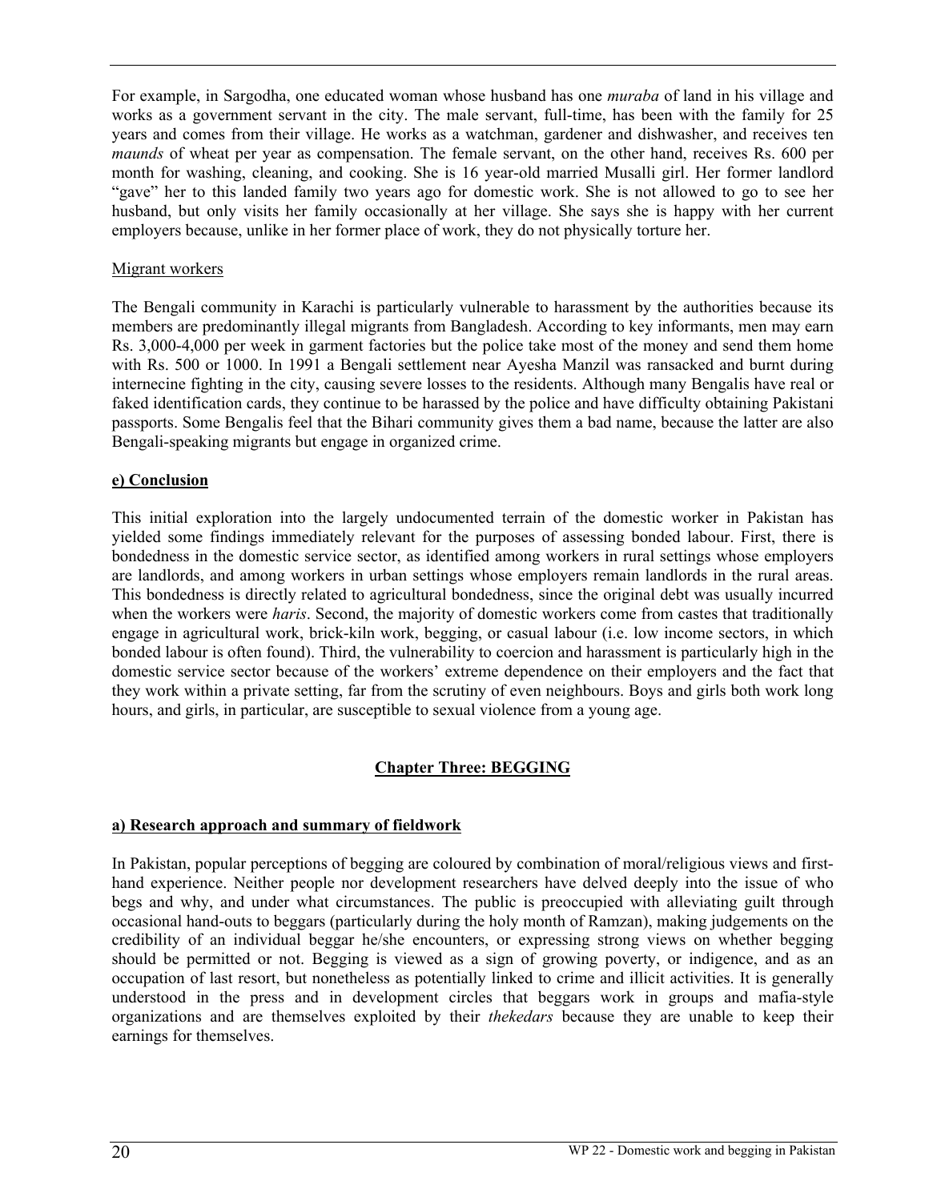For example, in Sargodha, one educated woman whose husband has one *muraba* of land in his village and works as a government servant in the city. The male servant, full-time, has been with the family for 25 years and comes from their village. He works as a watchman, gardener and dishwasher, and receives ten *maunds* of wheat per year as compensation. The female servant, on the other hand, receives Rs. 600 per month for washing, cleaning, and cooking. She is 16 year-old married Musalli girl. Her former landlord "gave" her to this landed family two years ago for domestic work. She is not allowed to go to see her husband, but only visits her family occasionally at her village. She says she is happy with her current employers because, unlike in her former place of work, they do not physically torture her.

Migrant workers

The Bengali community in Karachi is particularly vulnerable to harassment by the authorities because its members are predominantly illegal migrants from Bangladesh. According to key informants, men may earn Rs. 3,000-4,000 per week in garment factories but the police take most of the money and send them home with Rs. 500 or 1000. In 1991 a Bengali settlement near Ayesha Manzil was ransacked and burnt during internecine fighting in the city, causing severe losses to the residents. Although many Bengalis have real or faked identification cards, they continue to be harassed by the police and have difficulty obtaining Pakistani passports. Some Bengalis feel that the Bihari community gives them a bad name, because the latter are also Bengali-speaking migrants but engage in organized crime.

**e) Conclusion**

This initial exploration into the largely undocumented terrain of the domestic worker in Pakistan has yielded some findings immediately relevant for the purposes of assessing bonded labour. First, there is bondedness in the domestic service sector, as identified among workers in rural settings whose employers are landlords, and among workers in urban settings whose employers remain landlords in the rural areas. This bondedness is directly related to agricultural bondedness, since the original debt was usually incurred when the workers were *haris*. Second, the majority of domestic workers come from castes that traditionally engage in agricultural work, brick-kiln work, begging, or casual labour (i.e. low income sectors, in which bonded labour is often found). Third, the vulnerability to coercion and harassment is particularly high in the domestic service sector because of the workers' extreme dependence on their employers and the fact that they work within a private setting, far from the scrutiny of even neighbours. Boys and girls both work long hours, and girls, in particular, are susceptible to sexual violence from a young age.

## Chapter Three: BEGGING

**a) Research approach and summary of fieldwork**

In Pakistan, popular perceptions of begging are coloured by combination of moral/religious views and first-hand experience. Neither people nor development researchers have delved deeply into the issue of who begs and why, and under what circumstances. The public is preoccupied with alleviating guilt through occasional hand-outs to beggars (particularly during the holy month of Ramzan), making judgements on the credibility of an individual beggar he/she encounters, or expressing strong views on whether begging should be permitted or not. Begging is viewed as a sign of growing poverty, or indigence, and as an occupation of last resort, but nonetheless as potentially linked to crime and illicit activities. It is generally understood in the press and in development circles that beggars work in groups and mafia-style organizations and are themselves exploited by their *thekedars* because they are unable to keep their earnings for themselves.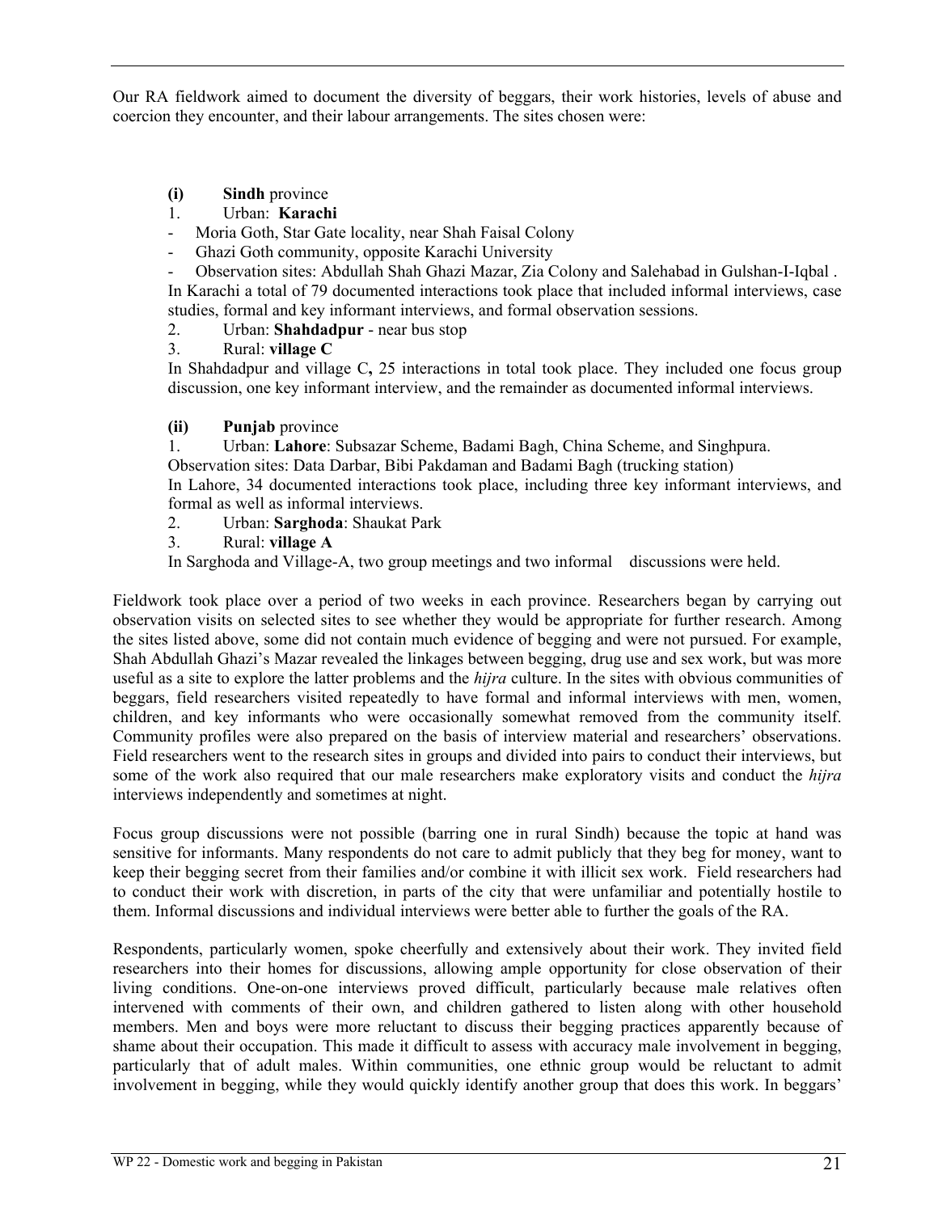Our RA fieldwork aimed to document the diversity of beggars, their work histories, levels of abuse and coercion they encounter, and their labour arrangements. The sites chosen were:

**(i) Sindh** province

1. Urban: **Karachi**

- Moria Goth, Star Gate locality, near Shah Faisal Colony
- Ghazi Goth community, opposite Karachi University
- Observation sites: Abdullah Shah Ghazi Mazar, Zia Colony and Salehabad in Gulshan-I-Iqbal .

In Karachi a total of 79 documented interactions took place that included informal interviews, case studies, formal and key informant interviews, and formal observation sessions.

2. Urban: **Shahdadpur** - near bus stop
3. Rural: **village C**

In Shahdadpur and village C**,** 25 interactions in total took place. They included one focus group discussion, one key informant interview, and the remainder as documented informal interviews.

**(ii) Punjab** province

1. Urban: **Lahore**: Subsazar Scheme, Badami Bagh, China Scheme, and Singhpura.

Observation sites: Data Darbar, Bibi Pakdaman and Badami Bagh (trucking station)

In Lahore, 34 documented interactions took place, including three key informant interviews, and formal as well as informal interviews.

2. Urban: **Sarghoda**: Shaukat Park
3. Rural: **village A**

In Sarghoda and Village-A, two group meetings and two informal discussions were held.

Fieldwork took place over a period of two weeks in each province. Researchers began by carrying out observation visits on selected sites to see whether they would be appropriate for further research. Among the sites listed above, some did not contain much evidence of begging and were not pursued. For example, Shah Abdullah Ghazi's Mazar revealed the linkages between begging, drug use and sex work, but was more useful as a site to explore the latter problems and the *hijra* culture. In the sites with obvious communities of beggars, field researchers visited repeatedly to have formal and informal interviews with men, women, children, and key informants who were occasionally somewhat removed from the community itself. Community profiles were also prepared on the basis of interview material and researchers' observations. Field researchers went to the research sites in groups and divided into pairs to conduct their interviews, but some of the work also required that our male researchers make exploratory visits and conduct the *hijra* interviews independently and sometimes at night.

Focus group discussions were not possible (barring one in rural Sindh) because the topic at hand was sensitive for informants. Many respondents do not care to admit publicly that they beg for money, want to keep their begging secret from their families and/or combine it with illicit sex work. Field researchers had to conduct their work with discretion, in parts of the city that were unfamiliar and potentially hostile to them. Informal discussions and individual interviews were better able to further the goals of the RA.

Respondents, particularly women, spoke cheerfully and extensively about their work. They invited field researchers into their homes for discussions, allowing ample opportunity for close observation of their living conditions. One-on-one interviews proved difficult, particularly because male relatives often intervened with comments of their own, and children gathered to listen along with other household members. Men and boys were more reluctant to discuss their begging practices apparently because of shame about their occupation. This made it difficult to assess with accuracy male involvement in begging, particularly that of adult males. Within communities, one ethnic group would be reluctant to admit involvement in begging, while they would quickly identify another group that does this work. In beggars'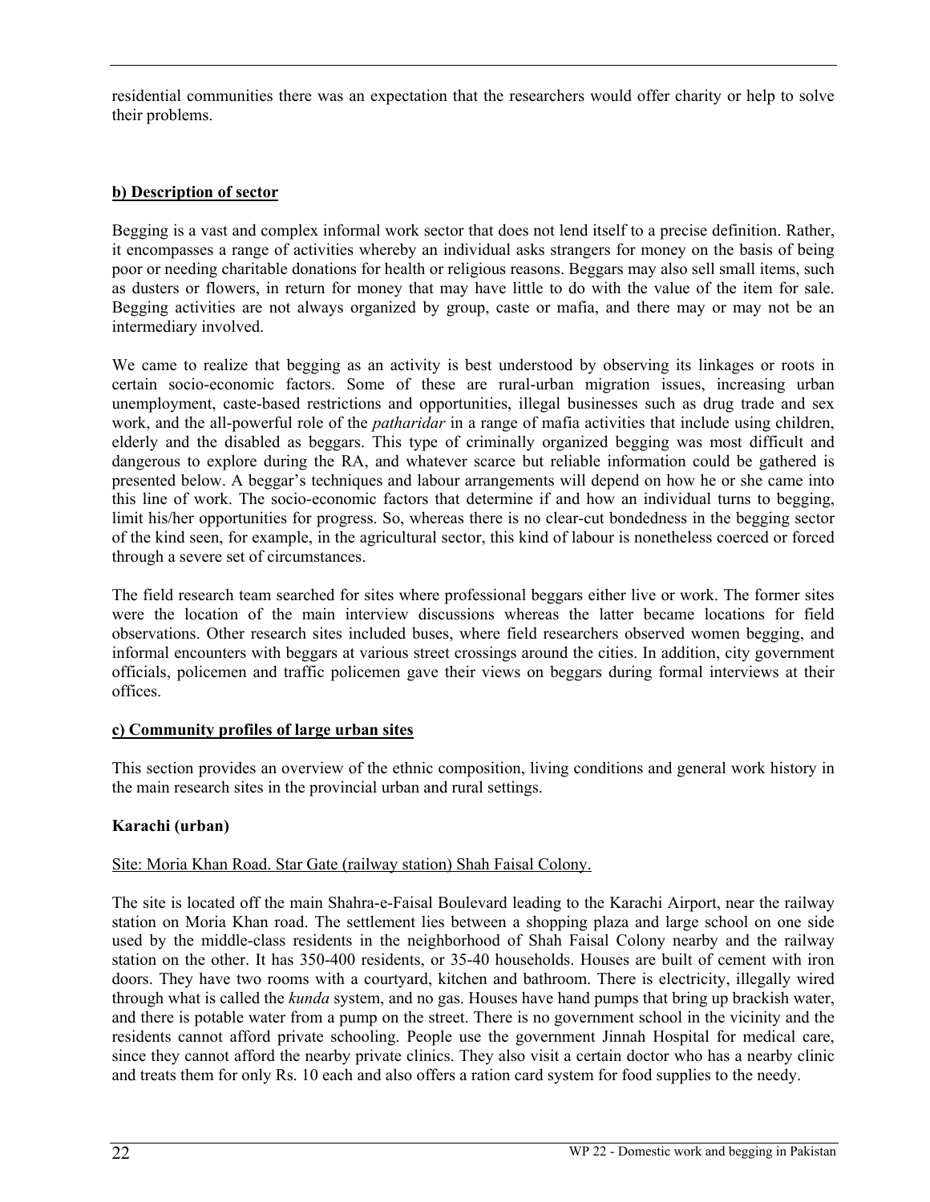residential communities there was an expectation that the researchers would offer charity or help to solve their problems.

**b) Description of sector**

Begging is a vast and complex informal work sector that does not lend itself to a precise definition. Rather, it encompasses a range of activities whereby an individual asks strangers for money on the basis of being poor or needing charitable donations for health or religious reasons. Beggars may also sell small items, such as dusters or flowers, in return for money that may have little to do with the value of the item for sale. Begging activities are not always organized by group, caste or mafia, and there may or may not be an intermediary involved.

We came to realize that begging as an activity is best understood by observing its linkages or roots in certain socio-economic factors. Some of these are rural-urban migration issues, increasing urban unemployment, caste-based restrictions and opportunities, illegal businesses such as drug trade and sex work, and the all-powerful role of the *patharidar* in a range of mafia activities that include using children, elderly and the disabled as beggars. This type of criminally organized begging was most difficult and dangerous to explore during the RA, and whatever scarce but reliable information could be gathered is presented below. A beggar's techniques and labour arrangements will depend on how he or she came into this line of work. The socio-economic factors that determine if and how an individual turns to begging, limit his/her opportunities for progress. So, whereas there is no clear-cut bondedness in the begging sector of the kind seen, for example, in the agricultural sector, this kind of labour is nonetheless coerced or forced through a severe set of circumstances.

The field research team searched for sites where professional beggars either live or work. The former sites were the location of the main interview discussions whereas the latter became locations for field observations. Other research sites included buses, where field researchers observed women begging, and informal encounters with beggars at various street crossings around the cities. In addition, city government officials, policemen and traffic policemen gave their views on beggars during formal interviews at their offices.

**c) Community profiles of large urban sites**

This section provides an overview of the ethnic composition, living conditions and general work history in the main research sites in the provincial urban and rural settings.

**Karachi (urban)**

Site: Moria Khan Road. Star Gate (railway station) Shah Faisal Colony.

The site is located off the main Shahra-e-Faisal Boulevard leading to the Karachi Airport, near the railway station on Moria Khan road. The settlement lies between a shopping plaza and large school on one side used by the middle-class residents in the neighborhood of Shah Faisal Colony nearby and the railway station on the other. It has 350-400 residents, or 35-40 households. Houses are built of cement with iron doors. They have two rooms with a courtyard, kitchen and bathroom. There is electricity, illegally wired through what is called the *kunda* system, and no gas. Houses have hand pumps that bring up brackish water, and there is potable water from a pump on the street. There is no government school in the vicinity and the residents cannot afford private schooling. People use the government Jinnah Hospital for medical care, since they cannot afford the nearby private clinics. They also visit a certain doctor who has a nearby clinic and treats them for only Rs. 10 each and also offers a ration card system for food supplies to the needy.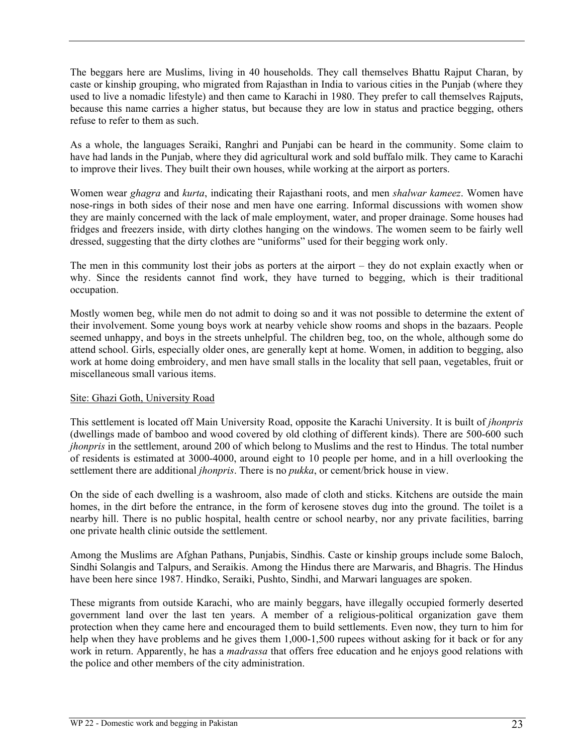The beggars here are Muslims, living in 40 households. They call themselves Bhattu Rajput Charan, by caste or kinship grouping, who migrated from Rajasthan in India to various cities in the Punjab (where they used to live a nomadic lifestyle) and then came to Karachi in 1980. They prefer to call themselves Rajputs, because this name carries a higher status, but because they are low in status and practice begging, others refuse to refer to them as such.

As a whole, the languages Seraiki, Ranghri and Punjabi can be heard in the community. Some claim to have had lands in the Punjab, where they did agricultural work and sold buffalo milk. They came to Karachi to improve their lives. They built their own houses, while working at the airport as porters.

Women wear *ghagra* and *kurta*, indicating their Rajasthani roots, and men *shalwar kameez*. Women have nose-rings in both sides of their nose and men have one earring. Informal discussions with women show they are mainly concerned with the lack of male employment, water, and proper drainage. Some houses had fridges and freezers inside, with dirty clothes hanging on the windows. The women seem to be fairly well dressed, suggesting that the dirty clothes are "uniforms" used for their begging work only.

The men in this community lost their jobs as porters at the airport – they do not explain exactly when or why. Since the residents cannot find work, they have turned to begging, which is their traditional occupation.

Mostly women beg, while men do not admit to doing so and it was not possible to determine the extent of their involvement. Some young boys work at nearby vehicle show rooms and shops in the bazaars. People seemed unhappy, and boys in the streets unhelpful. The children beg, too, on the whole, although some do attend school. Girls, especially older ones, are generally kept at home. Women, in addition to begging, also work at home doing embroidery, and men have small stalls in the locality that sell paan, vegetables, fruit or miscellaneous small various items.

<u>Site: Ghazi Goth, University Road</u>

This settlement is located off Main University Road, opposite the Karachi University. It is built of *jhonpris* (dwellings made of bamboo and wood covered by old clothing of different kinds). There are 500-600 such *jhonpris* in the settlement, around 200 of which belong to Muslims and the rest to Hindus. The total number of residents is estimated at 3000-4000, around eight to 10 people per home, and in a hill overlooking the settlement there are additional *jhonpris*. There is no *pukka*, or cement/brick house in view.

On the side of each dwelling is a washroom, also made of cloth and sticks. Kitchens are outside the main homes, in the dirt before the entrance, in the form of kerosene stoves dug into the ground. The toilet is a nearby hill. There is no public hospital, health centre or school nearby, nor any private facilities, barring one private health clinic outside the settlement.

Among the Muslims are Afghan Pathans, Punjabis, Sindhis. Caste or kinship groups include some Baloch, Sindhi Solangis and Talpurs, and Seraikis. Among the Hindus there are Marwaris, and Bhagris. The Hindus have been here since 1987. Hindko, Seraiki, Pushto, Sindhi, and Marwari languages are spoken.

These migrants from outside Karachi, who are mainly beggars, have illegally occupied formerly deserted government land over the last ten years. A member of a religious-political organization gave them protection when they came here and encouraged them to build settlements. Even now, they turn to him for help when they have problems and he gives them 1,000-1,500 rupees without asking for it back or for any work in return. Apparently, he has a *madrassa* that offers free education and he enjoys good relations with the police and other members of the city administration.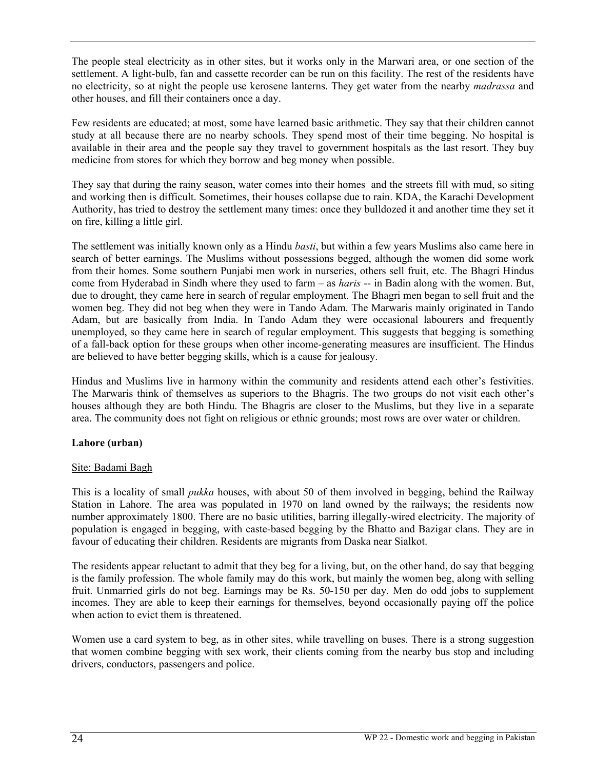The people steal electricity as in other sites, but it works only in the Marwari area, or one section of the settlement. A light-bulb, fan and cassette recorder can be run on this facility. The rest of the residents have no electricity, so at night the people use kerosene lanterns. They get water from the nearby *madrassa* and other houses, and fill their containers once a day.

Few residents are educated; at most, some have learned basic arithmetic. They say that their children cannot study at all because there are no nearby schools. They spend most of their time begging. No hospital is available in their area and the people say they travel to government hospitals as the last resort. They buy medicine from stores for which they borrow and beg money when possible.

They say that during the rainy season, water comes into their homes and the streets fill with mud, so siting and working then is difficult. Sometimes, their houses collapse due to rain. KDA, the Karachi Development Authority, has tried to destroy the settlement many times: once they bulldozed it and another time they set it on fire, killing a little girl.

The settlement was initially known only as a Hindu *basti*, but within a few years Muslims also came here in search of better earnings. The Muslims without possessions begged, although the women did some work from their homes. Some southern Punjabi men work in nurseries, others sell fruit, etc. The Bhagri Hindus come from Hyderabad in Sindh where they used to farm – as *haris* -- in Badin along with the women. But, due to drought, they came here in search of regular employment. The Bhagri men began to sell fruit and the women beg. They did not beg when they were in Tando Adam. The Marwaris mainly originated in Tando Adam, but are basically from India. In Tando Adam they were occasional labourers and frequently unemployed, so they came here in search of regular employment. This suggests that begging is something of a fall-back option for these groups when other income-generating measures are insufficient. The Hindus are believed to have better begging skills, which is a cause for jealousy.

Hindus and Muslims live in harmony within the community and residents attend each other's festivities. The Marwaris think of themselves as superiors to the Bhagris. The two groups do not visit each other's houses although they are both Hindu. The Bhagris are closer to the Muslims, but they live in a separate area. The community does not fight on religious or ethnic grounds; most rows are over water or children.

**Lahore (urban)**

Site: Badami Bagh

This is a locality of small *pukka* houses, with about 50 of them involved in begging, behind the Railway Station in Lahore. The area was populated in 1970 on land owned by the railways; the residents now number approximately 1800. There are no basic utilities, barring illegally-wired electricity. The majority of population is engaged in begging, with caste-based begging by the Bhatto and Bazigar clans. They are in favour of educating their children. Residents are migrants from Daska near Sialkot.

The residents appear reluctant to admit that they beg for a living, but, on the other hand, do say that begging is the family profession. The whole family may do this work, but mainly the women beg, along with selling fruit. Unmarried girls do not beg. Earnings may be Rs. 50-150 per day. Men do odd jobs to supplement incomes. They are able to keep their earnings for themselves, beyond occasionally paying off the police when action to evict them is threatened.

Women use a card system to beg, as in other sites, while travelling on buses. There is a strong suggestion that women combine begging with sex work, their clients coming from the nearby bus stop and including drivers, conductors, passengers and police.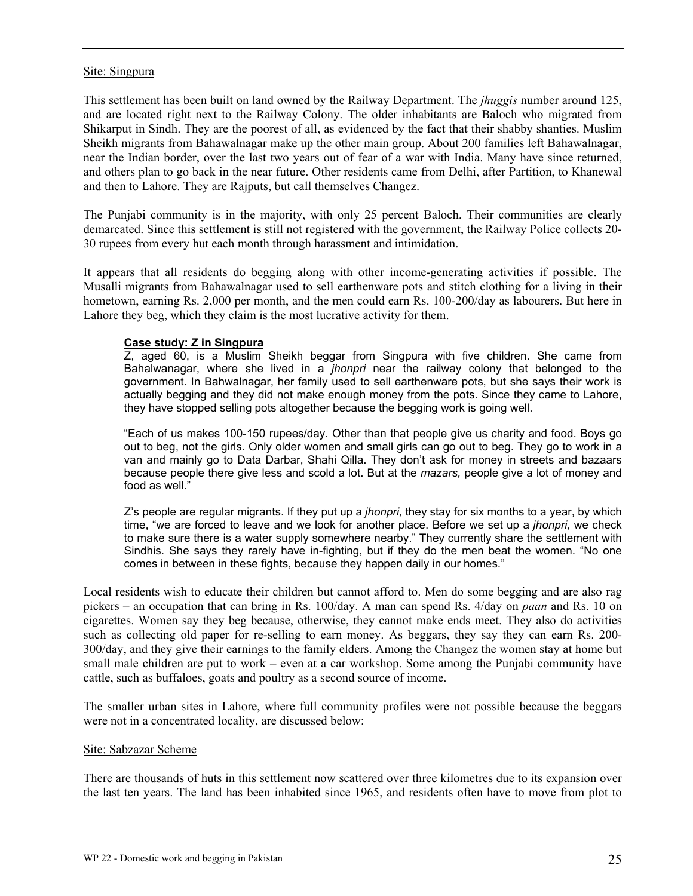Site: Singpura

This settlement has been built on land owned by the Railway Department. The *jhuggis* number around 125, and are located right next to the Railway Colony. The older inhabitants are Baloch who migrated from Shikarput in Sindh. They are the poorest of all, as evidenced by the fact that their shabby shanties. Muslim Sheikh migrants from Bahawalnagar make up the other main group. About 200 families left Bahawalnagar, near the Indian border, over the last two years out of fear of a war with India. Many have since returned, and others plan to go back in the near future. Other residents came from Delhi, after Partition, to Khanewal and then to Lahore. They are Rajputs, but call themselves Changez.

The Punjabi community is in the majority, with only 25 percent Baloch. Their communities are clearly demarcated. Since this settlement is still not registered with the government, the Railway Police collects 20-30 rupees from every hut each month through harassment and intimidation.

It appears that all residents do begging along with other income-generating activities if possible. The Musalli migrants from Bahawalnagar used to sell earthenware pots and stitch clothing for a living in their hometown, earning Rs. 2,000 per month, and the men could earn Rs. 100-200/day as labourers. But here in Lahore they beg, which they claim is the most lucrative activity for them.

> **Case study: Z in Singpura**
>
> Z, aged 60, is a Muslim Sheikh beggar from Singpura with five children. She came from Bahalwanagar, where she lived in a *jhonpri* near the railway colony that belonged to the government. In Bahwalnagar, her family used to sell earthenware pots, but she says their work is actually begging and they did not make enough money from the pots. Since they came to Lahore, they have stopped selling pots altogether because the begging work is going well.
>
> "Each of us makes 100-150 rupees/day. Other than that people give us charity and food. Boys go out to beg, not the girls. Only older women and small girls can go out to beg. They go to work in a van and mainly go to Data Darbar, Shahi Qilla. They don't ask for money in streets and bazaars because people there give less and scold a lot. But at the *mazars,* people give a lot of money and food as well."
>
> Z's people are regular migrants. If they put up a *jhonpri,* they stay for six months to a year, by which time, "we are forced to leave and we look for another place. Before we set up a *jhonpri,* we check to make sure there is a water supply somewhere nearby." They currently share the settlement with Sindhis. She says they rarely have in-fighting, but if they do the men beat the women. "No one comes in between in these fights, because they happen daily in our homes."

Local residents wish to educate their children but cannot afford to. Men do some begging and are also rag pickers – an occupation that can bring in Rs. 100/day. A man can spend Rs. 4/day on *paan* and Rs. 10 on cigarettes. Women say they beg because, otherwise, they cannot make ends meet. They also do activities such as collecting old paper for re-selling to earn money. As beggars, they say they can earn Rs. 200-300/day, and they give their earnings to the family elders. Among the Changez the women stay at home but small male children are put to work – even at a car workshop. Some among the Punjabi community have cattle, such as buffaloes, goats and poultry as a second source of income.

The smaller urban sites in Lahore, where full community profiles were not possible because the beggars were not in a concentrated locality, are discussed below:

Site: Sabzazar Scheme

There are thousands of huts in this settlement now scattered over three kilometres due to its expansion over the last ten years. The land has been inhabited since 1965, and residents often have to move from plot to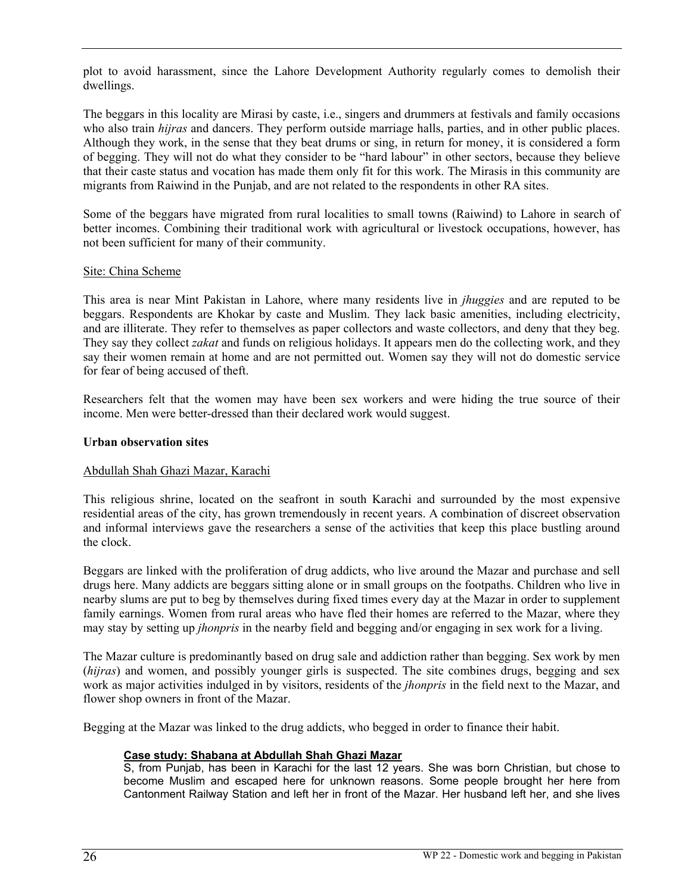plot to avoid harassment, since the Lahore Development Authority regularly comes to demolish their dwellings.

The beggars in this locality are Mirasi by caste, i.e., singers and drummers at festivals and family occasions who also train *hijras* and dancers. They perform outside marriage halls, parties, and in other public places. Although they work, in the sense that they beat drums or sing, in return for money, it is considered a form of begging. They will not do what they consider to be "hard labour" in other sectors, because they believe that their caste status and vocation has made them only fit for this work. The Mirasis in this community are migrants from Raiwind in the Punjab, and are not related to the respondents in other RA sites.

Some of the beggars have migrated from rural localities to small towns (Raiwind) to Lahore in search of better incomes. Combining their traditional work with agricultural or livestock occupations, however, has not been sufficient for many of their community.

Site: China Scheme

This area is near Mint Pakistan in Lahore, where many residents live in *jhuggies* and are reputed to be beggars. Respondents are Khokar by caste and Muslim. They lack basic amenities, including electricity, and are illiterate. They refer to themselves as paper collectors and waste collectors, and deny that they beg. They say they collect *zakat* and funds on religious holidays. It appears men do the collecting work, and they say their women remain at home and are not permitted out. Women say they will not do domestic service for fear of being accused of theft.

Researchers felt that the women may have been sex workers and were hiding the true source of their income. Men were better-dressed than their declared work would suggest.

**Urban observation sites**

Abdullah Shah Ghazi Mazar, Karachi

This religious shrine, located on the seafront in south Karachi and surrounded by the most expensive residential areas of the city, has grown tremendously in recent years. A combination of discreet observation and informal interviews gave the researchers a sense of the activities that keep this place bustling around the clock.

Beggars are linked with the proliferation of drug addicts, who live around the Mazar and purchase and sell drugs here. Many addicts are beggars sitting alone or in small groups on the footpaths. Children who live in nearby slums are put to beg by themselves during fixed times every day at the Mazar in order to supplement family earnings. Women from rural areas who have fled their homes are referred to the Mazar, where they may stay by setting up *jhonpris* in the nearby field and begging and/or engaging in sex work for a living.

The Mazar culture is predominantly based on drug sale and addiction rather than begging. Sex work by men (*hijras*) and women, and possibly younger girls is suspected. The site combines drugs, begging and sex work as major activities indulged in by visitors, residents of the *jhonpris* in the field next to the Mazar, and flower shop owners in front of the Mazar.

Begging at the Mazar was linked to the drug addicts, who begged in order to finance their habit.

> **Case study: Shabana at Abdullah Shah Ghazi Mazar**
>
> S, from Punjab, has been in Karachi for the last 12 years. She was born Christian, but chose to become Muslim and escaped here for unknown reasons. Some people brought her here from Cantonment Railway Station and left her in front of the Mazar. Her husband left her, and she lives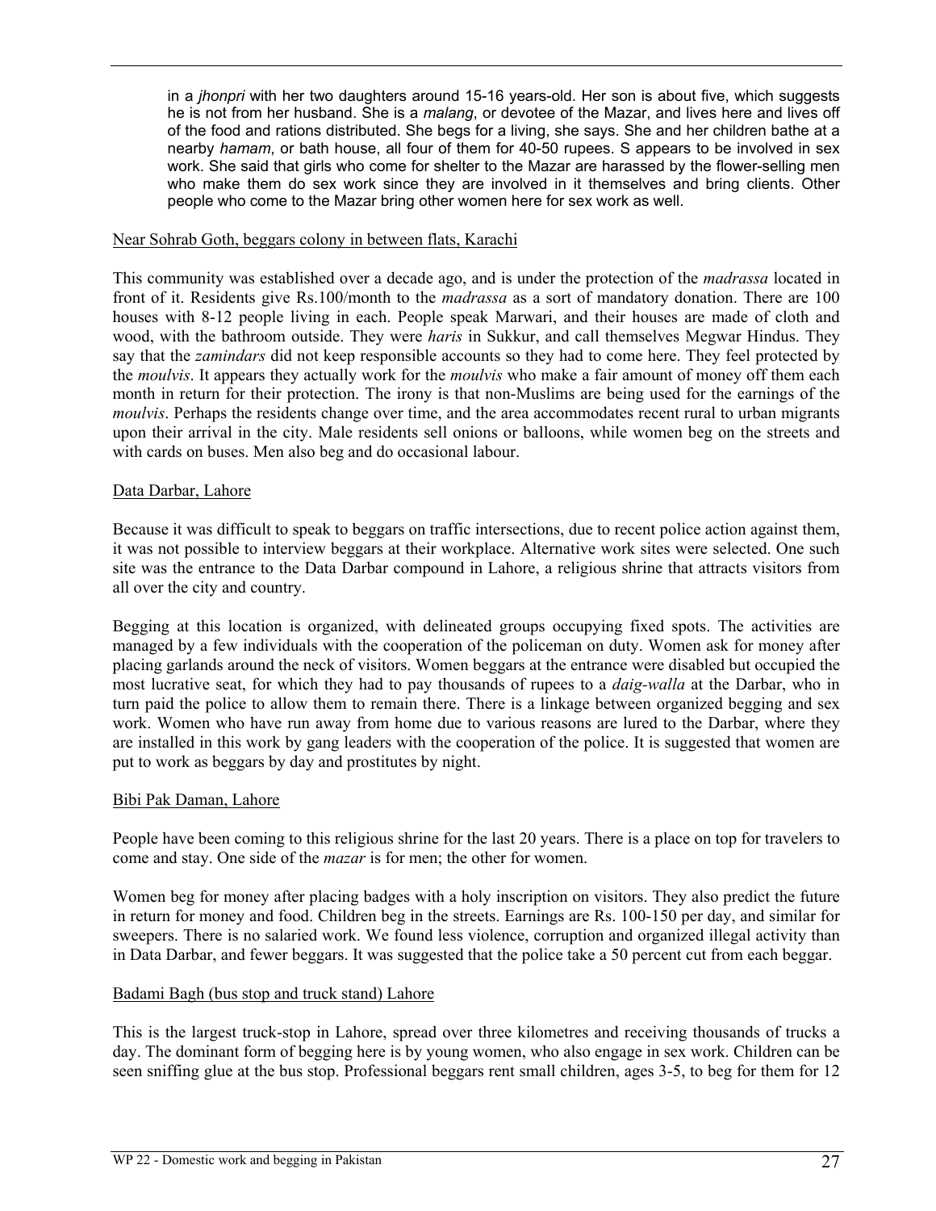in a *jhonpri* with her two daughters around 15-16 years-old. Her son is about five, which suggests he is not from her husband. She is a *malang*, or devotee of the Mazar, and lives here and lives off of the food and rations distributed. She begs for a living, she says. She and her children bathe at a nearby *hamam*, or bath house, all four of them for 40-50 rupees. S appears to be involved in sex work. She said that girls who come for shelter to the Mazar are harassed by the flower-selling men who make them do sex work since they are involved in it themselves and bring clients. Other people who come to the Mazar bring other women here for sex work as well.

Near Sohrab Goth, beggars colony in between flats, Karachi

This community was established over a decade ago, and is under the protection of the *madrassa* located in front of it. Residents give Rs.100/month to the *madrassa* as a sort of mandatory donation. There are 100 houses with 8-12 people living in each. People speak Marwari, and their houses are made of cloth and wood, with the bathroom outside. They were *haris* in Sukkur, and call themselves Megwar Hindus. They say that the *zamindars* did not keep responsible accounts so they had to come here. They feel protected by the *moulvis*. It appears they actually work for the *moulvis* who make a fair amount of money off them each month in return for their protection. The irony is that non-Muslims are being used for the earnings of the *moulvis*. Perhaps the residents change over time, and the area accommodates recent rural to urban migrants upon their arrival in the city. Male residents sell onions or balloons, while women beg on the streets and with cards on buses. Men also beg and do occasional labour.

Data Darbar, Lahore

Because it was difficult to speak to beggars on traffic intersections, due to recent police action against them, it was not possible to interview beggars at their workplace. Alternative work sites were selected. One such site was the entrance to the Data Darbar compound in Lahore, a religious shrine that attracts visitors from all over the city and country.

Begging at this location is organized, with delineated groups occupying fixed spots. The activities are managed by a few individuals with the cooperation of the policeman on duty. Women ask for money after placing garlands around the neck of visitors. Women beggars at the entrance were disabled but occupied the most lucrative seat, for which they had to pay thousands of rupees to a *daig-walla* at the Darbar, who in turn paid the police to allow them to remain there. There is a linkage between organized begging and sex work. Women who have run away from home due to various reasons are lured to the Darbar, where they are installed in this work by gang leaders with the cooperation of the police. It is suggested that women are put to work as beggars by day and prostitutes by night.

Bibi Pak Daman, Lahore

People have been coming to this religious shrine for the last 20 years. There is a place on top for travelers to come and stay. One side of the *mazar* is for men; the other for women.

Women beg for money after placing badges with a holy inscription on visitors. They also predict the future in return for money and food. Children beg in the streets. Earnings are Rs. 100-150 per day, and similar for sweepers. There is no salaried work. We found less violence, corruption and organized illegal activity than in Data Darbar, and fewer beggars. It was suggested that the police take a 50 percent cut from each beggar.

Badami Bagh (bus stop and truck stand) Lahore

This is the largest truck-stop in Lahore, spread over three kilometres and receiving thousands of trucks a day. The dominant form of begging here is by young women, who also engage in sex work. Children can be seen sniffing glue at the bus stop. Professional beggars rent small children, ages 3-5, to beg for them for 12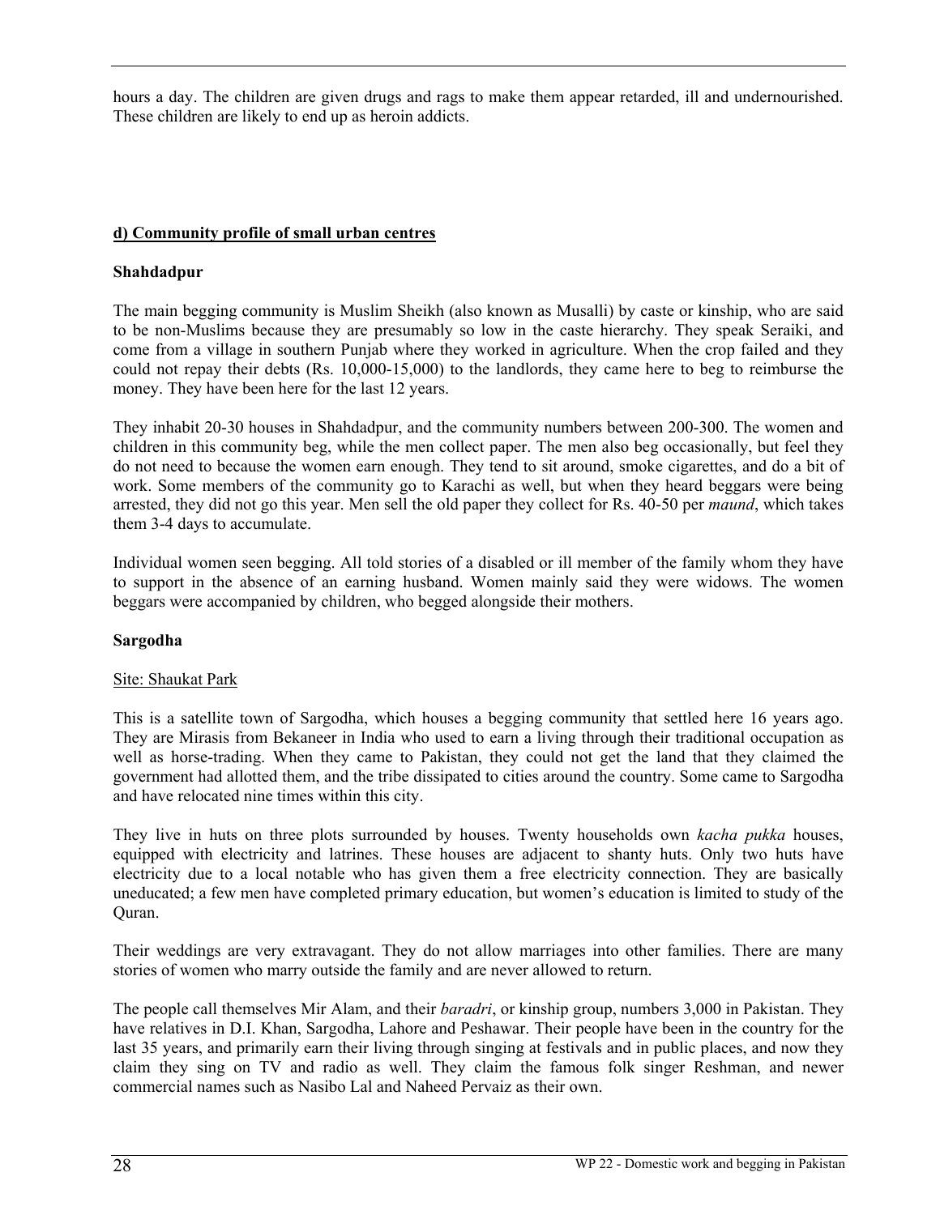hours a day. The children are given drugs and rags to make them appear retarded, ill and undernourished. These children are likely to end up as heroin addicts.

**d) Community profile of small urban centres**

**Shahdadpur**

The main begging community is Muslim Sheikh (also known as Musalli) by caste or kinship, who are said to be non-Muslims because they are presumably so low in the caste hierarchy. They speak Seraiki, and come from a village in southern Punjab where they worked in agriculture. When the crop failed and they could not repay their debts (Rs. 10,000-15,000) to the landlords, they came here to beg to reimburse the money. They have been here for the last 12 years.

They inhabit 20-30 houses in Shahdadpur, and the community numbers between 200-300. The women and children in this community beg, while the men collect paper. The men also beg occasionally, but feel they do not need to because the women earn enough. They tend to sit around, smoke cigarettes, and do a bit of work. Some members of the community go to Karachi as well, but when they heard beggars were being arrested, they did not go this year. Men sell the old paper they collect for Rs. 40-50 per *maund*, which takes them 3-4 days to accumulate.

Individual women seen begging. All told stories of a disabled or ill member of the family whom they have to support in the absence of an earning husband. Women mainly said they were widows. The women beggars were accompanied by children, who begged alongside their mothers.

**Sargodha**

Site: Shaukat Park

This is a satellite town of Sargodha, which houses a begging community that settled here 16 years ago. They are Mirasis from Bekaneer in India who used to earn a living through their traditional occupation as well as horse-trading. When they came to Pakistan, they could not get the land that they claimed the government had allotted them, and the tribe dissipated to cities around the country. Some came to Sargodha and have relocated nine times within this city.

They live in huts on three plots surrounded by houses. Twenty households own *kacha pukka* houses, equipped with electricity and latrines. These houses are adjacent to shanty huts. Only two huts have electricity due to a local notable who has given them a free electricity connection. They are basically uneducated; a few men have completed primary education, but women's education is limited to study of the Quran.

Their weddings are very extravagant. They do not allow marriages into other families. There are many stories of women who marry outside the family and are never allowed to return.

The people call themselves Mir Alam, and their *baradri*, or kinship group, numbers 3,000 in Pakistan. They have relatives in D.I. Khan, Sargodha, Lahore and Peshawar. Their people have been in the country for the last 35 years, and primarily earn their living through singing at festivals and in public places, and now they claim they sing on TV and radio as well. They claim the famous folk singer Reshman, and newer commercial names such as Nasibo Lal and Naheed Pervaiz as their own.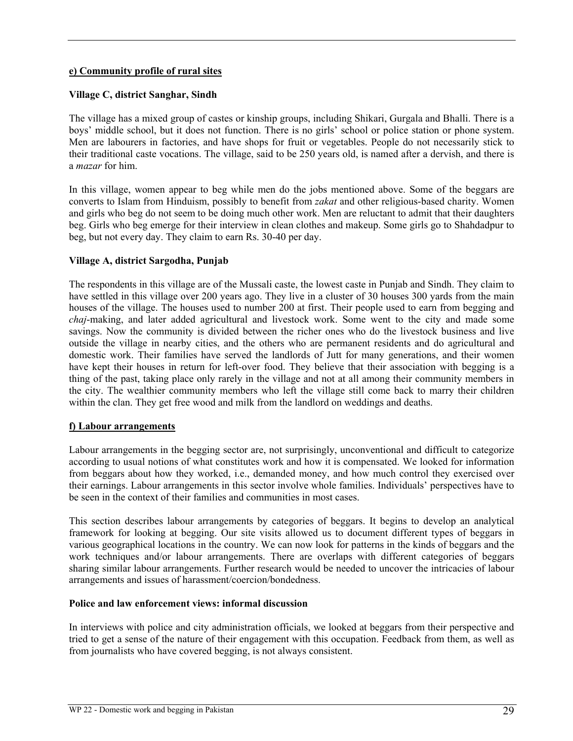**e) Community profile of rural sites**

**Village C, district Sanghar, Sindh**

The village has a mixed group of castes or kinship groups, including Shikari, Gurgala and Bhalli. There is a boys' middle school, but it does not function. There is no girls' school or police station or phone system. Men are labourers in factories, and have shops for fruit or vegetables. People do not necessarily stick to their traditional caste vocations. The village, said to be 250 years old, is named after a dervish, and there is a *mazar* for him.

In this village, women appear to beg while men do the jobs mentioned above. Some of the beggars are converts to Islam from Hinduism, possibly to benefit from *zakat* and other religious-based charity. Women and girls who beg do not seem to be doing much other work. Men are reluctant to admit that their daughters beg. Girls who beg emerge for their interview in clean clothes and makeup. Some girls go to Shahdadpur to beg, but not every day. They claim to earn Rs. 30-40 per day.

**Village A, district Sargodha, Punjab**

The respondents in this village are of the Mussali caste, the lowest caste in Punjab and Sindh. They claim to have settled in this village over 200 years ago. They live in a cluster of 30 houses 300 yards from the main houses of the village. The houses used to number 200 at first. Their people used to earn from begging and *chaj*-making, and later added agricultural and livestock work. Some went to the city and made some savings. Now the community is divided between the richer ones who do the livestock business and live outside the village in nearby cities, and the others who are permanent residents and do agricultural and domestic work. Their families have served the landlords of Jutt for many generations, and their women have kept their houses in return for left-over food. They believe that their association with begging is a thing of the past, taking place only rarely in the village and not at all among their community members in the city. The wealthier community members who left the village still come back to marry their children within the clan. They get free wood and milk from the landlord on weddings and deaths.

**f) Labour arrangements**

Labour arrangements in the begging sector are, not surprisingly, unconventional and difficult to categorize according to usual notions of what constitutes work and how it is compensated. We looked for information from beggars about how they worked, i.e., demanded money, and how much control they exercised over their earnings. Labour arrangements in this sector involve whole families. Individuals' perspectives have to be seen in the context of their families and communities in most cases.

This section describes labour arrangements by categories of beggars. It begins to develop an analytical framework for looking at begging. Our site visits allowed us to document different types of beggars in various geographical locations in the country. We can now look for patterns in the kinds of beggars and the work techniques and/or labour arrangements. There are overlaps with different categories of beggars sharing similar labour arrangements. Further research would be needed to uncover the intricacies of labour arrangements and issues of harassment/coercion/bondedness.

**Police and law enforcement views: informal discussion**

In interviews with police and city administration officials, we looked at beggars from their perspective and tried to get a sense of the nature of their engagement with this occupation. Feedback from them, as well as from journalists who have covered begging, is not always consistent.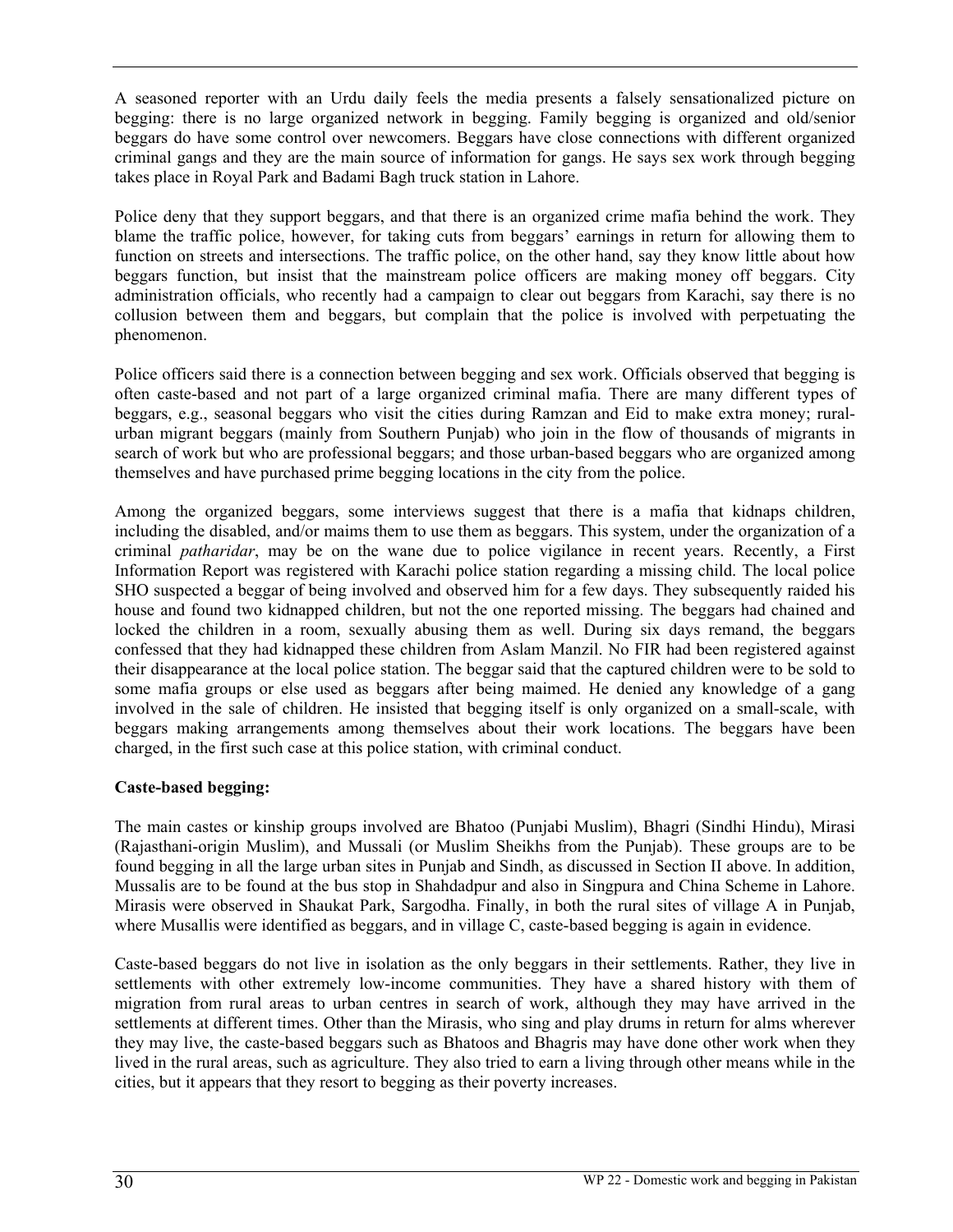A seasoned reporter with an Urdu daily feels the media presents a falsely sensationalized picture on begging: there is no large organized network in begging. Family begging is organized and old/senior beggars do have some control over newcomers. Beggars have close connections with different organized criminal gangs and they are the main source of information for gangs. He says sex work through begging takes place in Royal Park and Badami Bagh truck station in Lahore.

Police deny that they support beggars, and that there is an organized crime mafia behind the work. They blame the traffic police, however, for taking cuts from beggars' earnings in return for allowing them to function on streets and intersections. The traffic police, on the other hand, say they know little about how beggars function, but insist that the mainstream police officers are making money off beggars. City administration officials, who recently had a campaign to clear out beggars from Karachi, say there is no collusion between them and beggars, but complain that the police is involved with perpetuating the phenomenon.

Police officers said there is a connection between begging and sex work. Officials observed that begging is often caste-based and not part of a large organized criminal mafia. There are many different types of beggars, e.g., seasonal beggars who visit the cities during Ramzan and Eid to make extra money; rural-urban migrant beggars (mainly from Southern Punjab) who join in the flow of thousands of migrants in search of work but who are professional beggars; and those urban-based beggars who are organized among themselves and have purchased prime begging locations in the city from the police.

Among the organized beggars, some interviews suggest that there is a mafia that kidnaps children, including the disabled, and/or maims them to use them as beggars. This system, under the organization of a criminal *patharidar*, may be on the wane due to police vigilance in recent years. Recently, a First Information Report was registered with Karachi police station regarding a missing child. The local police SHO suspected a beggar of being involved and observed him for a few days. They subsequently raided his house and found two kidnapped children, but not the one reported missing. The beggars had chained and locked the children in a room, sexually abusing them as well. During six days remand, the beggars confessed that they had kidnapped these children from Aslam Manzil. No FIR had been registered against their disappearance at the local police station. The beggar said that the captured children were to be sold to some mafia groups or else used as beggars after being maimed. He denied any knowledge of a gang involved in the sale of children. He insisted that begging itself is only organized on a small-scale, with beggars making arrangements among themselves about their work locations. The beggars have been charged, in the first such case at this police station, with criminal conduct.

**Caste-based begging:**

The main castes or kinship groups involved are Bhatoo (Punjabi Muslim), Bhagri (Sindhi Hindu), Mirasi (Rajasthani-origin Muslim), and Mussali (or Muslim Sheikhs from the Punjab). These groups are to be found begging in all the large urban sites in Punjab and Sindh, as discussed in Section II above. In addition, Mussalis are to be found at the bus stop in Shahdadpur and also in Singpura and China Scheme in Lahore. Mirasis were observed in Shaukat Park, Sargodha. Finally, in both the rural sites of village A in Punjab, where Musallis were identified as beggars, and in village C, caste-based begging is again in evidence.

Caste-based beggars do not live in isolation as the only beggars in their settlements. Rather, they live in settlements with other extremely low-income communities. They have a shared history with them of migration from rural areas to urban centres in search of work, although they may have arrived in the settlements at different times. Other than the Mirasis, who sing and play drums in return for alms wherever they may live, the caste-based beggars such as Bhatoos and Bhagris may have done other work when they lived in the rural areas, such as agriculture. They also tried to earn a living through other means while in the cities, but it appears that they resort to begging as their poverty increases.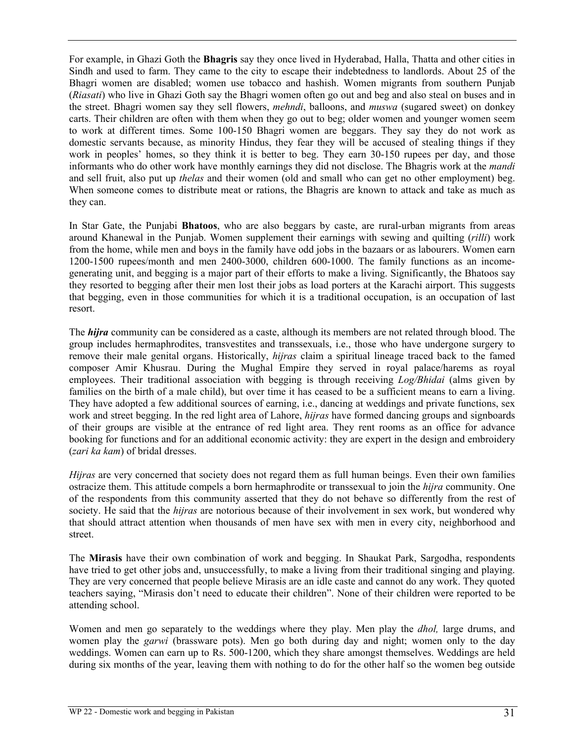For example, in Ghazi Goth the **Bhagris** say they once lived in Hyderabad, Halla, Thatta and other cities in Sindh and used to farm. They came to the city to escape their indebtedness to landlords. About 25 of the Bhagri women are disabled; women use tobacco and hashish. Women migrants from southern Punjab (*Riasati*) who live in Ghazi Goth say the Bhagri women often go out and beg and also steal on buses and in the street. Bhagri women say they sell flowers, *mehndi*, balloons, and *muswa* (sugared sweet) on donkey carts. Their children are often with them when they go out to beg; older women and younger women seem to work at different times. Some 100-150 Bhagri women are beggars. They say they do not work as domestic servants because, as minority Hindus, they fear they will be accused of stealing things if they work in peoples' homes, so they think it is better to beg. They earn 30-150 rupees per day, and those informants who do other work have monthly earnings they did not disclose. The Bhagris work at the *mandi* and sell fruit, also put up *thelas* and their women (old and small who can get no other employment) beg. When someone comes to distribute meat or rations, the Bhagris are known to attack and take as much as they can.

In Star Gate, the Punjabi **Bhatoos**, who are also beggars by caste, are rural-urban migrants from areas around Khanewal in the Punjab. Women supplement their earnings with sewing and quilting (*rilli*) work from the home, while men and boys in the family have odd jobs in the bazaars or as labourers. Women earn 1200-1500 rupees/month and men 2400-3000, children 600-1000. The family functions as an income-generating unit, and begging is a major part of their efforts to make a living. Significantly, the Bhatoos say they resorted to begging after their men lost their jobs as load porters at the Karachi airport. This suggests that begging, even in those communities for which it is a traditional occupation, is an occupation of last resort.

The ***hijra*** community can be considered as a caste, although its members are not related through blood. The group includes hermaphrodites, transvestites and transsexuals, i.e., those who have undergone surgery to remove their male genital organs. Historically, *hijras* claim a spiritual lineage traced back to the famed composer Amir Khusrau. During the Mughal Empire they served in royal palace/harems as royal employees. Their traditional association with begging is through receiving *Log/Bhidai* (alms given by families on the birth of a male child), but over time it has ceased to be a sufficient means to earn a living. They have adopted a few additional sources of earning, i.e., dancing at weddings and private functions, sex work and street begging. In the red light area of Lahore, *hijras* have formed dancing groups and signboards of their groups are visible at the entrance of red light area. They rent rooms as an office for advance booking for functions and for an additional economic activity: they are expert in the design and embroidery (*zari ka kam*) of bridal dresses.

*Hijras* are very concerned that society does not regard them as full human beings. Even their own families ostracize them. This attitude compels a born hermaphrodite or transsexual to join the *hijra* community. One of the respondents from this community asserted that they do not behave so differently from the rest of society. He said that the *hijras* are notorious because of their involvement in sex work, but wondered why that should attract attention when thousands of men have sex with men in every city, neighborhood and street.

The **Mirasis** have their own combination of work and begging. In Shaukat Park, Sargodha, respondents have tried to get other jobs and, unsuccessfully, to make a living from their traditional singing and playing. They are very concerned that people believe Mirasis are an idle caste and cannot do any work. They quoted teachers saying, "Mirasis don't need to educate their children". None of their children were reported to be attending school.

Women and men go separately to the weddings where they play. Men play the *dhol,* large drums, and women play the *garwi* (brassware pots). Men go both during day and night; women only to the day weddings. Women can earn up to Rs. 500-1200, which they share amongst themselves. Weddings are held during six months of the year, leaving them with nothing to do for the other half so the women beg outside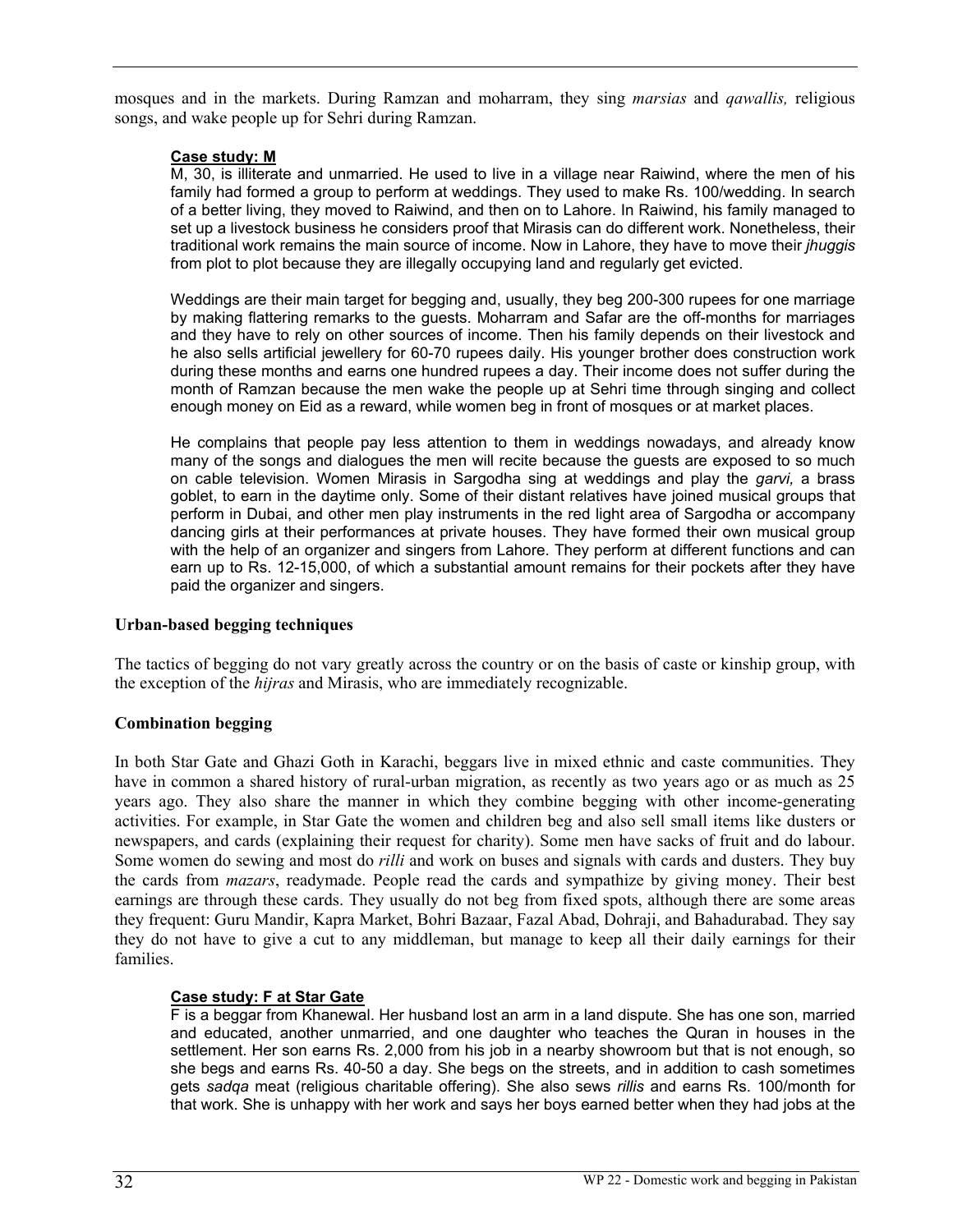mosques and in the markets. During Ramzan and moharram, they sing *marsias* and *qawallis,* religious songs, and wake people up for Sehri during Ramzan.

**Case study: M**

M, 30, is illiterate and unmarried. He used to live in a village near Raiwind, where the men of his family had formed a group to perform at weddings. They used to make Rs. 100/wedding. In search of a better living, they moved to Raiwind, and then on to Lahore. In Raiwind, his family managed to set up a livestock business he considers proof that Mirasis can do different work. Nonetheless, their traditional work remains the main source of income. Now in Lahore, they have to move their *jhuggis* from plot to plot because they are illegally occupying land and regularly get evicted.

Weddings are their main target for begging and, usually, they beg 200-300 rupees for one marriage by making flattering remarks to the guests. Moharram and Safar are the off-months for marriages and they have to rely on other sources of income. Then his family depends on their livestock and he also sells artificial jewellery for 60-70 rupees daily. His younger brother does construction work during these months and earns one hundred rupees a day. Their income does not suffer during the month of Ramzan because the men wake the people up at Sehri time through singing and collect enough money on Eid as a reward, while women beg in front of mosques or at market places.

He complains that people pay less attention to them in weddings nowadays, and already know many of the songs and dialogues the men will recite because the guests are exposed to so much on cable television. Women Mirasis in Sargodha sing at weddings and play the *garvi,* a brass goblet, to earn in the daytime only. Some of their distant relatives have joined musical groups that perform in Dubai, and other men play instruments in the red light area of Sargodha or accompany dancing girls at their performances at private houses. They have formed their own musical group with the help of an organizer and singers from Lahore. They perform at different functions and can earn up to Rs. 12-15,000, of which a substantial amount remains for their pockets after they have paid the organizer and singers.

**Urban-based begging techniques**

The tactics of begging do not vary greatly across the country or on the basis of caste or kinship group, with the exception of the *hijras* and Mirasis, who are immediately recognizable.

**Combination begging**

In both Star Gate and Ghazi Goth in Karachi, beggars live in mixed ethnic and caste communities. They have in common a shared history of rural-urban migration, as recently as two years ago or as much as 25 years ago. They also share the manner in which they combine begging with other income-generating activities. For example, in Star Gate the women and children beg and also sell small items like dusters or newspapers, and cards (explaining their request for charity). Some men have sacks of fruit and do labour. Some women do sewing and most do *rilli* and work on buses and signals with cards and dusters. They buy the cards from *mazars*, readymade. People read the cards and sympathize by giving money. Their best earnings are through these cards. They usually do not beg from fixed spots, although there are some areas they frequent: Guru Mandir, Kapra Market, Bohri Bazaar, Fazal Abad, Dohraji, and Bahadurabad. They say they do not have to give a cut to any middleman, but manage to keep all their daily earnings for their families.

**Case study: F at Star Gate**

F is a beggar from Khanewal. Her husband lost an arm in a land dispute. She has one son, married and educated, another unmarried, and one daughter who teaches the Quran in houses in the settlement. Her son earns Rs. 2,000 from his job in a nearby showroom but that is not enough, so she begs and earns Rs. 40-50 a day. She begs on the streets, and in addition to cash sometimes gets *sadqa* meat (religious charitable offering). She also sews *rillis* and earns Rs. 100/month for that work. She is unhappy with her work and says her boys earned better when they had jobs at the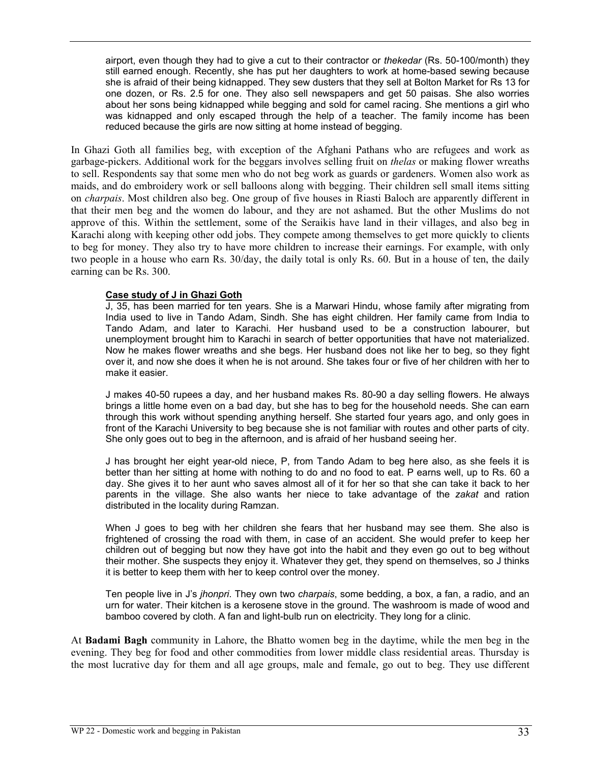airport, even though they had to give a cut to their contractor or *thekedar* (Rs. 50-100/month) they still earned enough. Recently, she has put her daughters to work at home-based sewing because she is afraid of their being kidnapped. They sew dusters that they sell at Bolton Market for Rs 13 for one dozen, or Rs. 2.5 for one. They also sell newspapers and get 50 paisas. She also worries about her sons being kidnapped while begging and sold for camel racing. She mentions a girl who was kidnapped and only escaped through the help of a teacher. The family income has been reduced because the girls are now sitting at home instead of begging.

In Ghazi Goth all families beg, with exception of the Afghani Pathans who are refugees and work as garbage-pickers. Additional work for the beggars involves selling fruit on *thelas* or making flower wreaths to sell. Respondents say that some men who do not beg work as guards or gardeners. Women also work as maids, and do embroidery work or sell balloons along with begging. Their children sell small items sitting on *charpais*. Most children also beg. One group of five houses in Riasti Baloch are apparently different in that their men beg and the women do labour, and they are not ashamed. But the other Muslims do not approve of this. Within the settlement, some of the Seraikis have land in their villages, and also beg in Karachi along with keeping other odd jobs. They compete among themselves to get more quickly to clients to beg for money. They also try to have more children to increase their earnings. For example, with only two people in a house who earn Rs. 30/day, the daily total is only Rs. 60. But in a house of ten, the daily earning can be Rs. 300.

**Case study of J in Ghazi Goth**

J, 35, has been married for ten years. She is a Marwari Hindu, whose family after migrating from India used to live in Tando Adam, Sindh. She has eight children. Her family came from India to Tando Adam, and later to Karachi. Her husband used to be a construction labourer, but unemployment brought him to Karachi in search of better opportunities that have not materialized. Now he makes flower wreaths and she begs. Her husband does not like her to beg, so they fight over it, and now she does it when he is not around. She takes four or five of her children with her to make it easier.

J makes 40-50 rupees a day, and her husband makes Rs. 80-90 a day selling flowers. He always brings a little home even on a bad day, but she has to beg for the household needs. She can earn through this work without spending anything herself. She started four years ago, and only goes in front of the Karachi University to beg because she is not familiar with routes and other parts of city. She only goes out to beg in the afternoon, and is afraid of her husband seeing her.

J has brought her eight year-old niece, P, from Tando Adam to beg here also, as she feels it is better than her sitting at home with nothing to do and no food to eat. P earns well, up to Rs. 60 a day. She gives it to her aunt who saves almost all of it for her so that she can take it back to her parents in the village. She also wants her niece to take advantage of the *zakat* and ration distributed in the locality during Ramzan.

When J goes to beg with her children she fears that her husband may see them. She also is frightened of crossing the road with them, in case of an accident. She would prefer to keep her children out of begging but now they have got into the habit and they even go out to beg without their mother. She suspects they enjoy it. Whatever they get, they spend on themselves, so J thinks it is better to keep them with her to keep control over the money.

Ten people live in J's *jhonpri*. They own two *charpais*, some bedding, a box, a fan, a radio, and an urn for water. Their kitchen is a kerosene stove in the ground. The washroom is made of wood and bamboo covered by cloth. A fan and light-bulb run on electricity. They long for a clinic.

At **Badami Bagh** community in Lahore, the Bhatto women beg in the daytime, while the men beg in the evening. They beg for food and other commodities from lower middle class residential areas. Thursday is the most lucrative day for them and all age groups, male and female, go out to beg. They use different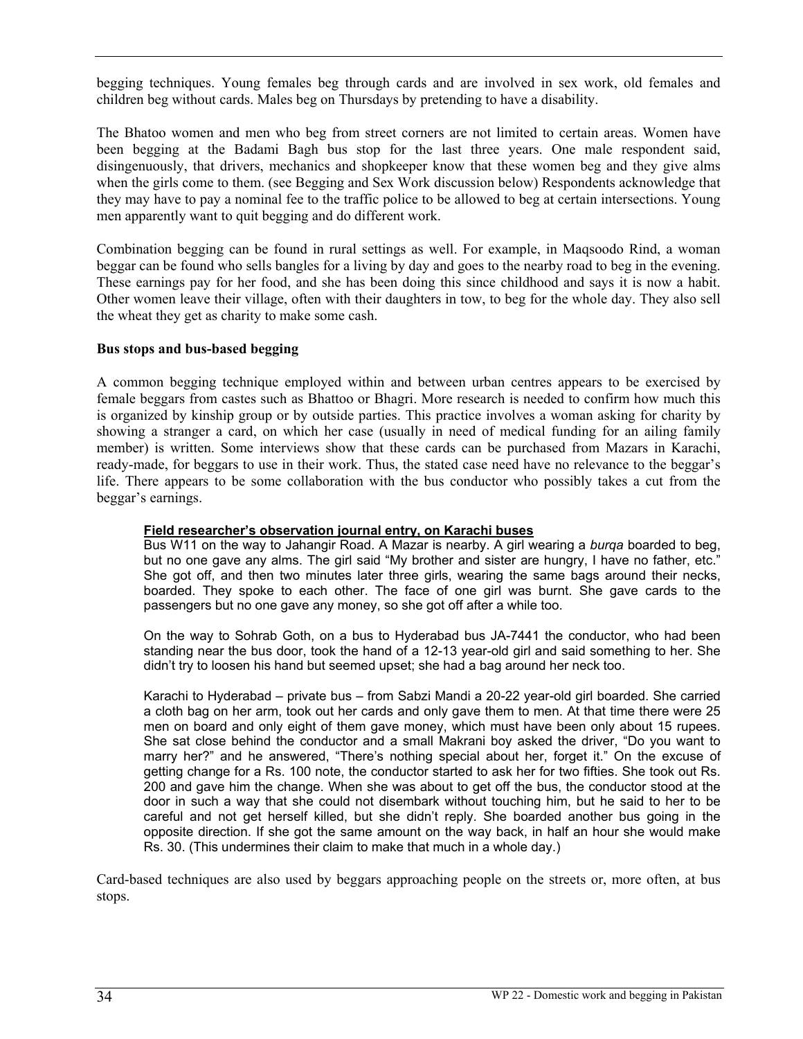begging techniques. Young females beg through cards and are involved in sex work, old females and children beg without cards. Males beg on Thursdays by pretending to have a disability.

The Bhatoo women and men who beg from street corners are not limited to certain areas. Women have been begging at the Badami Bagh bus stop for the last three years. One male respondent said, disingenuously, that drivers, mechanics and shopkeeper know that these women beg and they give alms when the girls come to them. (see Begging and Sex Work discussion below) Respondents acknowledge that they may have to pay a nominal fee to the traffic police to be allowed to beg at certain intersections. Young men apparently want to quit begging and do different work.

Combination begging can be found in rural settings as well. For example, in Maqsoodo Rind, a woman beggar can be found who sells bangles for a living by day and goes to the nearby road to beg in the evening. These earnings pay for her food, and she has been doing this since childhood and says it is now a habit. Other women leave their village, often with their daughters in tow, to beg for the whole day. They also sell the wheat they get as charity to make some cash.

**Bus stops and bus-based begging**

A common begging technique employed within and between urban centres appears to be exercised by female beggars from castes such as Bhattoo or Bhagri. More research is needed to confirm how much this is organized by kinship group or by outside parties. This practice involves a woman asking for charity by showing a stranger a card, on which her case (usually in need of medical funding for an ailing family member) is written. Some interviews show that these cards can be purchased from Mazars in Karachi, ready-made, for beggars to use in their work. Thus, the stated case need have no relevance to the beggar's life. There appears to be some collaboration with the bus conductor who possibly takes a cut from the beggar's earnings.

> **Field researcher's observation journal entry, on Karachi buses**
> Bus W11 on the way to Jahangir Road. A Mazar is nearby. A girl wearing a *burqa* boarded to beg, but no one gave any alms. The girl said "My brother and sister are hungry, I have no father, etc." She got off, and then two minutes later three girls, wearing the same bags around their necks, boarded. They spoke to each other. The face of one girl was burnt. She gave cards to the passengers but no one gave any money, so she got off after a while too.
>
> On the way to Sohrab Goth, on a bus to Hyderabad bus JA-7441 the conductor, who had been standing near the bus door, took the hand of a 12-13 year-old girl and said something to her. She didn't try to loosen his hand but seemed upset; she had a bag around her neck too.
>
> Karachi to Hyderabad – private bus – from Sabzi Mandi a 20-22 year-old girl boarded. She carried a cloth bag on her arm, took out her cards and only gave them to men. At that time there were 25 men on board and only eight of them gave money, which must have been only about 15 rupees. She sat close behind the conductor and a small Makrani boy asked the driver, "Do you want to marry her?" and he answered, "There's nothing special about her, forget it." On the excuse of getting change for a Rs. 100 note, the conductor started to ask her for two fifties. She took out Rs. 200 and gave him the change. When she was about to get off the bus, the conductor stood at the door in such a way that she could not disembark without touching him, but he said to her to be careful and not get herself killed, but she didn't reply. She boarded another bus going in the opposite direction. If she got the same amount on the way back, in half an hour she would make Rs. 30. (This undermines their claim to make that much in a whole day.)

Card-based techniques are also used by beggars approaching people on the streets or, more often, at bus stops.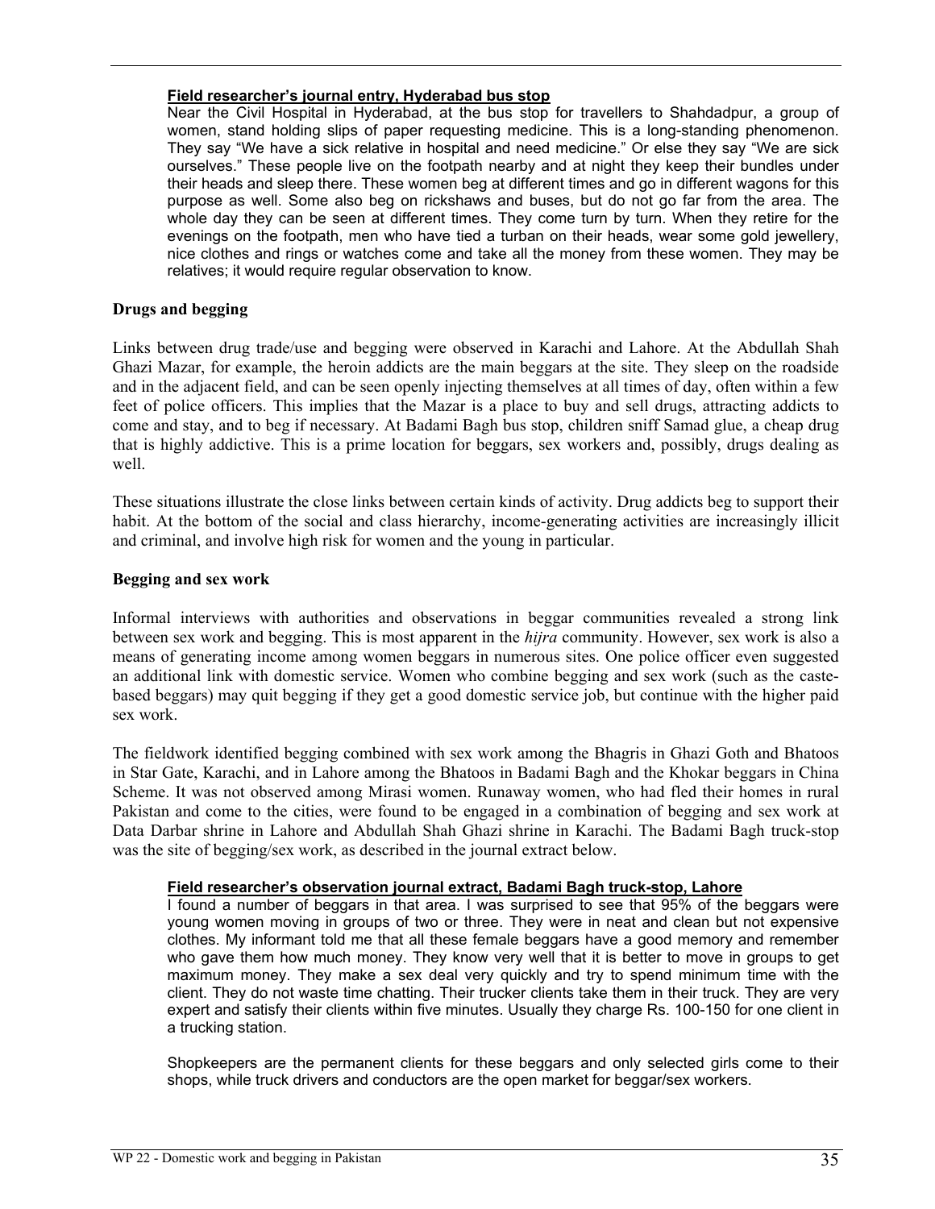**Field researcher's journal entry, Hyderabad bus stop**

Near the Civil Hospital in Hyderabad, at the bus stop for travellers to Shahdadpur, a group of women, stand holding slips of paper requesting medicine. This is a long-standing phenomenon. They say "We have a sick relative in hospital and need medicine." Or else they say "We are sick ourselves." These people live on the footpath nearby and at night they keep their bundles under their heads and sleep there. These women beg at different times and go in different wagons for this purpose as well. Some also beg on rickshaws and buses, but do not go far from the area. The whole day they can be seen at different times. They come turn by turn. When they retire for the evenings on the footpath, men who have tied a turban on their heads, wear some gold jewellery, nice clothes and rings or watches come and take all the money from these women. They may be relatives; it would require regular observation to know.

### Drugs and begging

Links between drug trade/use and begging were observed in Karachi and Lahore. At the Abdullah Shah Ghazi Mazar, for example, the heroin addicts are the main beggars at the site. They sleep on the roadside and in the adjacent field, and can be seen openly injecting themselves at all times of day, often within a few feet of police officers. This implies that the Mazar is a place to buy and sell drugs, attracting addicts to come and stay, and to beg if necessary. At Badami Bagh bus stop, children sniff Samad glue, a cheap drug that is highly addictive. This is a prime location for beggars, sex workers and, possibly, drugs dealing as well.

These situations illustrate the close links between certain kinds of activity. Drug addicts beg to support their habit. At the bottom of the social and class hierarchy, income-generating activities are increasingly illicit and criminal, and involve high risk for women and the young in particular.

### Begging and sex work

Informal interviews with authorities and observations in beggar communities revealed a strong link between sex work and begging. This is most apparent in the *hijra* community. However, sex work is also a means of generating income among women beggars in numerous sites. One police officer even suggested an additional link with domestic service. Women who combine begging and sex work (such as the caste-based beggars) may quit begging if they get a good domestic service job, but continue with the higher paid sex work.

The fieldwork identified begging combined with sex work among the Bhagris in Ghazi Goth and Bhatoos in Star Gate, Karachi, and in Lahore among the Bhatoos in Badami Bagh and the Khokar beggars in China Scheme. It was not observed among Mirasi women. Runaway women, who had fled their homes in rural Pakistan and come to the cities, were found to be engaged in a combination of begging and sex work at Data Darbar shrine in Lahore and Abdullah Shah Ghazi shrine in Karachi. The Badami Bagh truck-stop was the site of begging/sex work, as described in the journal extract below.

**Field researcher's observation journal extract, Badami Bagh truck-stop, Lahore**

I found a number of beggars in that area. I was surprised to see that 95% of the beggars were young women moving in groups of two or three. They were in neat and clean but not expensive clothes. My informant told me that all these female beggars have a good memory and remember who gave them how much money. They know very well that it is better to move in groups to get maximum money. They make a sex deal very quickly and try to spend minimum time with the client. They do not waste time chatting. Their trucker clients take them in their truck. They are very expert and satisfy their clients within five minutes. Usually they charge Rs. 100-150 for one client in a trucking station.

Shopkeepers are the permanent clients for these beggars and only selected girls come to their shops, while truck drivers and conductors are the open market for beggar/sex workers.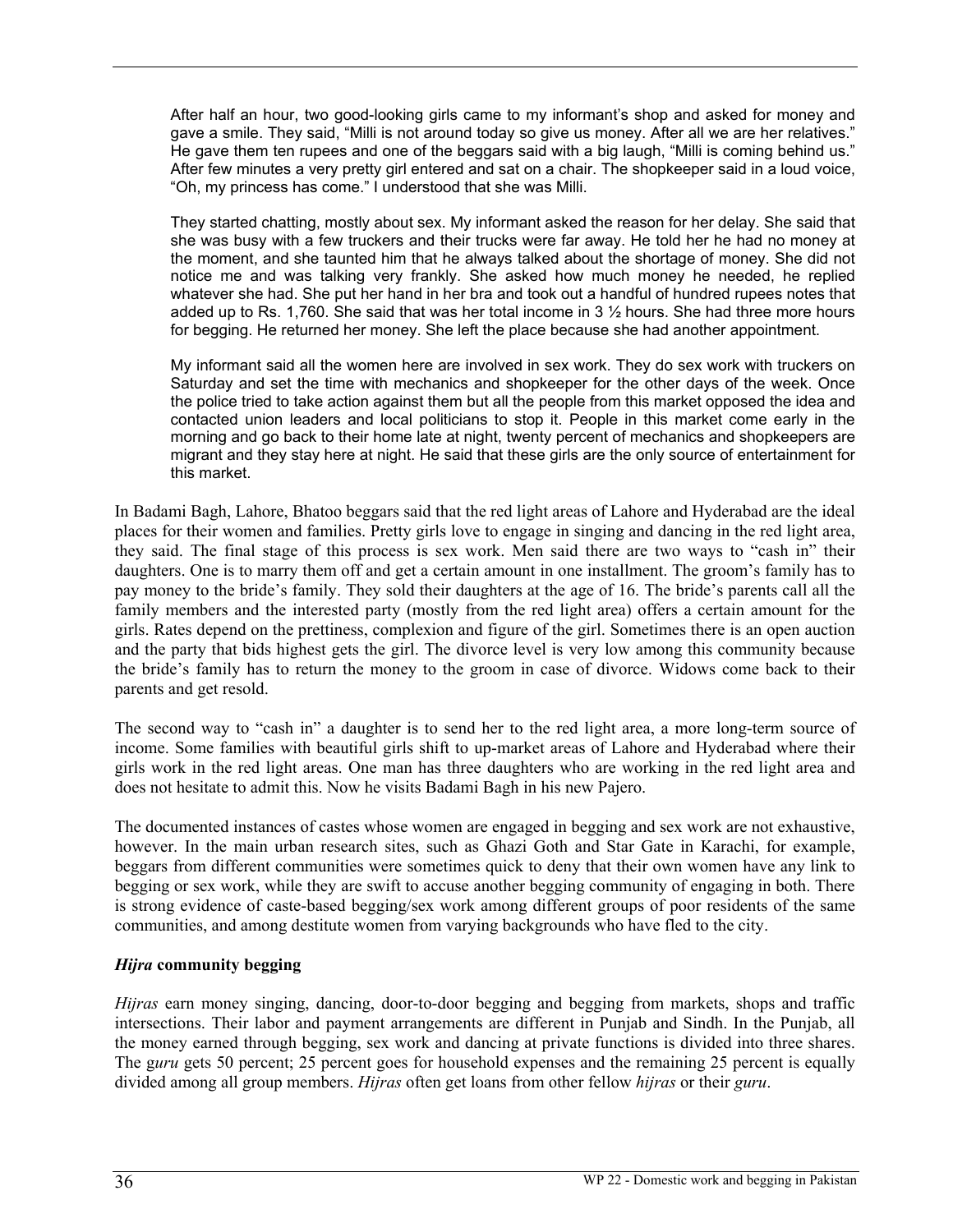> After half an hour, two good-looking girls came to my informant's shop and asked for money and gave a smile. They said, "Milli is not around today so give us money. After all we are her relatives." He gave them ten rupees and one of the beggars said with a big laugh, "Milli is coming behind us." After few minutes a very pretty girl entered and sat on a chair. The shopkeeper said in a loud voice, "Oh, my princess has come." I understood that she was Milli.
>
> They started chatting, mostly about sex. My informant asked the reason for her delay. She said that she was busy with a few truckers and their trucks were far away. He told her he had no money at the moment, and she taunted him that he always talked about the shortage of money. She did not notice me and was talking very frankly. She asked how much money he needed, he replied whatever she had. She put her hand in her bra and took out a handful of hundred rupees notes that added up to Rs. 1,760. She said that was her total income in 3 ½ hours. She had three more hours for begging. He returned her money. She left the place because she had another appointment.
>
> My informant said all the women here are involved in sex work. They do sex work with truckers on Saturday and set the time with mechanics and shopkeeper for the other days of the week. Once the police tried to take action against them but all the people from this market opposed the idea and contacted union leaders and local politicians to stop it. People in this market come early in the morning and go back to their home late at night, twenty percent of mechanics and shopkeepers are migrant and they stay here at night. He said that these girls are the only source of entertainment for this market.

In Badami Bagh, Lahore, Bhatoo beggars said that the red light areas of Lahore and Hyderabad are the ideal places for their women and families. Pretty girls love to engage in singing and dancing in the red light area, they said. The final stage of this process is sex work. Men said there are two ways to "cash in" their daughters. One is to marry them off and get a certain amount in one installment. The groom's family has to pay money to the bride's family. They sold their daughters at the age of 16. The bride's parents call all the family members and the interested party (mostly from the red light area) offers a certain amount for the girls. Rates depend on the prettiness, complexion and figure of the girl. Sometimes there is an open auction and the party that bids highest gets the girl. The divorce level is very low among this community because the bride's family has to return the money to the groom in case of divorce. Widows come back to their parents and get resold.

The second way to "cash in" a daughter is to send her to the red light area, a more long-term source of income. Some families with beautiful girls shift to up-market areas of Lahore and Hyderabad where their girls work in the red light areas. One man has three daughters who are working in the red light area and does not hesitate to admit this. Now he visits Badami Bagh in his new Pajero.

The documented instances of castes whose women are engaged in begging and sex work are not exhaustive, however. In the main urban research sites, such as Ghazi Goth and Star Gate in Karachi, for example, beggars from different communities were sometimes quick to deny that their own women have any link to begging or sex work, while they are swift to accuse another begging community of engaging in both. There is strong evidence of caste-based begging/sex work among different groups of poor residents of the same communities, and among destitute women from varying backgrounds who have fled to the city.

### ***Hijra* community begging**

*Hijras* earn money singing, dancing, door-to-door begging and begging from markets, shops and traffic intersections. Their labor and payment arrangements are different in Punjab and Sindh. In the Punjab, all the money earned through begging, sex work and dancing at private functions is divided into three shares. The *guru* gets 50 percent; 25 percent goes for household expenses and the remaining 25 percent is equally divided among all group members. *Hijras* often get loans from other fellow *hijras* or their *guru*.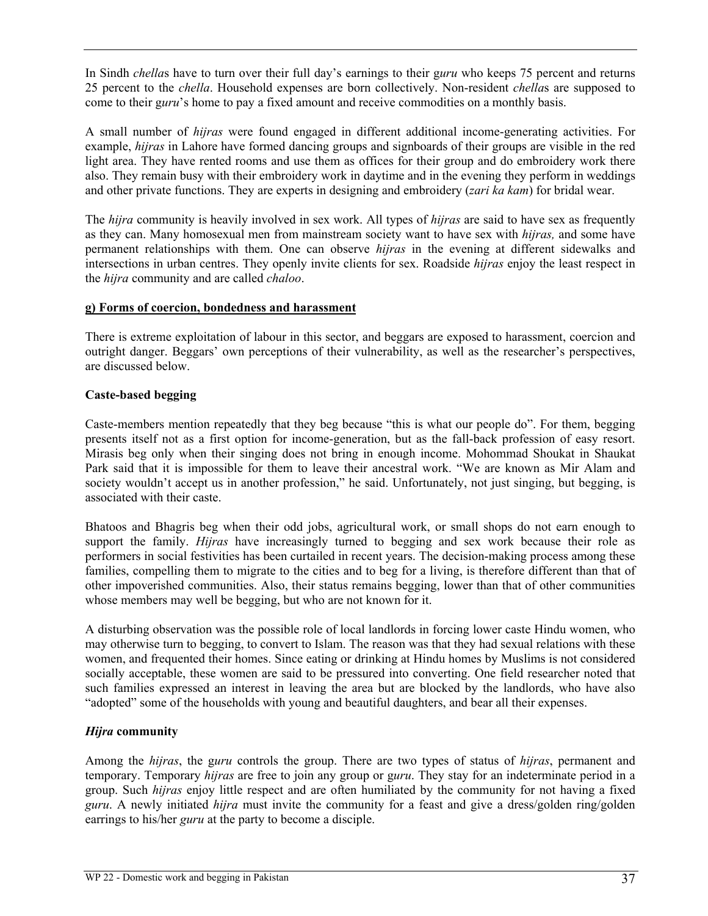In Sindh *chella*s have to turn over their full day's earnings to their g*uru* who keeps 75 percent and returns 25 percent to the *chella*. Household expenses are born collectively. Non-resident *chella*s are supposed to come to their g*uru*'s home to pay a fixed amount and receive commodities on a monthly basis.

A small number of *hijras* were found engaged in different additional income-generating activities. For example, *hijras* in Lahore have formed dancing groups and signboards of their groups are visible in the red light area. They have rented rooms and use them as offices for their group and do embroidery work there also. They remain busy with their embroidery work in daytime and in the evening they perform in weddings and other private functions. They are experts in designing and embroidery (*zari ka kam*) for bridal wear.

The *hijra* community is heavily involved in sex work. All types of *hijras* are said to have sex as frequently as they can. Many homosexual men from mainstream society want to have sex with *hijras,* and some have permanent relationships with them. One can observe *hijras* in the evening at different sidewalks and intersections in urban centres. They openly invite clients for sex. Roadside *hijras* enjoy the least respect in the *hijra* community and are called *chaloo*.

#### g) Forms of coercion, bondedness and harassment

There is extreme exploitation of labour in this sector, and beggars are exposed to harassment, coercion and outright danger. Beggars' own perceptions of their vulnerability, as well as the researcher's perspectives, are discussed below.

**Caste-based begging**

Caste-members mention repeatedly that they beg because "this is what our people do". For them, begging presents itself not as a first option for income-generation, but as the fall-back profession of easy resort. Mirasis beg only when their singing does not bring in enough income. Mohommad Shoukat in Shaukat Park said that it is impossible for them to leave their ancestral work. "We are known as Mir Alam and society wouldn't accept us in another profession," he said. Unfortunately, not just singing, but begging, is associated with their caste.

Bhatoos and Bhagris beg when their odd jobs, agricultural work, or small shops do not earn enough to support the family. *Hijras* have increasingly turned to begging and sex work because their role as performers in social festivities has been curtailed in recent years. The decision-making process among these families, compelling them to migrate to the cities and to beg for a living, is therefore different than that of other impoverished communities. Also, their status remains begging, lower than that of other communities whose members may well be begging, but who are not known for it.

A disturbing observation was the possible role of local landlords in forcing lower caste Hindu women, who may otherwise turn to begging, to convert to Islam. The reason was that they had sexual relations with these women, and frequented their homes. Since eating or drinking at Hindu homes by Muslims is not considered socially acceptable, these women are said to be pressured into converting. One field researcher noted that such families expressed an interest in leaving the area but are blocked by the landlords, who have also "adopted" some of the households with young and beautiful daughters, and bear all their expenses.

***Hijra* community**

Among the *hijras*, the g*uru* controls the group. There are two types of status of *hijras*, permanent and temporary. Temporary *hijras* are free to join any group or g*uru*. They stay for an indeterminate period in a group. Such *hijras* enjoy little respect and are often humiliated by the community for not having a fixed *guru*. A newly initiated *hijra* must invite the community for a feast and give a dress/golden ring/golden earrings to his/her *guru* at the party to become a disciple.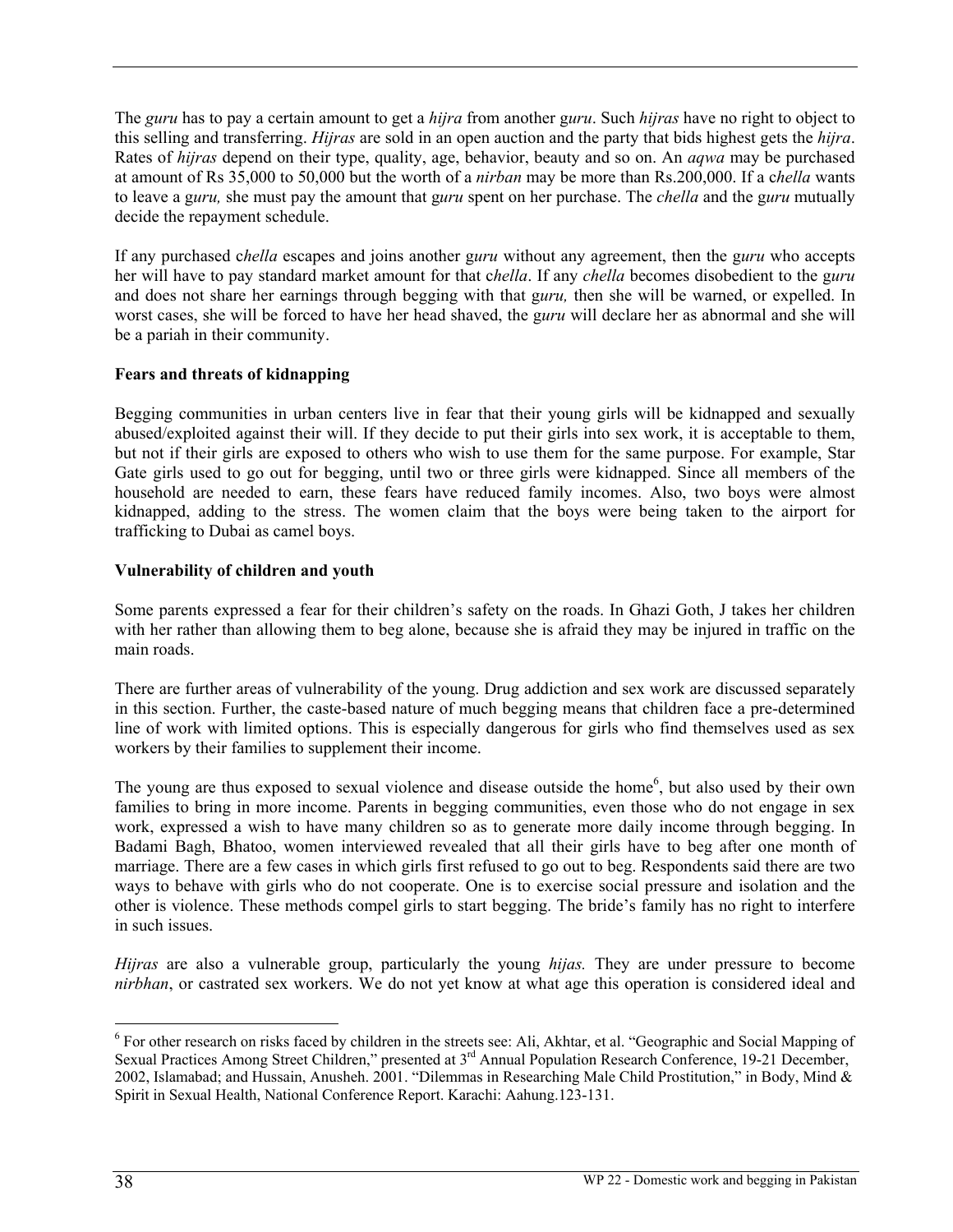The *guru* has to pay a certain amount to get a *hijra* from another g*uru*. Such *hijras* have no right to object to this selling and transferring. *Hijras* are sold in an open auction and the party that bids highest gets the *hijra*. Rates of *hijras* depend on their type, quality, age, behavior, beauty and so on. An *aqwa* may be purchased at amount of Rs 35,000 to 50,000 but the worth of a *nirban* may be more than Rs.200,000. If a c*hella* wants to leave a g*uru,* she must pay the amount that g*uru* spent on her purchase. The *chella* and the g*uru* mutually decide the repayment schedule.

If any purchased c*hella* escapes and joins another g*uru* without any agreement, then the g*uru* who accepts her will have to pay standard market amount for that c*hella*. If any *chella* becomes disobedient to the g*uru* and does not share her earnings through begging with that g*uru,* then she will be warned, or expelled. In worst cases, she will be forced to have her head shaved, the g*uru* will declare her as abnormal and she will be a pariah in their community.

**Fears and threats of kidnapping**

Begging communities in urban centers live in fear that their young girls will be kidnapped and sexually abused/exploited against their will. If they decide to put their girls into sex work, it is acceptable to them, but not if their girls are exposed to others who wish to use them for the same purpose. For example, Star Gate girls used to go out for begging, until two or three girls were kidnapped. Since all members of the household are needed to earn, these fears have reduced family incomes. Also, two boys were almost kidnapped, adding to the stress. The women claim that the boys were being taken to the airport for trafficking to Dubai as camel boys.

**Vulnerability of children and youth**

Some parents expressed a fear for their children's safety on the roads. In Ghazi Goth, J takes her children with her rather than allowing them to beg alone, because she is afraid they may be injured in traffic on the main roads.

There are further areas of vulnerability of the young. Drug addiction and sex work are discussed separately in this section. Further, the caste-based nature of much begging means that children face a pre-determined line of work with limited options. This is especially dangerous for girls who find themselves used as sex workers by their families to supplement their income.

The young are thus exposed to sexual violence and disease outside the home[6], but also used by their own families to bring in more income. Parents in begging communities, even those who do not engage in sex work, expressed a wish to have many children so as to generate more daily income through begging. In Badami Bagh, Bhatoo, women interviewed revealed that all their girls have to beg after one month of marriage. There are a few cases in which girls first refused to go out to beg. Respondents said there are two ways to behave with girls who do not cooperate. One is to exercise social pressure and isolation and the other is violence. These methods compel girls to start begging. The bride's family has no right to interfere in such issues.

*Hijras* are also a vulnerable group, particularly the young *hijas.* They are under pressure to become *nirbhan*, or castrated sex workers. We do not yet know at what age this operation is considered ideal and

---

[6] For other research on risks faced by children in the streets see: Ali, Akhtar, et al. "Geographic and Social Mapping of Sexual Practices Among Street Children," presented at 3rd Annual Population Research Conference, 19-21 December, 2002, Islamabad; and Hussain, Anusheh. 2001. "Dilemmas in Researching Male Child Prostitution," in Body, Mind & Spirit in Sexual Health, National Conference Report. Karachi: Aahung.123-131.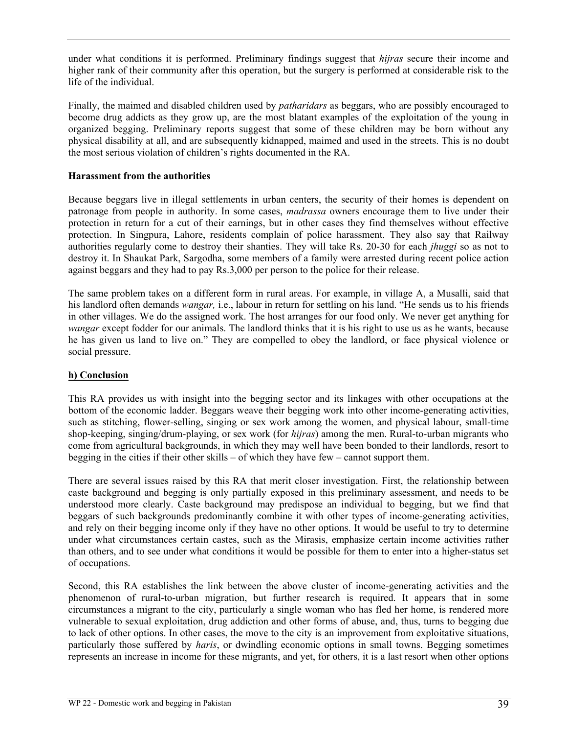under what conditions it is performed. Preliminary findings suggest that *hijras* secure their income and higher rank of their community after this operation, but the surgery is performed at considerable risk to the life of the individual.

Finally, the maimed and disabled children used by *patharidars* as beggars, who are possibly encouraged to become drug addicts as they grow up, are the most blatant examples of the exploitation of the young in organized begging. Preliminary reports suggest that some of these children may be born without any physical disability at all, and are subsequently kidnapped, maimed and used in the streets. This is no doubt the most serious violation of children's rights documented in the RA.

**Harassment from the authorities**

Because beggars live in illegal settlements in urban centers, the security of their homes is dependent on patronage from people in authority. In some cases, *madrassa* owners encourage them to live under their protection in return for a cut of their earnings, but in other cases they find themselves without effective protection. In Singpura, Lahore, residents complain of police harassment. They also say that Railway authorities regularly come to destroy their shanties. They will take Rs. 20-30 for each *jhuggi* so as not to destroy it. In Shaukat Park, Sargodha, some members of a family were arrested during recent police action against beggars and they had to pay Rs.3,000 per person to the police for their release.

The same problem takes on a different form in rural areas. For example, in village A, a Musalli, said that his landlord often demands *wangar,* i.e., labour in return for settling on his land. "He sends us to his friends in other villages. We do the assigned work. The host arranges for our food only. We never get anything for *wangar* except fodder for our animals. The landlord thinks that it is his right to use us as he wants, because he has given us land to live on." They are compelled to obey the landlord, or face physical violence or social pressure.

## h) Conclusion

This RA provides us with insight into the begging sector and its linkages with other occupations at the bottom of the economic ladder. Beggars weave their begging work into other income-generating activities, such as stitching, flower-selling, singing or sex work among the women, and physical labour, small-time shop-keeping, singing/drum-playing, or sex work (for *hijras*) among the men. Rural-to-urban migrants who come from agricultural backgrounds, in which they may well have been bonded to their landlords, resort to begging in the cities if their other skills – of which they have few – cannot support them.

There are several issues raised by this RA that merit closer investigation. First, the relationship between caste background and begging is only partially exposed in this preliminary assessment, and needs to be understood more clearly. Caste background may predispose an individual to begging, but we find that beggars of such backgrounds predominantly combine it with other types of income-generating activities, and rely on their begging income only if they have no other options. It would be useful to try to determine under what circumstances certain castes, such as the Mirasis, emphasize certain income activities rather than others, and to see under what conditions it would be possible for them to enter into a higher-status set of occupations.

Second, this RA establishes the link between the above cluster of income-generating activities and the phenomenon of rural-to-urban migration, but further research is required. It appears that in some circumstances a migrant to the city, particularly a single woman who has fled her home, is rendered more vulnerable to sexual exploitation, drug addiction and other forms of abuse, and, thus, turns to begging due to lack of other options. In other cases, the move to the city is an improvement from exploitative situations, particularly those suffered by *haris*, or dwindling economic options in small towns. Begging sometimes represents an increase in income for these migrants, and yet, for others, it is a last resort when other options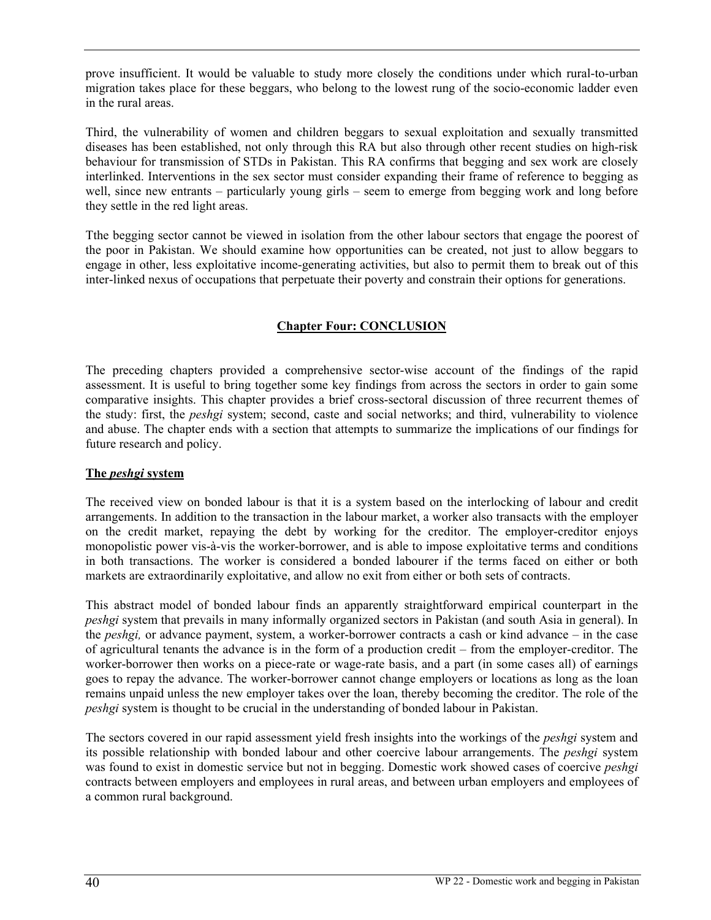prove insufficient. It would be valuable to study more closely the conditions under which rural-to-urban migration takes place for these beggars, who belong to the lowest rung of the socio-economic ladder even in the rural areas.

Third, the vulnerability of women and children beggars to sexual exploitation and sexually transmitted diseases has been established, not only through this RA but also through other recent studies on high-risk behaviour for transmission of STDs in Pakistan. This RA confirms that begging and sex work are closely interlinked. Interventions in the sex sector must consider expanding their frame of reference to begging as well, since new entrants – particularly young girls – seem to emerge from begging work and long before they settle in the red light areas.

Tthe begging sector cannot be viewed in isolation from the other labour sectors that engage the poorest of the poor in Pakistan. We should examine how opportunities can be created, not just to allow beggars to engage in other, less exploitative income-generating activities, but also to permit them to break out of this inter-linked nexus of occupations that perpetuate their poverty and constrain their options for generations.

# Chapter Four: CONCLUSION

The preceding chapters provided a comprehensive sector-wise account of the findings of the rapid assessment. It is useful to bring together some key findings from across the sectors in order to gain some comparative insights. This chapter provides a brief cross-sectoral discussion of three recurrent themes of the study: first, the *peshgi* system; second, caste and social networks; and third, vulnerability to violence and abuse. The chapter ends with a section that attempts to summarize the implications of our findings for future research and policy.

## The *peshgi* system

The received view on bonded labour is that it is a system based on the interlocking of labour and credit arrangements. In addition to the transaction in the labour market, a worker also transacts with the employer on the credit market, repaying the debt by working for the creditor. The employer-creditor enjoys monopolistic power vis-à-vis the worker-borrower, and is able to impose exploitative terms and conditions in both transactions. The worker is considered a bonded labourer if the terms faced on either or both markets are extraordinarily exploitative, and allow no exit from either or both sets of contracts.

This abstract model of bonded labour finds an apparently straightforward empirical counterpart in the *peshgi* system that prevails in many informally organized sectors in Pakistan (and south Asia in general). In the *peshgi,* or advance payment, system, a worker-borrower contracts a cash or kind advance – in the case of agricultural tenants the advance is in the form of a production credit – from the employer-creditor. The worker-borrower then works on a piece-rate or wage-rate basis, and a part (in some cases all) of earnings goes to repay the advance. The worker-borrower cannot change employers or locations as long as the loan remains unpaid unless the new employer takes over the loan, thereby becoming the creditor. The role of the *peshgi* system is thought to be crucial in the understanding of bonded labour in Pakistan.

The sectors covered in our rapid assessment yield fresh insights into the workings of the *peshgi* system and its possible relationship with bonded labour and other coercive labour arrangements. The *peshgi* system was found to exist in domestic service but not in begging. Domestic work showed cases of coercive *peshgi* contracts between employers and employees in rural areas, and between urban employers and employees of a common rural background.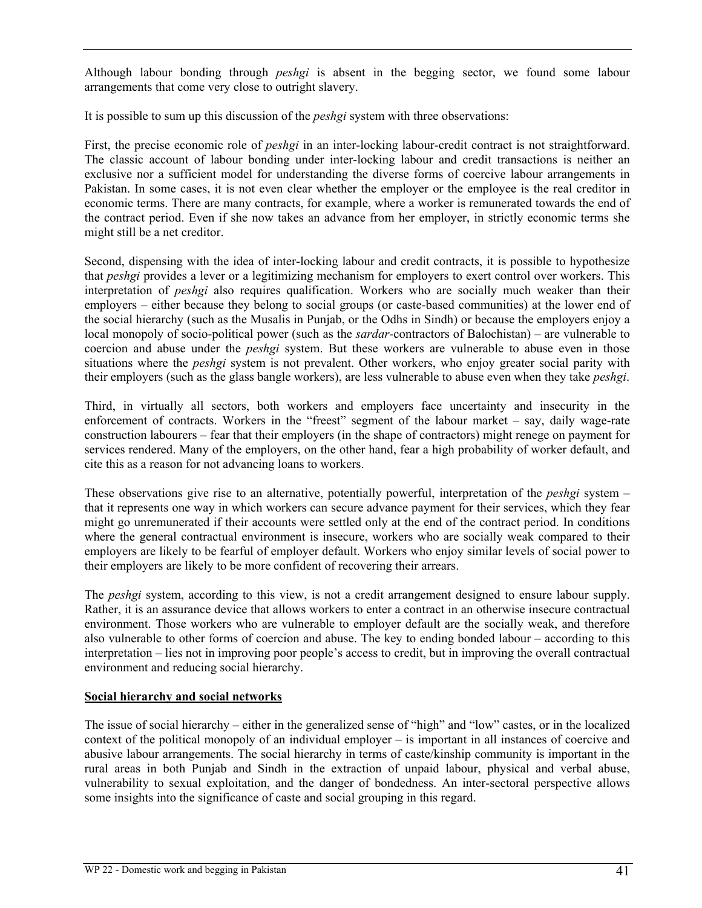Although labour bonding through *peshgi* is absent in the begging sector, we found some labour arrangements that come very close to outright slavery.

It is possible to sum up this discussion of the *peshgi* system with three observations:

First, the precise economic role of *peshgi* in an inter-locking labour-credit contract is not straightforward. The classic account of labour bonding under inter-locking labour and credit transactions is neither an exclusive nor a sufficient model for understanding the diverse forms of coercive labour arrangements in Pakistan. In some cases, it is not even clear whether the employer or the employee is the real creditor in economic terms. There are many contracts, for example, where a worker is remunerated towards the end of the contract period. Even if she now takes an advance from her employer, in strictly economic terms she might still be a net creditor.

Second, dispensing with the idea of inter-locking labour and credit contracts, it is possible to hypothesize that *peshgi* provides a lever or a legitimizing mechanism for employers to exert control over workers. This interpretation of *peshgi* also requires qualification. Workers who are socially much weaker than their employers – either because they belong to social groups (or caste-based communities) at the lower end of the social hierarchy (such as the Musalis in Punjab, or the Odhs in Sindh) or because the employers enjoy a local monopoly of socio-political power (such as the *sardar*-contractors of Balochistan) – are vulnerable to coercion and abuse under the *peshgi* system. But these workers are vulnerable to abuse even in those situations where the *peshgi* system is not prevalent. Other workers, who enjoy greater social parity with their employers (such as the glass bangle workers), are less vulnerable to abuse even when they take *peshgi*.

Third, in virtually all sectors, both workers and employers face uncertainty and insecurity in the enforcement of contracts. Workers in the "freest" segment of the labour market – say, daily wage-rate construction labourers – fear that their employers (in the shape of contractors) might renege on payment for services rendered. Many of the employers, on the other hand, fear a high probability of worker default, and cite this as a reason for not advancing loans to workers.

These observations give rise to an alternative, potentially powerful, interpretation of the *peshgi* system – that it represents one way in which workers can secure advance payment for their services, which they fear might go unremunerated if their accounts were settled only at the end of the contract period. In conditions where the general contractual environment is insecure, workers who are socially weak compared to their employers are likely to be fearful of employer default. Workers who enjoy similar levels of social power to their employers are likely to be more confident of recovering their arrears.

The *peshgi* system, according to this view, is not a credit arrangement designed to ensure labour supply. Rather, it is an assurance device that allows workers to enter a contract in an otherwise insecure contractual environment. Those workers who are vulnerable to employer default are the socially weak, and therefore also vulnerable to other forms of coercion and abuse. The key to ending bonded labour – according to this interpretation – lies not in improving poor people's access to credit, but in improving the overall contractual environment and reducing social hierarchy.

## Social hierarchy and social networks

The issue of social hierarchy – either in the generalized sense of "high" and "low" castes, or in the localized context of the political monopoly of an individual employer – is important in all instances of coercive and abusive labour arrangements. The social hierarchy in terms of caste/kinship community is important in the rural areas in both Punjab and Sindh in the extraction of unpaid labour, physical and verbal abuse, vulnerability to sexual exploitation, and the danger of bondedness. An inter-sectoral perspective allows some insights into the significance of caste and social grouping in this regard.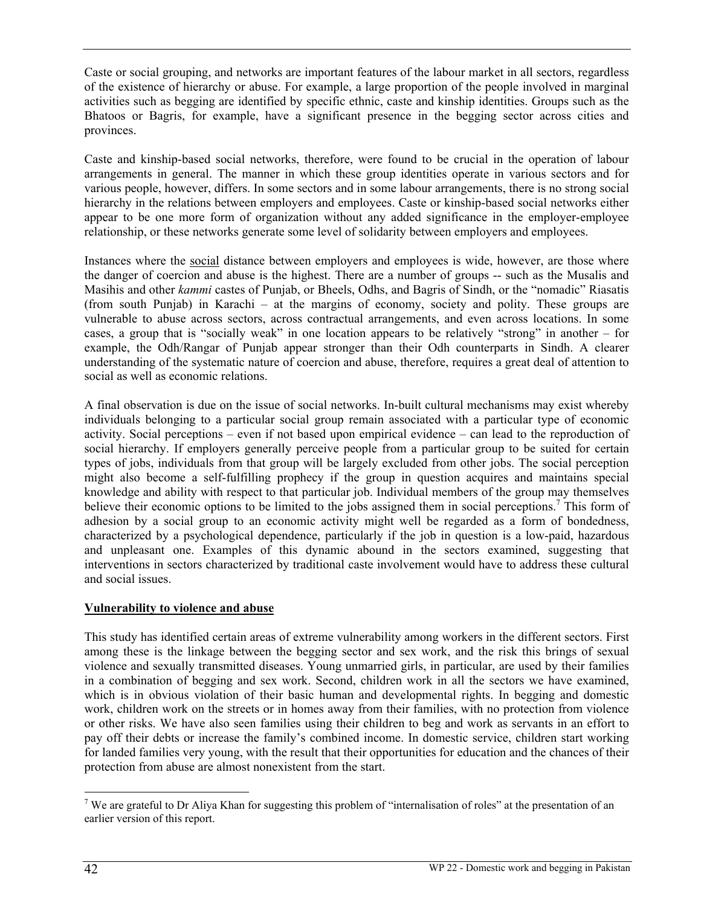Caste or social grouping, and networks are important features of the labour market in all sectors, regardless of the existence of hierarchy or abuse. For example, a large proportion of the people involved in marginal activities such as begging are identified by specific ethnic, caste and kinship identities. Groups such as the Bhatoos or Bagris, for example, have a significant presence in the begging sector across cities and provinces.

Caste and kinship-based social networks, therefore, were found to be crucial in the operation of labour arrangements in general. The manner in which these group identities operate in various sectors and for various people, however, differs. In some sectors and in some labour arrangements, there is no strong social hierarchy in the relations between employers and employees. Caste or kinship-based social networks either appear to be one more form of organization without any added significance in the employer-employee relationship, or these networks generate some level of solidarity between employers and employees.

Instances where the social distance between employers and employees is wide, however, are those where the danger of coercion and abuse is the highest. There are a number of groups -- such as the Musalis and Masihis and other *kammi* castes of Punjab, or Bheels, Odhs, and Bagris of Sindh, or the "nomadic" Riasatis (from south Punjab) in Karachi – at the margins of economy, society and polity. These groups are vulnerable to abuse across sectors, across contractual arrangements, and even across locations. In some cases, a group that is "socially weak" in one location appears to be relatively "strong" in another – for example, the Odh/Rangar of Punjab appear stronger than their Odh counterparts in Sindh. A clearer understanding of the systematic nature of coercion and abuse, therefore, requires a great deal of attention to social as well as economic relations.

A final observation is due on the issue of social networks. In-built cultural mechanisms may exist whereby individuals belonging to a particular social group remain associated with a particular type of economic activity. Social perceptions – even if not based upon empirical evidence – can lead to the reproduction of social hierarchy. If employers generally perceive people from a particular group to be suited for certain types of jobs, individuals from that group will be largely excluded from other jobs. The social perception might also become a self-fulfilling prophecy if the group in question acquires and maintains special knowledge and ability with respect to that particular job. Individual members of the group may themselves believe their economic options to be limited to the jobs assigned them in social perceptions.[7] This form of adhesion by a social group to an economic activity might well be regarded as a form of bondedness, characterized by a psychological dependence, particularly if the job in question is a low-paid, hazardous and unpleasant one. Examples of this dynamic abound in the sectors examined, suggesting that interventions in sectors characterized by traditional caste involvement would have to address these cultural and social issues.

## Vulnerability to violence and abuse

This study has identified certain areas of extreme vulnerability among workers in the different sectors. First among these is the linkage between the begging sector and sex work, and the risk this brings of sexual violence and sexually transmitted diseases. Young unmarried girls, in particular, are used by their families in a combination of begging and sex work. Second, children work in all the sectors we have examined, which is in obvious violation of their basic human and developmental rights. In begging and domestic work, children work on the streets or in homes away from their families, with no protection from violence or other risks. We have also seen families using their children to beg and work as servants in an effort to pay off their debts or increase the family's combined income. In domestic service, children start working for landed families very young, with the result that their opportunities for education and the chances of their protection from abuse are almost nonexistent from the start.

[7] We are grateful to Dr Aliya Khan for suggesting this problem of "internalisation of roles" at the presentation of an earlier version of this report.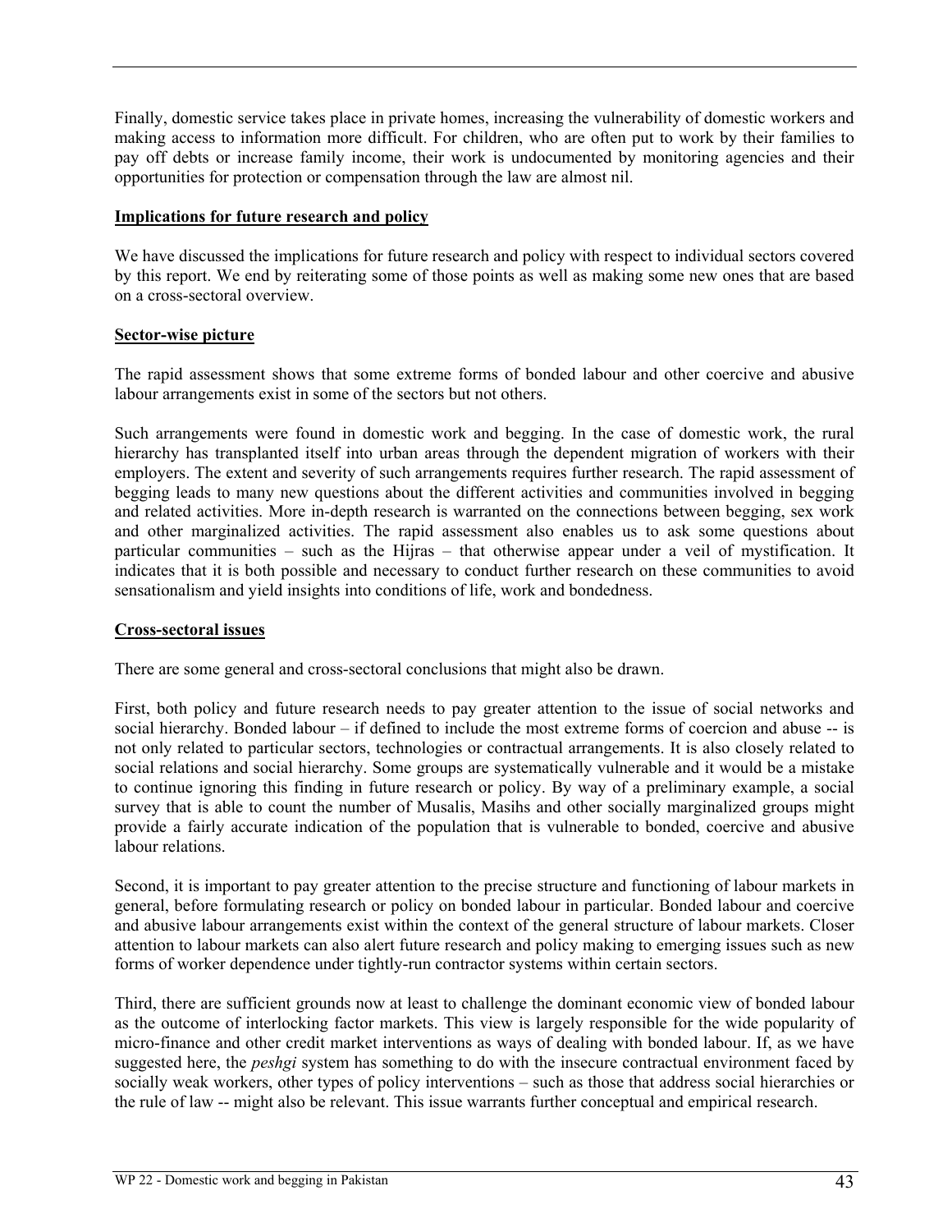Finally, domestic service takes place in private homes, increasing the vulnerability of domestic workers and making access to information more difficult. For children, who are often put to work by their families to pay off debts or increase family income, their work is undocumented by monitoring agencies and their opportunities for protection or compensation through the law are almost nil.

## Implications for future research and policy

We have discussed the implications for future research and policy with respect to individual sectors covered by this report. We end by reiterating some of those points as well as making some new ones that are based on a cross-sectoral overview.

### Sector-wise picture

The rapid assessment shows that some extreme forms of bonded labour and other coercive and abusive labour arrangements exist in some of the sectors but not others.

Such arrangements were found in domestic work and begging. In the case of domestic work, the rural hierarchy has transplanted itself into urban areas through the dependent migration of workers with their employers. The extent and severity of such arrangements requires further research. The rapid assessment of begging leads to many new questions about the different activities and communities involved in begging and related activities. More in-depth research is warranted on the connections between begging, sex work and other marginalized activities. The rapid assessment also enables us to ask some questions about particular communities – such as the Hijras – that otherwise appear under a veil of mystification. It indicates that it is both possible and necessary to conduct further research on these communities to avoid sensationalism and yield insights into conditions of life, work and bondedness.

### Cross-sectoral issues

There are some general and cross-sectoral conclusions that might also be drawn.

First, both policy and future research needs to pay greater attention to the issue of social networks and social hierarchy. Bonded labour – if defined to include the most extreme forms of coercion and abuse -- is not only related to particular sectors, technologies or contractual arrangements. It is also closely related to social relations and social hierarchy. Some groups are systematically vulnerable and it would be a mistake to continue ignoring this finding in future research or policy. By way of a preliminary example, a social survey that is able to count the number of Musalis, Masihs and other socially marginalized groups might provide a fairly accurate indication of the population that is vulnerable to bonded, coercive and abusive labour relations.

Second, it is important to pay greater attention to the precise structure and functioning of labour markets in general, before formulating research or policy on bonded labour in particular. Bonded labour and coercive and abusive labour arrangements exist within the context of the general structure of labour markets. Closer attention to labour markets can also alert future research and policy making to emerging issues such as new forms of worker dependence under tightly-run contractor systems within certain sectors.

Third, there are sufficient grounds now at least to challenge the dominant economic view of bonded labour as the outcome of interlocking factor markets. This view is largely responsible for the wide popularity of micro-finance and other credit market interventions as ways of dealing with bonded labour. If, as we have suggested here, the *peshgi* system has something to do with the insecure contractual environment faced by socially weak workers, other types of policy interventions – such as those that address social hierarchies or the rule of law -- might also be relevant. This issue warrants further conceptual and empirical research.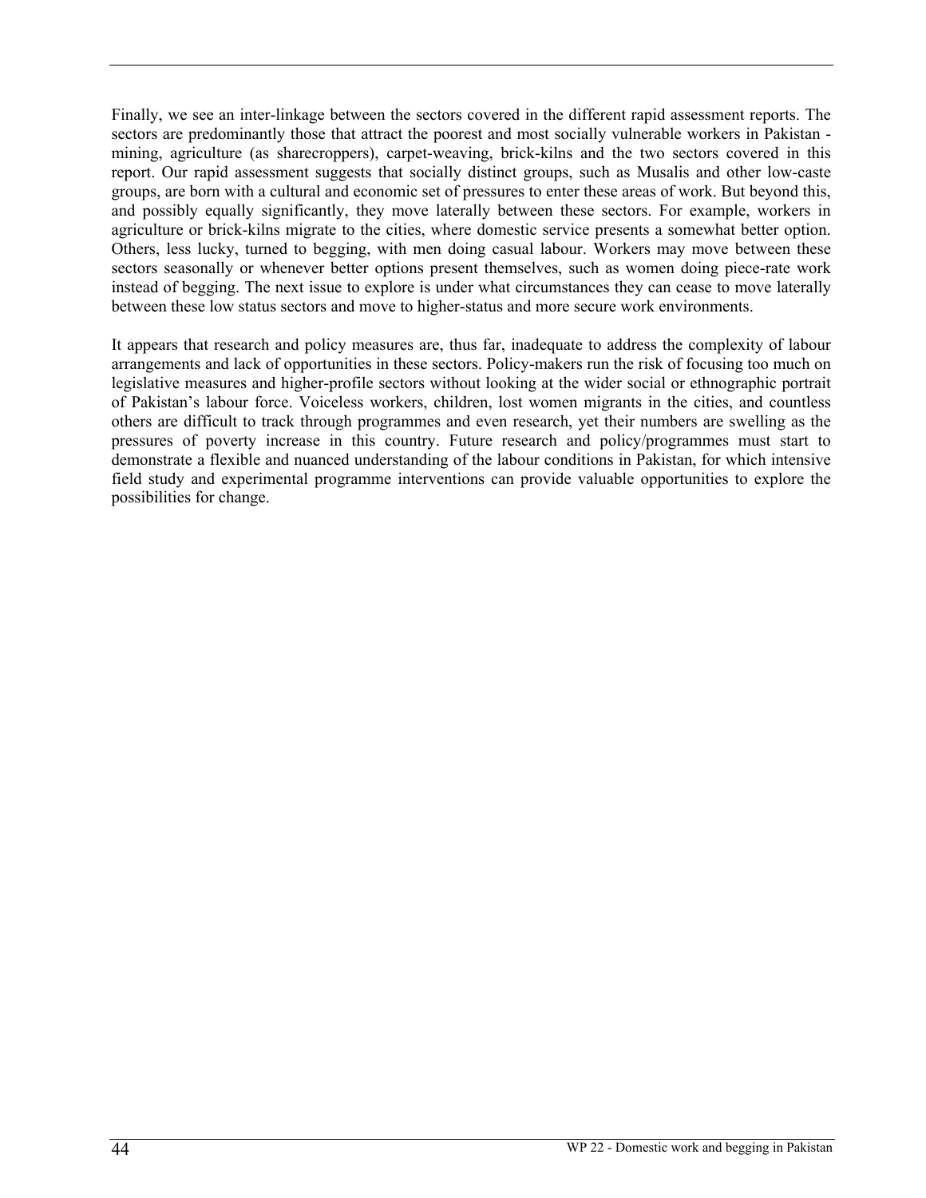Finally, we see an inter-linkage between the sectors covered in the different rapid assessment reports. The sectors are predominantly those that attract the poorest and most socially vulnerable workers in Pakistan - mining, agriculture (as sharecroppers), carpet-weaving, brick-kilns and the two sectors covered in this report. Our rapid assessment suggests that socially distinct groups, such as Musalis and other low-caste groups, are born with a cultural and economic set of pressures to enter these areas of work. But beyond this, and possibly equally significantly, they move laterally between these sectors. For example, workers in agriculture or brick-kilns migrate to the cities, where domestic service presents a somewhat better option. Others, less lucky, turned to begging, with men doing casual labour. Workers may move between these sectors seasonally or whenever better options present themselves, such as women doing piece-rate work instead of begging. The next issue to explore is under what circumstances they can cease to move laterally between these low status sectors and move to higher-status and more secure work environments.

It appears that research and policy measures are, thus far, inadequate to address the complexity of labour arrangements and lack of opportunities in these sectors. Policy-makers run the risk of focusing too much on legislative measures and higher-profile sectors without looking at the wider social or ethnographic portrait of Pakistan's labour force. Voiceless workers, children, lost women migrants in the cities, and countless others are difficult to track through programmes and even research, yet their numbers are swelling as the pressures of poverty increase in this country. Future research and policy/programmes must start to demonstrate a flexible and nuanced understanding of the labour conditions in Pakistan, for which intensive field study and experimental programme interventions can provide valuable opportunities to explore the possibilities for change.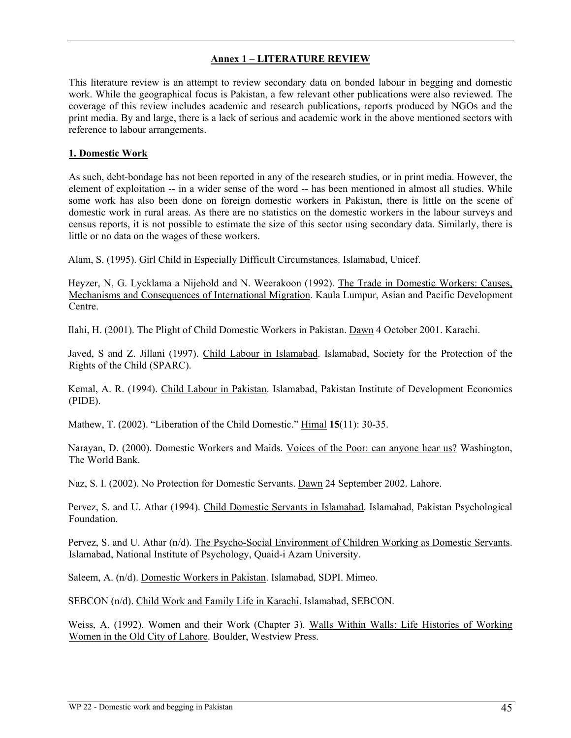## Annex 1 – LITERATURE REVIEW

This literature review is an attempt to review secondary data on bonded labour in begging and domestic work. While the geographical focus is Pakistan, a few relevant other publications were also reviewed. The coverage of this review includes academic and research publications, reports produced by NGOs and the print media. By and large, there is a lack of serious and academic work in the above mentioned sectors with reference to labour arrangements.

### 1. Domestic Work

As such, debt-bondage has not been reported in any of the research studies, or in print media. However, the element of exploitation -- in a wider sense of the word -- has been mentioned in almost all studies. While some work has also been done on foreign domestic workers in Pakistan, there is little on the scene of domestic work in rural areas. As there are no statistics on the domestic workers in the labour surveys and census reports, it is not possible to estimate the size of this sector using secondary data. Similarly, there is little or no data on the wages of these workers.

Alam, S. (1995). Girl Child in Especially Difficult Circumstances. Islamabad, Unicef.

Heyzer, N, G. Lycklama a Nijehold and N. Weerakoon (1992). The Trade in Domestic Workers: Causes, Mechanisms and Consequences of International Migration. Kaula Lumpur, Asian and Pacific Development Centre.

Ilahi, H. (2001). The Plight of Child Domestic Workers in Pakistan. Dawn 4 October 2001. Karachi.

Javed, S and Z. Jillani (1997). Child Labour in Islamabad. Islamabad, Society for the Protection of the Rights of the Child (SPARC).

Kemal, A. R. (1994). Child Labour in Pakistan. Islamabad, Pakistan Institute of Development Economics (PIDE).

Mathew, T. (2002). "Liberation of the Child Domestic." Himal **15**(11): 30-35.

Narayan, D. (2000). Domestic Workers and Maids. Voices of the Poor: can anyone hear us? Washington, The World Bank.

Naz, S. I. (2002). No Protection for Domestic Servants. Dawn 24 September 2002. Lahore.

Pervez, S. and U. Athar (1994). Child Domestic Servants in Islamabad. Islamabad, Pakistan Psychological Foundation.

Pervez, S. and U. Athar (n/d). The Psycho-Social Environment of Children Working as Domestic Servants. Islamabad, National Institute of Psychology, Quaid-i Azam University.

Saleem, A. (n/d). Domestic Workers in Pakistan. Islamabad, SDPI. Mimeo.

SEBCON (n/d). Child Work and Family Life in Karachi. Islamabad, SEBCON.

Weiss, A. (1992). Women and their Work (Chapter 3). Walls Within Walls: Life Histories of Working Women in the Old City of Lahore. Boulder, Westview Press.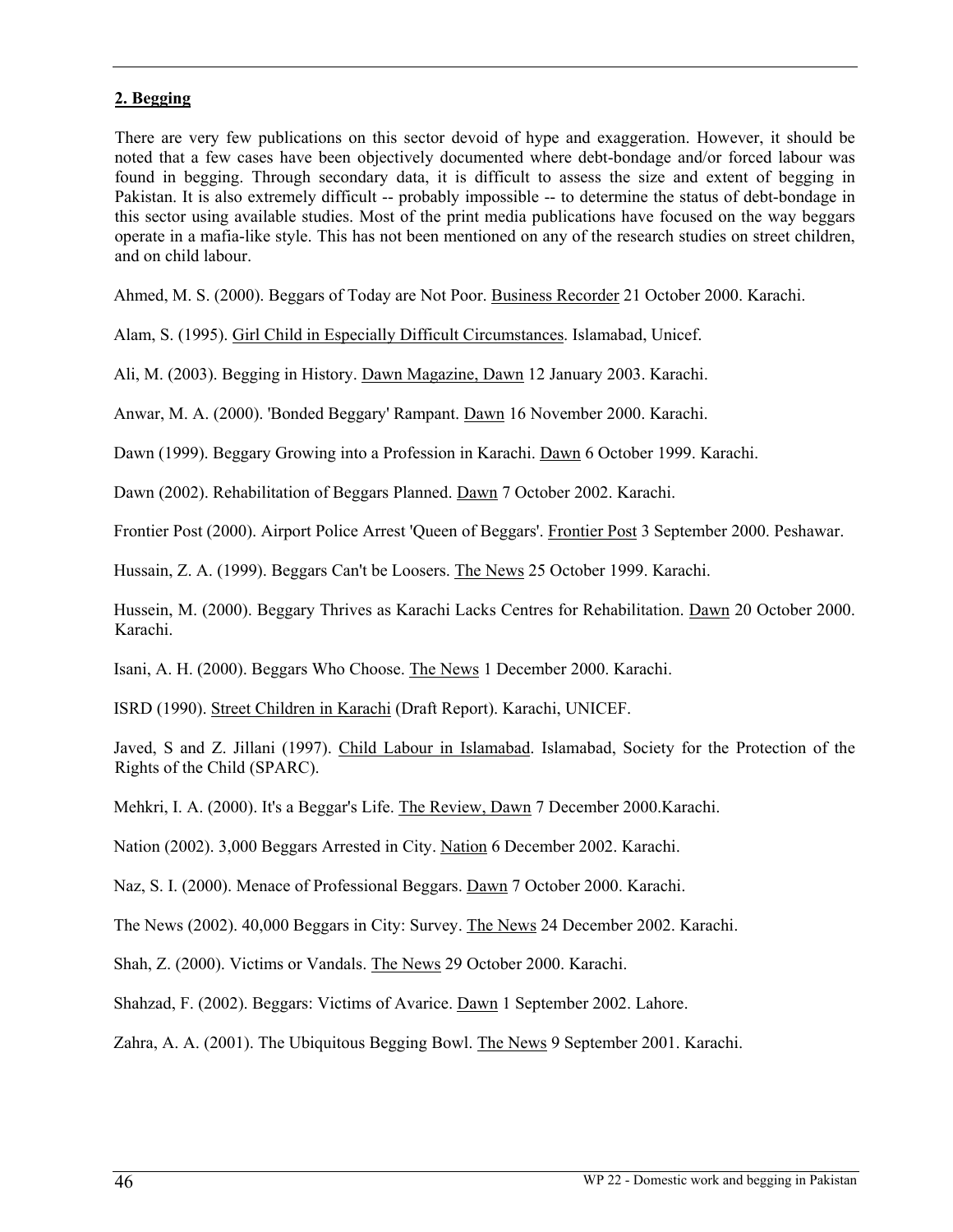## 2. Begging

There are very few publications on this sector devoid of hype and exaggeration. However, it should be noted that a few cases have been objectively documented where debt-bondage and/or forced labour was found in begging. Through secondary data, it is difficult to assess the size and extent of begging in Pakistan. It is also extremely difficult -- probably impossible -- to determine the status of debt-bondage in this sector using available studies. Most of the print media publications have focused on the way beggars operate in a mafia-like style. This has not been mentioned on any of the research studies on street children, and on child labour.

Ahmed, M. S. (2000). Beggars of Today are Not Poor. Business Recorder 21 October 2000. Karachi.

Alam, S. (1995). Girl Child in Especially Difficult Circumstances. Islamabad, Unicef.

Ali, M. (2003). Begging in History. Dawn Magazine, Dawn 12 January 2003. Karachi.

Anwar, M. A. (2000). 'Bonded Beggary' Rampant. Dawn 16 November 2000. Karachi.

Dawn (1999). Beggary Growing into a Profession in Karachi. Dawn 6 October 1999. Karachi.

Dawn (2002). Rehabilitation of Beggars Planned. Dawn 7 October 2002. Karachi.

Frontier Post (2000). Airport Police Arrest 'Queen of Beggars'. Frontier Post 3 September 2000. Peshawar.

Hussain, Z. A. (1999). Beggars Can't be Loosers. The News 25 October 1999. Karachi.

Hussein, M. (2000). Beggary Thrives as Karachi Lacks Centres for Rehabilitation. Dawn 20 October 2000. Karachi.

Isani, A. H. (2000). Beggars Who Choose. The News 1 December 2000. Karachi.

ISRD (1990). Street Children in Karachi (Draft Report). Karachi, UNICEF.

Javed, S and Z. Jillani (1997). Child Labour in Islamabad. Islamabad, Society for the Protection of the Rights of the Child (SPARC).

Mehkri, I. A. (2000). It's a Beggar's Life. The Review, Dawn 7 December 2000.Karachi.

Nation (2002). 3,000 Beggars Arrested in City. Nation 6 December 2002. Karachi.

Naz, S. I. (2000). Menace of Professional Beggars. Dawn 7 October 2000. Karachi.

The News (2002). 40,000 Beggars in City: Survey. The News 24 December 2002. Karachi.

Shah, Z. (2000). Victims or Vandals. The News 29 October 2000. Karachi.

Shahzad, F. (2002). Beggars: Victims of Avarice. Dawn 1 September 2002. Lahore.

Zahra, A. A. (2001). The Ubiquitous Begging Bowl. The News 9 September 2001. Karachi.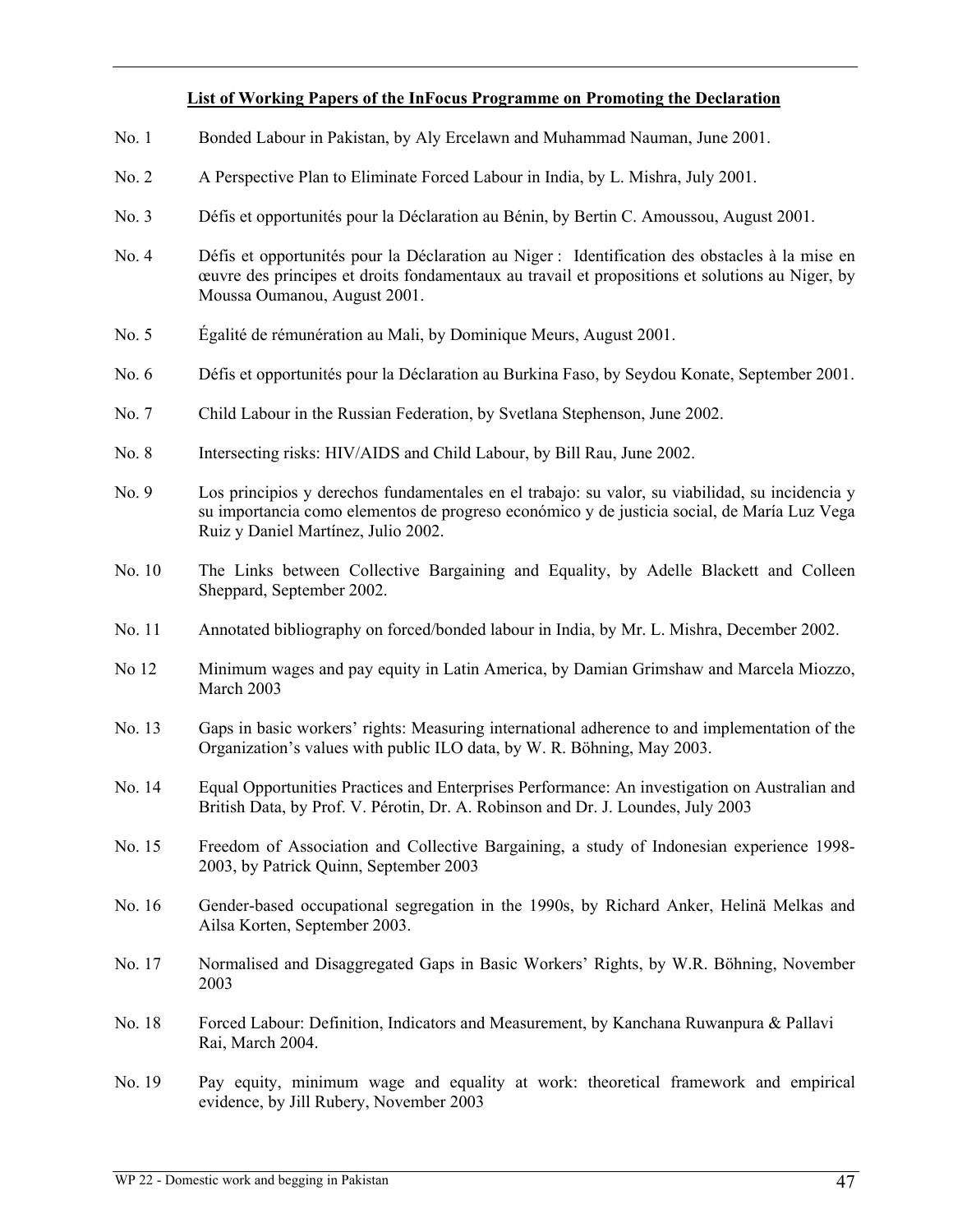**List of Working Papers of the InFocus Programme on Promoting the Declaration**

No. 1 Bonded Labour in Pakistan, by Aly Ercelawn and Muhammad Nauman, June 2001.

No. 2 A Perspective Plan to Eliminate Forced Labour in India, by L. Mishra, July 2001.

No. 3 Défis et opportunités pour la Déclaration au Bénin, by Bertin C. Amoussou, August 2001.

No. 4 Défis et opportunités pour la Déclaration au Niger : Identification des obstacles à la mise en œuvre des principes et droits fondamentaux au travail et propositions et solutions au Niger, by Moussa Oumanou, August 2001.

No. 5 Égalité de rémunération au Mali, by Dominique Meurs, August 2001.

No. 6 Défis et opportunités pour la Déclaration au Burkina Faso, by Seydou Konate, September 2001.

No. 7 Child Labour in the Russian Federation, by Svetlana Stephenson, June 2002.

No. 8 Intersecting risks: HIV/AIDS and Child Labour, by Bill Rau, June 2002.

No. 9 Los principios y derechos fundamentales en el trabajo: su valor, su viabilidad, su incidencia y su importancia como elementos de progreso económico y de justicia social, de María Luz Vega Ruiz y Daniel Martínez, Julio 2002.

No. 10 The Links between Collective Bargaining and Equality, by Adelle Blackett and Colleen Sheppard, September 2002.

No. 11 Annotated bibliography on forced/bonded labour in India, by Mr. L. Mishra, December 2002.

No 12 Minimum wages and pay equity in Latin America, by Damian Grimshaw and Marcela Miozzo, March 2003

No. 13 Gaps in basic workers' rights: Measuring international adherence to and implementation of the Organization's values with public ILO data, by W. R. Böhning, May 2003.

No. 14 Equal Opportunities Practices and Enterprises Performance: An investigation on Australian and British Data, by Prof. V. Pérotin, Dr. A. Robinson and Dr. J. Loundes, July 2003

No. 15 Freedom of Association and Collective Bargaining, a study of Indonesian experience 1998-2003, by Patrick Quinn, September 2003

No. 16 Gender-based occupational segregation in the 1990s, by Richard Anker, Helinä Melkas and Ailsa Korten, September 2003.

No. 17 Normalised and Disaggregated Gaps in Basic Workers' Rights, by W.R. Böhning, November 2003

No. 18 Forced Labour: Definition, Indicators and Measurement, by Kanchana Ruwanpura & Pallavi Rai, March 2004.

No. 19 Pay equity, minimum wage and equality at work: theoretical framework and empirical evidence, by Jill Rubery, November 2003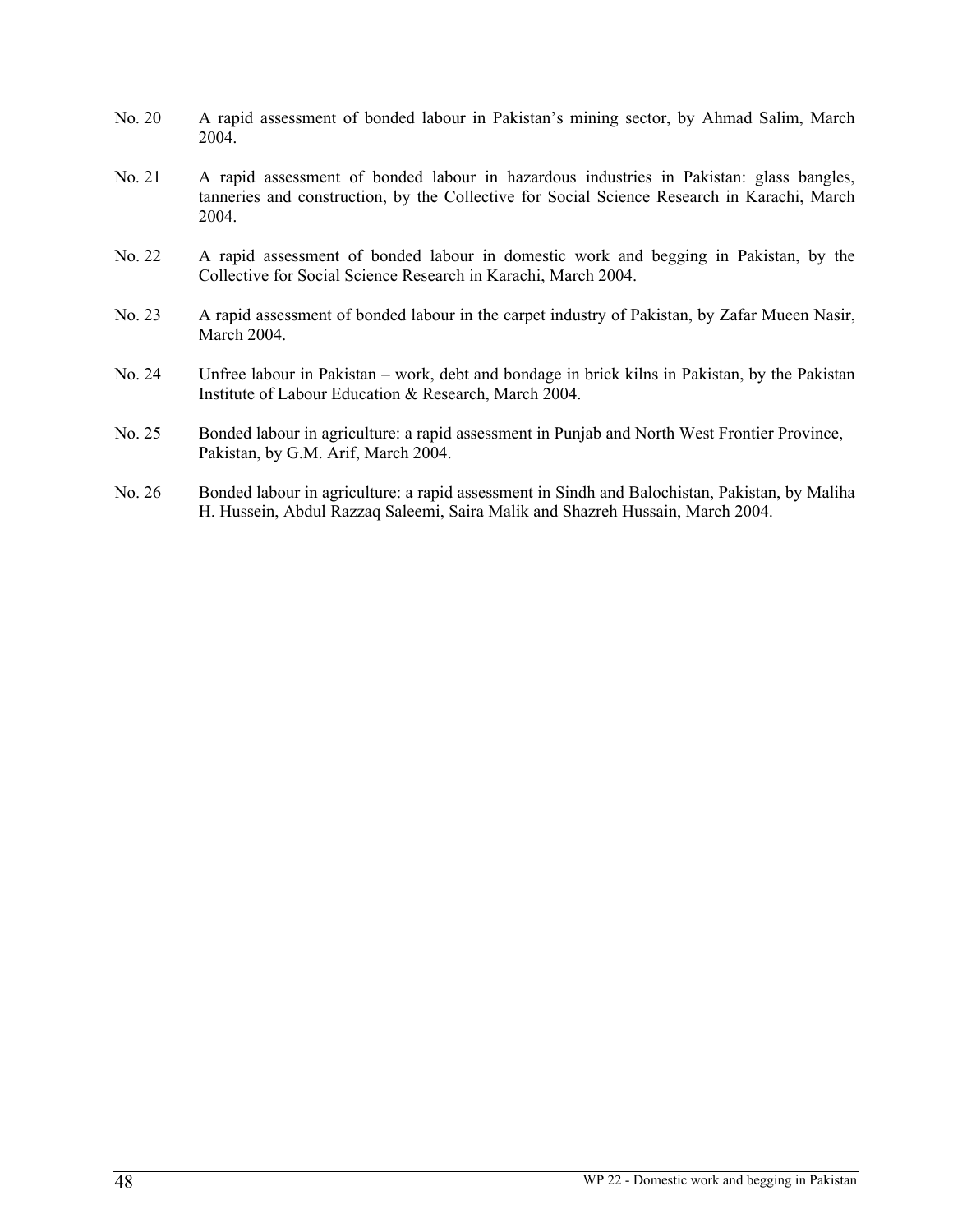No. 20 A rapid assessment of bonded labour in Pakistan's mining sector, by Ahmad Salim, March 2004.

No. 21 A rapid assessment of bonded labour in hazardous industries in Pakistan: glass bangles, tanneries and construction, by the Collective for Social Science Research in Karachi, March 2004.

No. 22 A rapid assessment of bonded labour in domestic work and begging in Pakistan, by the Collective for Social Science Research in Karachi, March 2004.

No. 23 A rapid assessment of bonded labour in the carpet industry of Pakistan, by Zafar Mueen Nasir, March 2004.

No. 24 Unfree labour in Pakistan – work, debt and bondage in brick kilns in Pakistan, by the Pakistan Institute of Labour Education & Research, March 2004.

No. 25 Bonded labour in agriculture: a rapid assessment in Punjab and North West Frontier Province, Pakistan, by G.M. Arif, March 2004.

No. 26 Bonded labour in agriculture: a rapid assessment in Sindh and Balochistan, Pakistan, by Maliha H. Hussein, Abdul Razzaq Saleemi, Saira Malik and Shazreh Hussain, March 2004.